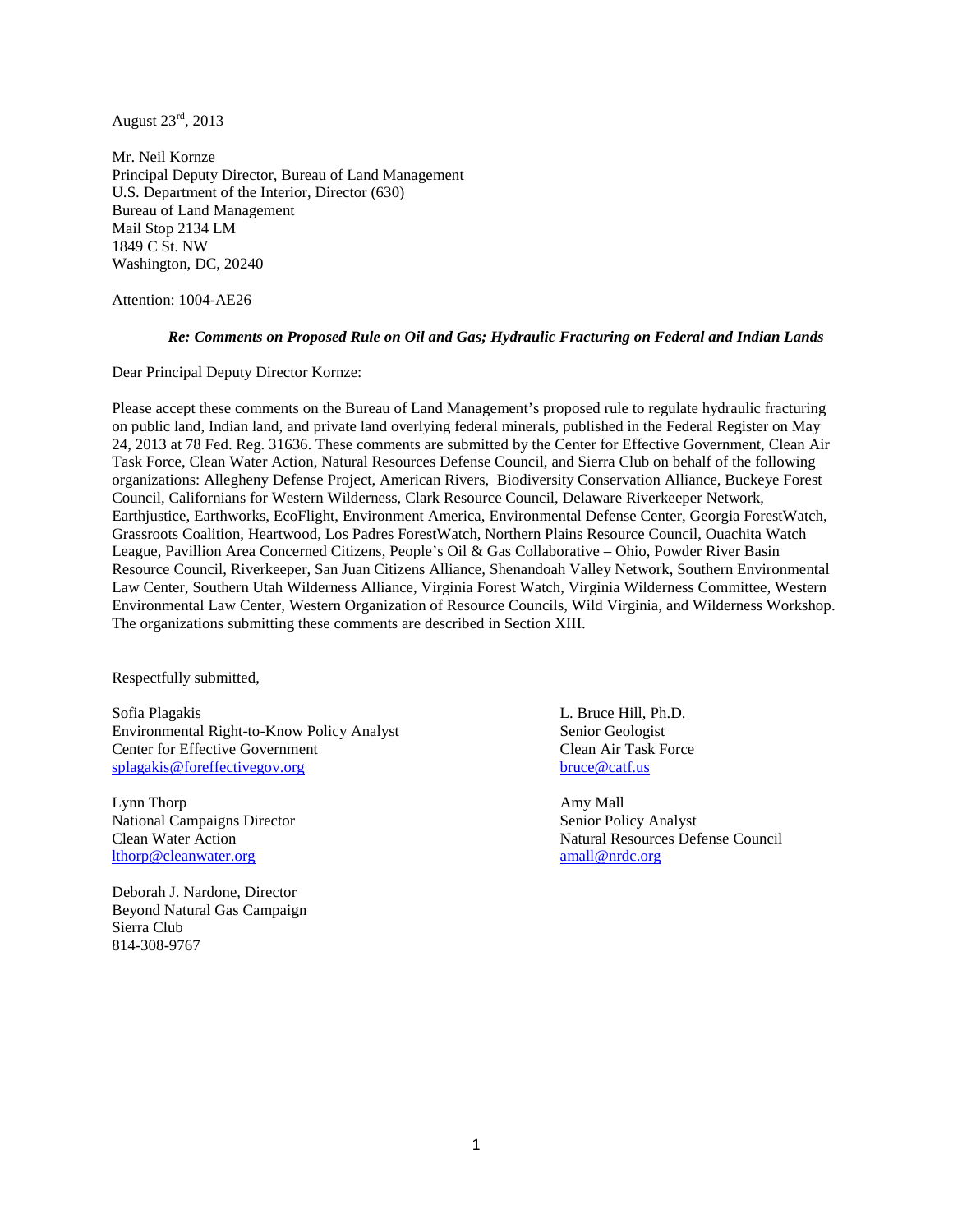August 23rd, 2013

Mr. Neil Kornze  
Principal Deputy Director, Bureau of Land Management  
U.S. Department of the Interior, Director (630)  
Bureau of Land Management  
Mail Stop 2134 LM  
1849 C St. NW  
Washington, DC, 20240

Attention: 1004-AE26

***Re: Comments on Proposed Rule on Oil and Gas; Hydraulic Fracturing on Federal and Indian Lands***

Dear Principal Deputy Director Kornze:

Please accept these comments on the Bureau of Land Management's proposed rule to regulate hydraulic fracturing on public land, Indian land, and private land overlying federal minerals, published in the Federal Register on May 24, 2013 at 78 Fed. Reg. 31636. These comments are submitted by the Center for Effective Government, Clean Air Task Force, Clean Water Action, Natural Resources Defense Council, and Sierra Club on behalf of the following organizations: Allegheny Defense Project, American Rivers, Biodiversity Conservation Alliance, Buckeye Forest Council, Californians for Western Wilderness, Clark Resource Council, Delaware Riverkeeper Network, Earthjustice, Earthworks, EcoFlight, Environment America, Environmental Defense Center, Georgia ForestWatch, Grassroots Coalition, Heartwood, Los Padres ForestWatch, Northern Plains Resource Council, Ouachita Watch League, Pavillion Area Concerned Citizens, People's Oil & Gas Collaborative – Ohio, Powder River Basin Resource Council, Riverkeeper, San Juan Citizens Alliance, Shenandoah Valley Network, Southern Environmental Law Center, Southern Utah Wilderness Alliance, Virginia Forest Watch, Virginia Wilderness Committee, Western Environmental Law Center, Western Organization of Resource Councils, Wild Virginia, and Wilderness Workshop. The organizations submitting these comments are described in Section XIII.

Respectfully submitted,

Sofia Plagakis  
Environmental Right-to-Know Policy Analyst  
Center for Effective Government  
splagakis@foreffectivegov.org

L. Bruce Hill, Ph.D.  
Senior Geologist  
Clean Air Task Force  
bruce@catf.us

Lynn Thorp  
National Campaigns Director  
Clean Water Action  
lthorp@cleanwater.org

Amy Mall  
Senior Policy Analyst  
Natural Resources Defense Council  
amall@nrdc.org

Deborah J. Nardone, Director  
Beyond Natural Gas Campaign  
Sierra Club  
814-308-9767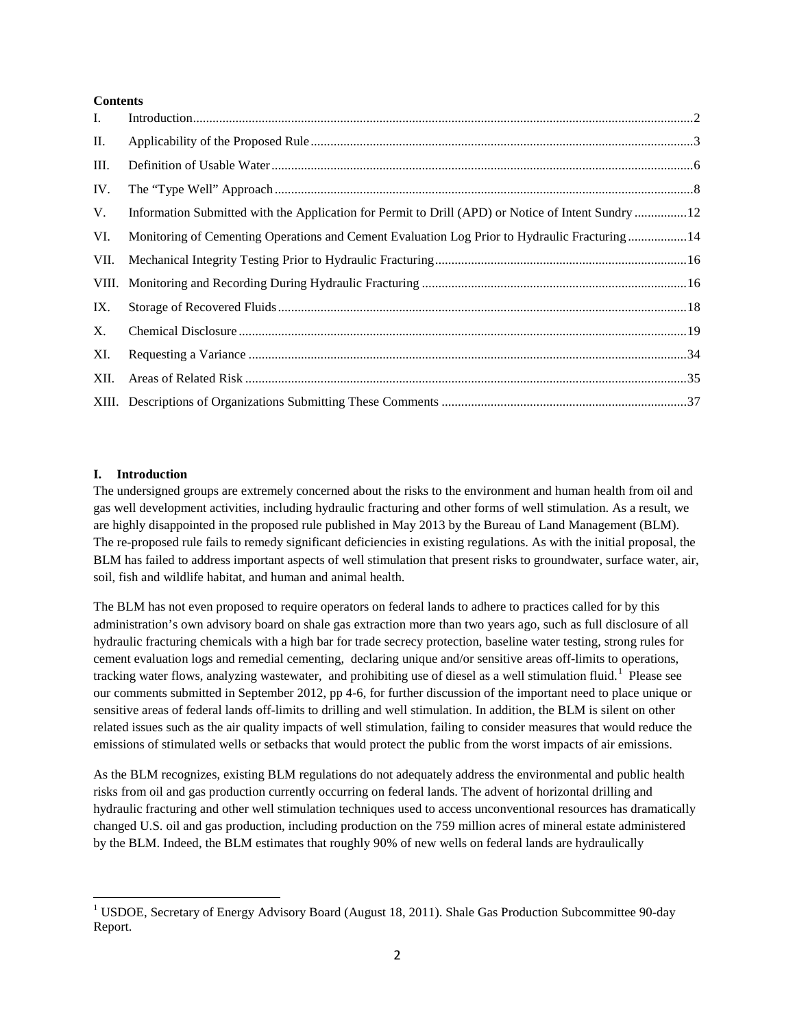**Contents**

| | | |
|---|---|---|
| I. | Introduction | 2 |
| II. | Applicability of the Proposed Rule | 3 |
| III. | Definition of Usable Water | 6 |
| IV. | The "Type Well" Approach | 8 |
| V. | Information Submitted with the Application for Permit to Drill (APD) or Notice of Intent Sundry | 12 |
| VI. | Monitoring of Cementing Operations and Cement Evaluation Log Prior to Hydraulic Fracturing | 14 |
| VII. | Mechanical Integrity Testing Prior to Hydraulic Fracturing | 16 |
| VIII. | Monitoring and Recording During Hydraulic Fracturing | 16 |
| IX. | Storage of Recovered Fluids | 18 |
| X. | Chemical Disclosure | 19 |
| XI. | Requesting a Variance | 34 |
| XII. | Areas of Related Risk | 35 |
| XIII. | Descriptions of Organizations Submitting These Comments | 37 |

## I. Introduction

The undersigned groups are extremely concerned about the risks to the environment and human health from oil and gas well development activities, including hydraulic fracturing and other forms of well stimulation. As a result, we are highly disappointed in the proposed rule published in May 2013 by the Bureau of Land Management (BLM). The re-proposed rule fails to remedy significant deficiencies in existing regulations. As with the initial proposal, the BLM has failed to address important aspects of well stimulation that present risks to groundwater, surface water, air, soil, fish and wildlife habitat, and human and animal health.

The BLM has not even proposed to require operators on federal lands to adhere to practices called for by this administration's own advisory board on shale gas extraction more than two years ago, such as full disclosure of all hydraulic fracturing chemicals with a high bar for trade secrecy protection, baseline water testing, strong rules for cement evaluation logs and remedial cementing, declaring unique and/or sensitive areas off-limits to operations, tracking water flows, analyzing wastewater, and prohibiting use of diesel as a well stimulation fluid.[1] Please see our comments submitted in September 2012, pp 4-6, for further discussion of the important need to place unique or sensitive areas of federal lands off-limits to drilling and well stimulation. In addition, the BLM is silent on other related issues such as the air quality impacts of well stimulation, failing to consider measures that would reduce the emissions of stimulated wells or setbacks that would protect the public from the worst impacts of air emissions.

As the BLM recognizes, existing BLM regulations do not adequately address the environmental and public health risks from oil and gas production currently occurring on federal lands. The advent of horizontal drilling and hydraulic fracturing and other well stimulation techniques used to access unconventional resources has dramatically changed U.S. oil and gas production, including production on the 759 million acres of mineral estate administered by the BLM. Indeed, the BLM estimates that roughly 90% of new wells on federal lands are hydraulically

[1] USDOE, Secretary of Energy Advisory Board (August 18, 2011). Shale Gas Production Subcommittee 90-day Report.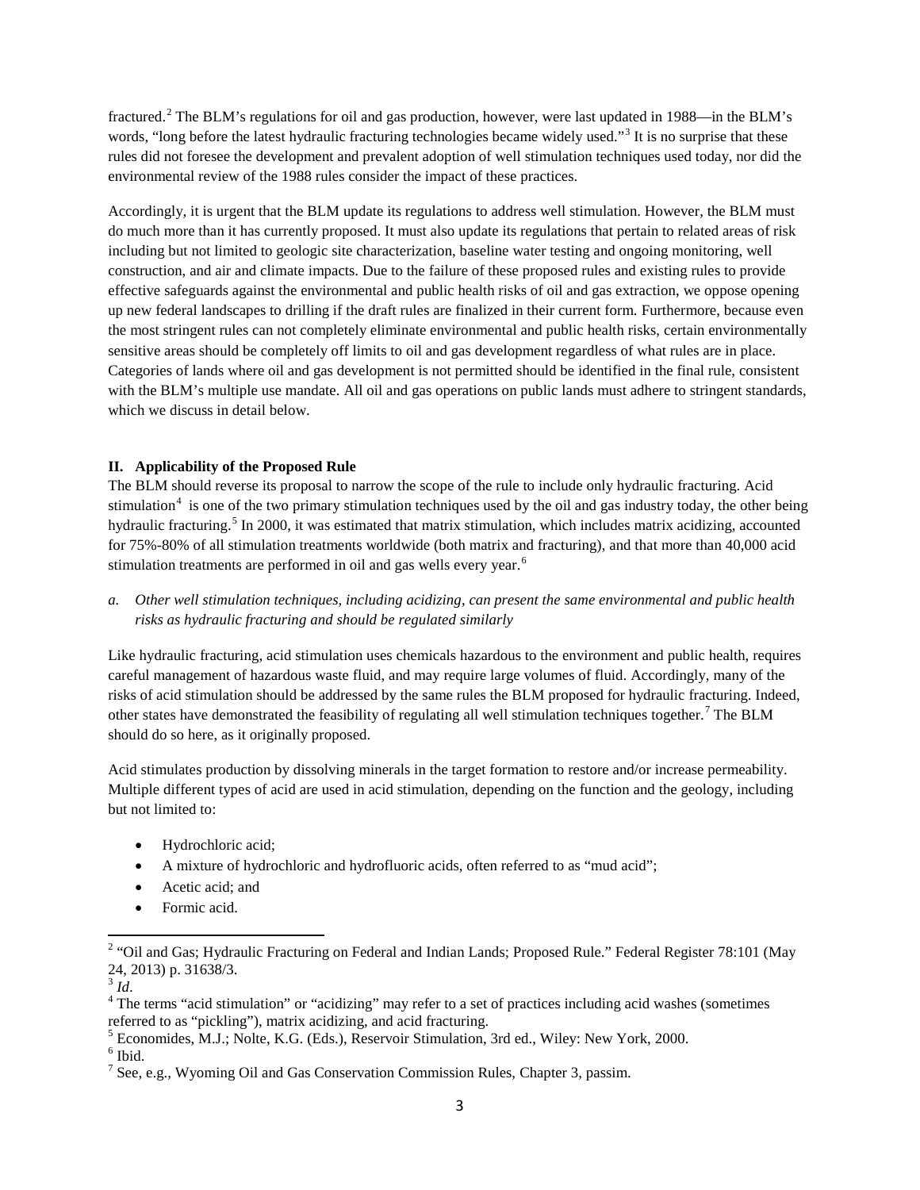fractured.[2] The BLM's regulations for oil and gas production, however, were last updated in 1988—in the BLM's words, "long before the latest hydraulic fracturing technologies became widely used."[3] It is no surprise that these rules did not foresee the development and prevalent adoption of well stimulation techniques used today, nor did the environmental review of the 1988 rules consider the impact of these practices.

Accordingly, it is urgent that the BLM update its regulations to address well stimulation. However, the BLM must do much more than it has currently proposed. It must also update its regulations that pertain to related areas of risk including but not limited to geologic site characterization, baseline water testing and ongoing monitoring, well construction, and air and climate impacts. Due to the failure of these proposed rules and existing rules to provide effective safeguards against the environmental and public health risks of oil and gas extraction, we oppose opening up new federal landscapes to drilling if the draft rules are finalized in their current form. Furthermore, because even the most stringent rules can not completely eliminate environmental and public health risks, certain environmentally sensitive areas should be completely off limits to oil and gas development regardless of what rules are in place. Categories of lands where oil and gas development is not permitted should be identified in the final rule, consistent with the BLM's multiple use mandate. All oil and gas operations on public lands must adhere to stringent standards, which we discuss in detail below.

## II. Applicability of the Proposed Rule

The BLM should reverse its proposal to narrow the scope of the rule to include only hydraulic fracturing. Acid stimulation[4] is one of the two primary stimulation techniques used by the oil and gas industry today, the other being hydraulic fracturing.[5] In 2000, it was estimated that matrix stimulation, which includes matrix acidizing, accounted for 75%-80% of all stimulation treatments worldwide (both matrix and fracturing), and that more than 40,000 acid stimulation treatments are performed in oil and gas wells every year.[6]

*a. Other well stimulation techniques, including acidizing, can present the same environmental and public health risks as hydraulic fracturing and should be regulated similarly*

Like hydraulic fracturing, acid stimulation uses chemicals hazardous to the environment and public health, requires careful management of hazardous waste fluid, and may require large volumes of fluid. Accordingly, many of the risks of acid stimulation should be addressed by the same rules the BLM proposed for hydraulic fracturing. Indeed, other states have demonstrated the feasibility of regulating all well stimulation techniques together.[7] The BLM should do so here, as it originally proposed.

Acid stimulates production by dissolving minerals in the target formation to restore and/or increase permeability. Multiple different types of acid are used in acid stimulation, depending on the function and the geology, including but not limited to:

- Hydrochloric acid;
- A mixture of hydrochloric and hydrofluoric acids, often referred to as "mud acid";
- Acetic acid; and
- Formic acid.

---

[2] "Oil and Gas; Hydraulic Fracturing on Federal and Indian Lands; Proposed Rule." Federal Register 78:101 (May 24, 2013) p. 31638/3.

[3] *Id*.

[4] The terms "acid stimulation" or "acidizing" may refer to a set of practices including acid washes (sometimes referred to as "pickling"), matrix acidizing, and acid fracturing.

[5] Economides, M.J.; Nolte, K.G. (Eds.), Reservoir Stimulation, 3rd ed., Wiley: New York, 2000.

[6] Ibid.

[7] See, e.g., Wyoming Oil and Gas Conservation Commission Rules, Chapter 3, passim.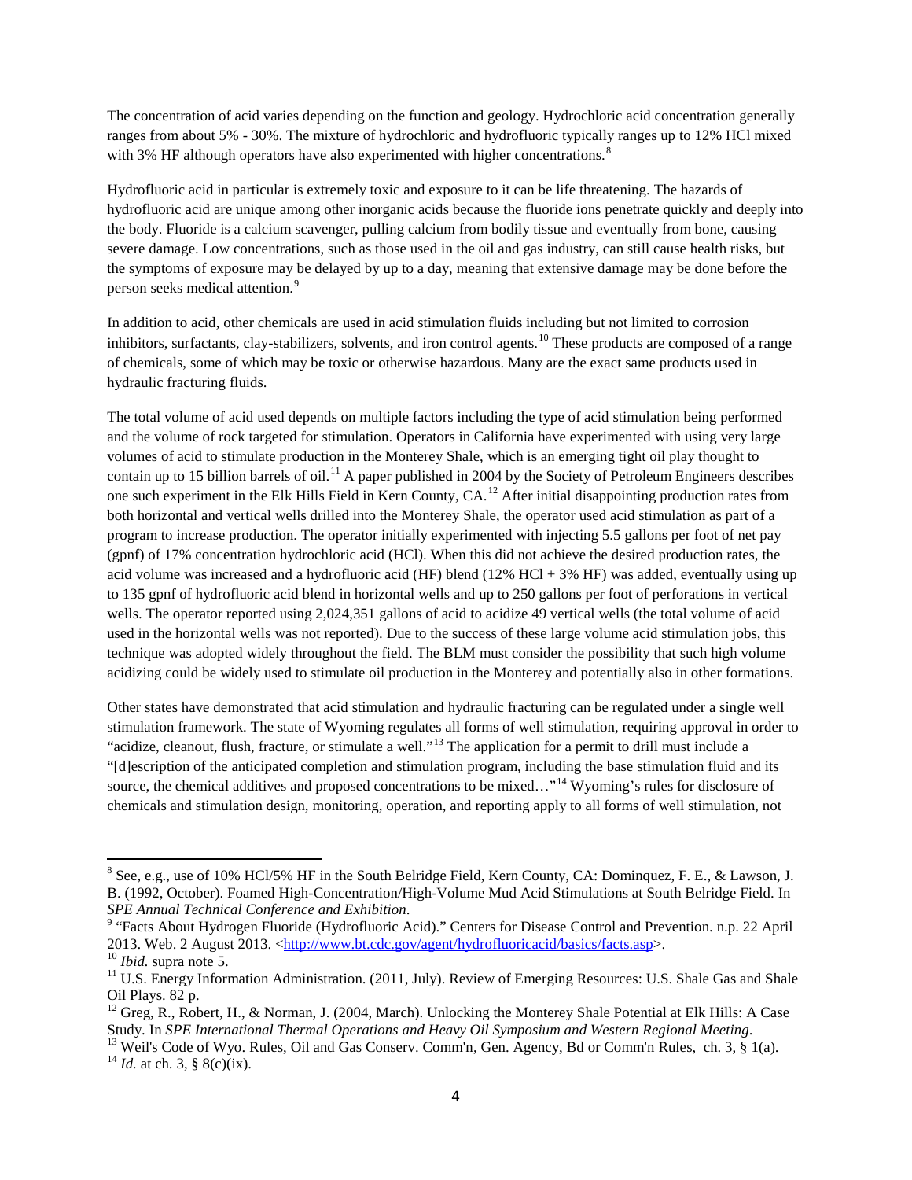The concentration of acid varies depending on the function and geology. Hydrochloric acid concentration generally ranges from about 5% - 30%. The mixture of hydrochloric and hydrofluoric typically ranges up to 12% HCl mixed with 3% HF although operators have also experimented with higher concentrations.[8]

Hydrofluoric acid in particular is extremely toxic and exposure to it can be life threatening. The hazards of hydrofluoric acid are unique among other inorganic acids because the fluoride ions penetrate quickly and deeply into the body. Fluoride is a calcium scavenger, pulling calcium from bodily tissue and eventually from bone, causing severe damage. Low concentrations, such as those used in the oil and gas industry, can still cause health risks, but the symptoms of exposure may be delayed by up to a day, meaning that extensive damage may be done before the person seeks medical attention.[9]

In addition to acid, other chemicals are used in acid stimulation fluids including but not limited to corrosion inhibitors, surfactants, clay-stabilizers, solvents, and iron control agents.[10] These products are composed of a range of chemicals, some of which may be toxic or otherwise hazardous. Many are the exact same products used in hydraulic fracturing fluids.

The total volume of acid used depends on multiple factors including the type of acid stimulation being performed and the volume of rock targeted for stimulation. Operators in California have experimented with using very large volumes of acid to stimulate production in the Monterey Shale, which is an emerging tight oil play thought to contain up to 15 billion barrels of oil.[11] A paper published in 2004 by the Society of Petroleum Engineers describes one such experiment in the Elk Hills Field in Kern County, CA.[12] After initial disappointing production rates from both horizontal and vertical wells drilled into the Monterey Shale, the operator used acid stimulation as part of a program to increase production. The operator initially experimented with injecting 5.5 gallons per foot of net pay (gpnf) of 17% concentration hydrochloric acid (HCl). When this did not achieve the desired production rates, the acid volume was increased and a hydrofluoric acid (HF) blend (12% HCl + 3% HF) was added, eventually using up to 135 gpnf of hydrofluoric acid blend in horizontal wells and up to 250 gallons per foot of perforations in vertical wells. The operator reported using 2,024,351 gallons of acid to acidize 49 vertical wells (the total volume of acid used in the horizontal wells was not reported). Due to the success of these large volume acid stimulation jobs, this technique was adopted widely throughout the field. The BLM must consider the possibility that such high volume acidizing could be widely used to stimulate oil production in the Monterey and potentially also in other formations.

Other states have demonstrated that acid stimulation and hydraulic fracturing can be regulated under a single well stimulation framework. The state of Wyoming regulates all forms of well stimulation, requiring approval in order to "acidize, cleanout, flush, fracture, or stimulate a well."[13] The application for a permit to drill must include a "[d]escription of the anticipated completion and stimulation program, including the base stimulation fluid and its source, the chemical additives and proposed concentrations to be mixed…"[14] Wyoming's rules for disclosure of chemicals and stimulation design, monitoring, operation, and reporting apply to all forms of well stimulation, not

---

[8] See, e.g., use of 10% HCl/5% HF in the South Belridge Field, Kern County, CA: Dominquez, F. E., & Lawson, J. B. (1992, October). Foamed High-Concentration/High-Volume Mud Acid Stimulations at South Belridge Field. In *SPE Annual Technical Conference and Exhibition*.

[9] "Facts About Hydrogen Fluoride (Hydrofluoric Acid)." Centers for Disease Control and Prevention. n.p. 22 April 2013. Web. 2 August 2013. <http://www.bt.cdc.gov/agent/hydrofluoricacid/basics/facts.asp>.

[10] *Ibid.* supra note 5.

[11] U.S. Energy Information Administration. (2011, July). Review of Emerging Resources: U.S. Shale Gas and Shale Oil Plays. 82 p.

[12] Greg, R., Robert, H., & Norman, J. (2004, March). Unlocking the Monterey Shale Potential at Elk Hills: A Case Study. In *SPE International Thermal Operations and Heavy Oil Symposium and Western Regional Meeting*.

[13] Weil's Code of Wyo. Rules, Oil and Gas Conserv. Comm'n, Gen. Agency, Bd or Comm'n Rules, ch. 3, § 1(a).

[14] *Id.* at ch. 3, § 8(c)(ix).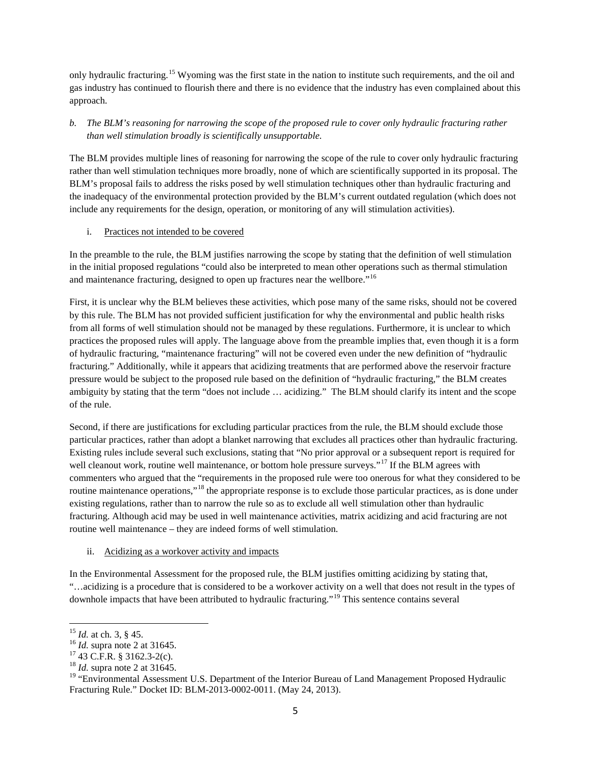only hydraulic fracturing.[15] Wyoming was the first state in the nation to institute such requirements, and the oil and gas industry has continued to flourish there and there is no evidence that the industry has even complained about this approach.

*b. The BLM's reasoning for narrowing the scope of the proposed rule to cover only hydraulic fracturing rather than well stimulation broadly is scientifically unsupportable.*

The BLM provides multiple lines of reasoning for narrowing the scope of the rule to cover only hydraulic fracturing rather than well stimulation techniques more broadly, none of which are scientifically supported in its proposal. The BLM's proposal fails to address the risks posed by well stimulation techniques other than hydraulic fracturing and the inadequacy of the environmental protection provided by the BLM's current outdated regulation (which does not include any requirements for the design, operation, or monitoring of any will stimulation activities).

i. Practices not intended to be covered

In the preamble to the rule, the BLM justifies narrowing the scope by stating that the definition of well stimulation in the initial proposed regulations "could also be interpreted to mean other operations such as thermal stimulation and maintenance fracturing, designed to open up fractures near the wellbore."[16]

First, it is unclear why the BLM believes these activities, which pose many of the same risks, should not be covered by this rule. The BLM has not provided sufficient justification for why the environmental and public health risks from all forms of well stimulation should not be managed by these regulations. Furthermore, it is unclear to which practices the proposed rules will apply. The language above from the preamble implies that, even though it is a form of hydraulic fracturing, "maintenance fracturing" will not be covered even under the new definition of "hydraulic fracturing." Additionally, while it appears that acidizing treatments that are performed above the reservoir fracture pressure would be subject to the proposed rule based on the definition of "hydraulic fracturing," the BLM creates ambiguity by stating that the term "does not include … acidizing." The BLM should clarify its intent and the scope of the rule.

Second, if there are justifications for excluding particular practices from the rule, the BLM should exclude those particular practices, rather than adopt a blanket narrowing that excludes all practices other than hydraulic fracturing. Existing rules include several such exclusions, stating that "No prior approval or a subsequent report is required for well cleanout work, routine well maintenance, or bottom hole pressure surveys."[17] If the BLM agrees with commenters who argued that the "requirements in the proposed rule were too onerous for what they considered to be routine maintenance operations,"[18] the appropriate response is to exclude those particular practices, as is done under existing regulations, rather than to narrow the rule so as to exclude all well stimulation other than hydraulic fracturing. Although acid may be used in well maintenance activities, matrix acidizing and acid fracturing are not routine well maintenance – they are indeed forms of well stimulation.

ii. Acidizing as a workover activity and impacts

In the Environmental Assessment for the proposed rule, the BLM justifies omitting acidizing by stating that, "…acidizing is a procedure that is considered to be a workover activity on a well that does not result in the types of downhole impacts that have been attributed to hydraulic fracturing."[19] This sentence contains several

---

[15] *Id.* at ch. 3, § 45.

[16] *Id.* supra note 2 at 31645.

[17] 43 C.F.R. § 3162.3-2(c).

[18] *Id.* supra note 2 at 31645.

[19] "Environmental Assessment U.S. Department of the Interior Bureau of Land Management Proposed Hydraulic Fracturing Rule." Docket ID: BLM-2013-0002-0011. (May 24, 2013).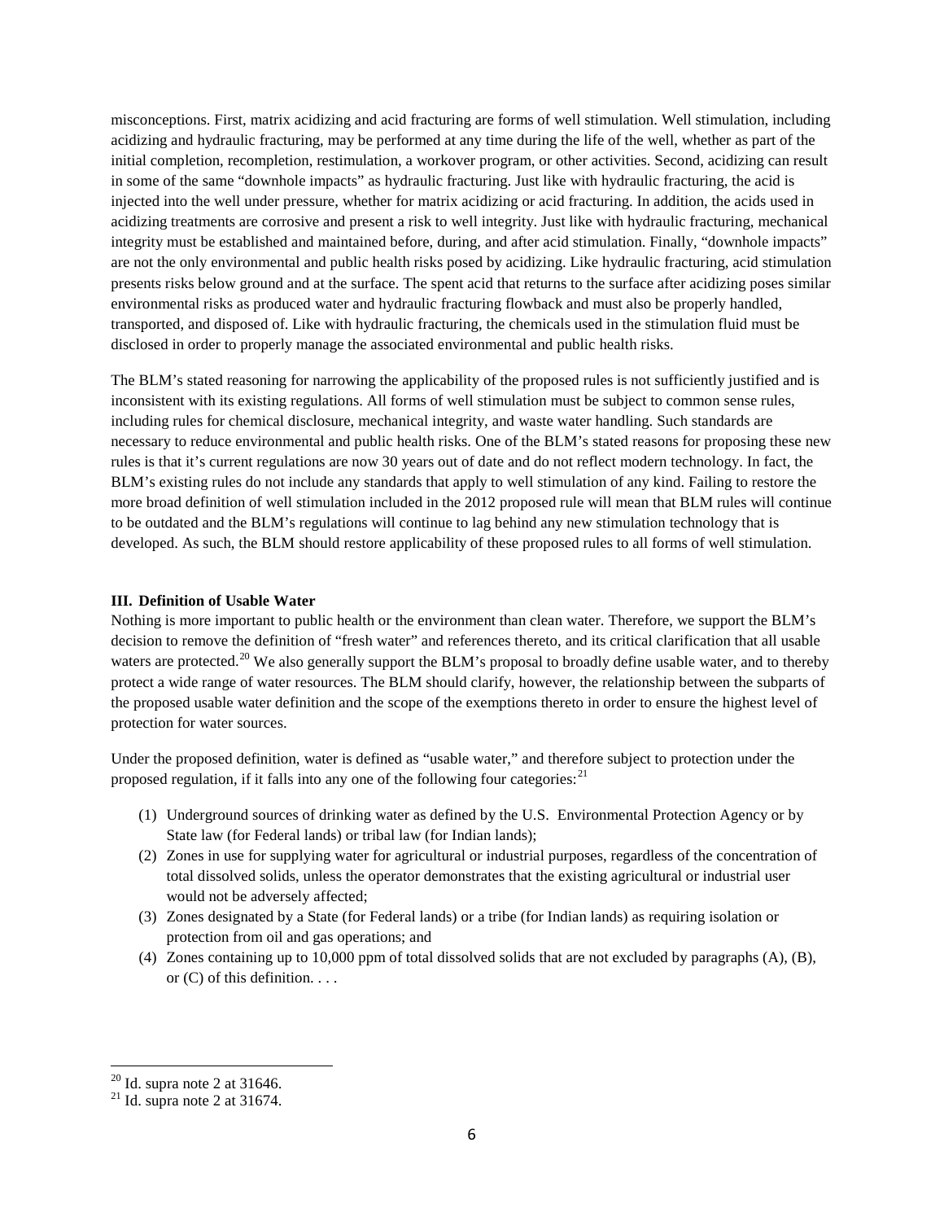misconceptions. First, matrix acidizing and acid fracturing are forms of well stimulation. Well stimulation, including acidizing and hydraulic fracturing, may be performed at any time during the life of the well, whether as part of the initial completion, recompletion, restimulation, a workover program, or other activities. Second, acidizing can result in some of the same "downhole impacts" as hydraulic fracturing. Just like with hydraulic fracturing, the acid is injected into the well under pressure, whether for matrix acidizing or acid fracturing. In addition, the acids used in acidizing treatments are corrosive and present a risk to well integrity. Just like with hydraulic fracturing, mechanical integrity must be established and maintained before, during, and after acid stimulation. Finally, "downhole impacts" are not the only environmental and public health risks posed by acidizing. Like hydraulic fracturing, acid stimulation presents risks below ground and at the surface. The spent acid that returns to the surface after acidizing poses similar environmental risks as produced water and hydraulic fracturing flowback and must also be properly handled, transported, and disposed of. Like with hydraulic fracturing, the chemicals used in the stimulation fluid must be disclosed in order to properly manage the associated environmental and public health risks.

The BLM's stated reasoning for narrowing the applicability of the proposed rules is not sufficiently justified and is inconsistent with its existing regulations. All forms of well stimulation must be subject to common sense rules, including rules for chemical disclosure, mechanical integrity, and waste water handling. Such standards are necessary to reduce environmental and public health risks. One of the BLM's stated reasons for proposing these new rules is that it's current regulations are now 30 years out of date and do not reflect modern technology. In fact, the BLM's existing rules do not include any standards that apply to well stimulation of any kind. Failing to restore the more broad definition of well stimulation included in the 2012 proposed rule will mean that BLM rules will continue to be outdated and the BLM's regulations will continue to lag behind any new stimulation technology that is developed. As such, the BLM should restore applicability of these proposed rules to all forms of well stimulation.

### III. Definition of Usable Water

Nothing is more important to public health or the environment than clean water. Therefore, we support the BLM's decision to remove the definition of "fresh water" and references thereto, and its critical clarification that all usable waters are protected.[20] We also generally support the BLM's proposal to broadly define usable water, and to thereby protect a wide range of water resources. The BLM should clarify, however, the relationship between the subparts of the proposed usable water definition and the scope of the exemptions thereto in order to ensure the highest level of protection for water sources.

Under the proposed definition, water is defined as "usable water," and therefore subject to protection under the proposed regulation, if it falls into any one of the following four categories:[21]

(1) Underground sources of drinking water as defined by the U.S. Environmental Protection Agency or by State law (for Federal lands) or tribal law (for Indian lands);
(2) Zones in use for supplying water for agricultural or industrial purposes, regardless of the concentration of total dissolved solids, unless the operator demonstrates that the existing agricultural or industrial user would not be adversely affected;
(3) Zones designated by a State (for Federal lands) or a tribe (for Indian lands) as requiring isolation or protection from oil and gas operations; and
(4) Zones containing up to 10,000 ppm of total dissolved solids that are not excluded by paragraphs (A), (B), or (C) of this definition. . . .

[20] Id. supra note 2 at 31646.
[21] Id. supra note 2 at 31674.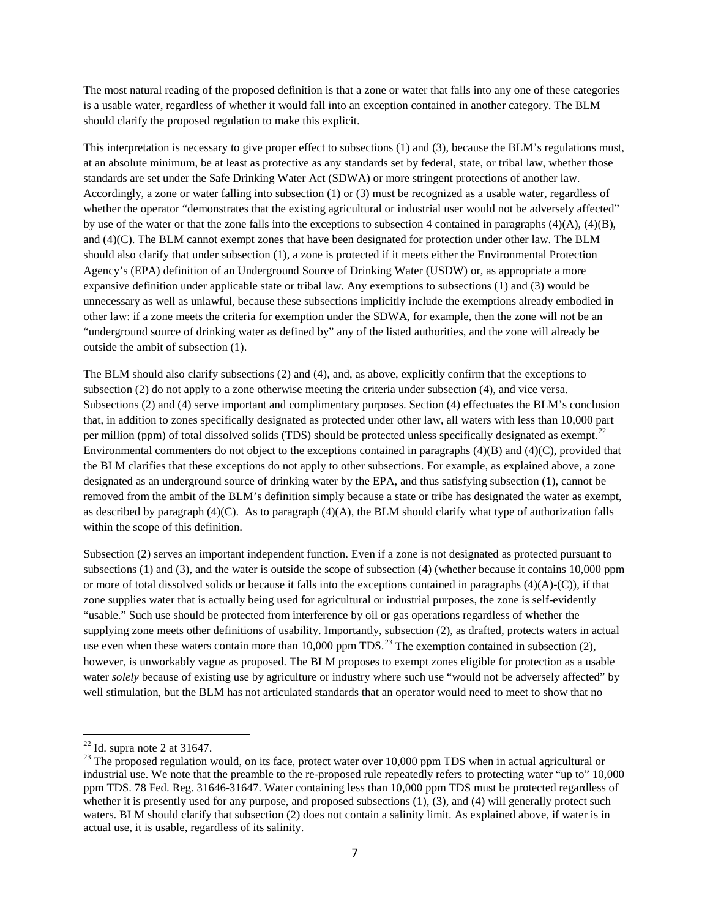The most natural reading of the proposed definition is that a zone or water that falls into any one of these categories is a usable water, regardless of whether it would fall into an exception contained in another category. The BLM should clarify the proposed regulation to make this explicit.

This interpretation is necessary to give proper effect to subsections (1) and (3), because the BLM's regulations must, at an absolute minimum, be at least as protective as any standards set by federal, state, or tribal law, whether those standards are set under the Safe Drinking Water Act (SDWA) or more stringent protections of another law. Accordingly, a zone or water falling into subsection (1) or (3) must be recognized as a usable water, regardless of whether the operator "demonstrates that the existing agricultural or industrial user would not be adversely affected" by use of the water or that the zone falls into the exceptions to subsection 4 contained in paragraphs (4)(A), (4)(B), and (4)(C). The BLM cannot exempt zones that have been designated for protection under other law. The BLM should also clarify that under subsection (1), a zone is protected if it meets either the Environmental Protection Agency's (EPA) definition of an Underground Source of Drinking Water (USDW) or, as appropriate a more expansive definition under applicable state or tribal law. Any exemptions to subsections (1) and (3) would be unnecessary as well as unlawful, because these subsections implicitly include the exemptions already embodied in other law: if a zone meets the criteria for exemption under the SDWA, for example, then the zone will not be an "underground source of drinking water as defined by" any of the listed authorities, and the zone will already be outside the ambit of subsection (1).

The BLM should also clarify subsections (2) and (4), and, as above, explicitly confirm that the exceptions to subsection (2) do not apply to a zone otherwise meeting the criteria under subsection (4), and vice versa. Subsections (2) and (4) serve important and complimentary purposes. Section (4) effectuates the BLM's conclusion that, in addition to zones specifically designated as protected under other law, all waters with less than 10,000 part per million (ppm) of total dissolved solids (TDS) should be protected unless specifically designated as exempt.[22] Environmental commenters do not object to the exceptions contained in paragraphs (4)(B) and (4)(C), provided that the BLM clarifies that these exceptions do not apply to other subsections. For example, as explained above, a zone designated as an underground source of drinking water by the EPA, and thus satisfying subsection (1), cannot be removed from the ambit of the BLM's definition simply because a state or tribe has designated the water as exempt, as described by paragraph (4)(C). As to paragraph (4)(A), the BLM should clarify what type of authorization falls within the scope of this definition.

Subsection (2) serves an important independent function. Even if a zone is not designated as protected pursuant to subsections (1) and (3), and the water is outside the scope of subsection (4) (whether because it contains 10,000 ppm or more of total dissolved solids or because it falls into the exceptions contained in paragraphs (4)(A)-(C)), if that zone supplies water that is actually being used for agricultural or industrial purposes, the zone is self-evidently "usable." Such use should be protected from interference by oil or gas operations regardless of whether the supplying zone meets other definitions of usability. Importantly, subsection (2), as drafted, protects waters in actual use even when these waters contain more than 10,000 ppm TDS.[23] The exemption contained in subsection (2), however, is unworkably vague as proposed. The BLM proposes to exempt zones eligible for protection as a usable water *solely* because of existing use by agriculture or industry where such use "would not be adversely affected" by well stimulation, but the BLM has not articulated standards that an operator would need to meet to show that no

---

[22] Id. supra note 2 at 31647.

[23] The proposed regulation would, on its face, protect water over 10,000 ppm TDS when in actual agricultural or industrial use. We note that the preamble to the re-proposed rule repeatedly refers to protecting water "up to" 10,000 ppm TDS. 78 Fed. Reg. 31646-31647. Water containing less than 10,000 ppm TDS must be protected regardless of whether it is presently used for any purpose, and proposed subsections (1), (3), and (4) will generally protect such waters. BLM should clarify that subsection (2) does not contain a salinity limit. As explained above, if water is in actual use, it is usable, regardless of its salinity.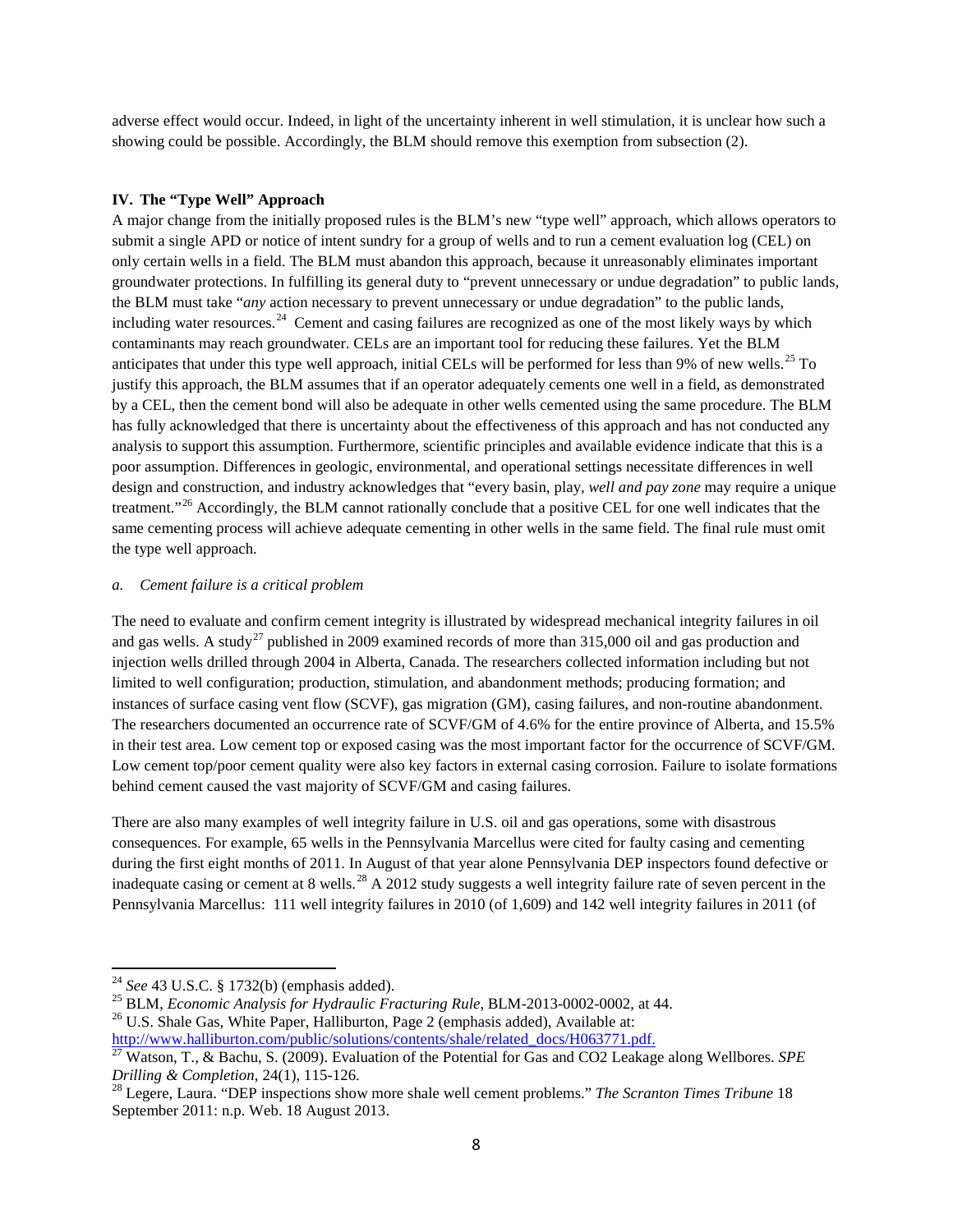adverse effect would occur. Indeed, in light of the uncertainty inherent in well stimulation, it is unclear how such a showing could be possible. Accordingly, the BLM should remove this exemption from subsection (2).

### IV. The "Type Well" Approach

A major change from the initially proposed rules is the BLM's new "type well" approach, which allows operators to submit a single APD or notice of intent sundry for a group of wells and to run a cement evaluation log (CEL) on only certain wells in a field. The BLM must abandon this approach, because it unreasonably eliminates important groundwater protections. In fulfilling its general duty to "prevent unnecessary or undue degradation" to public lands, the BLM must take "*any* action necessary to prevent unnecessary or undue degradation" to the public lands, including water resources.[24] Cement and casing failures are recognized as one of the most likely ways by which contaminants may reach groundwater. CELs are an important tool for reducing these failures. Yet the BLM anticipates that under this type well approach, initial CELs will be performed for less than 9% of new wells.[25] To justify this approach, the BLM assumes that if an operator adequately cements one well in a field, as demonstrated by a CEL, then the cement bond will also be adequate in other wells cemented using the same procedure. The BLM has fully acknowledged that there is uncertainty about the effectiveness of this approach and has not conducted any analysis to support this assumption. Furthermore, scientific principles and available evidence indicate that this is a poor assumption. Differences in geologic, environmental, and operational settings necessitate differences in well design and construction, and industry acknowledges that "every basin, play, *well and pay zone* may require a unique treatment."[26] Accordingly, the BLM cannot rationally conclude that a positive CEL for one well indicates that the same cementing process will achieve adequate cementing in other wells in the same field. The final rule must omit the type well approach.

*a. Cement failure is a critical problem*

The need to evaluate and confirm cement integrity is illustrated by widespread mechanical integrity failures in oil and gas wells. A study[27] published in 2009 examined records of more than 315,000 oil and gas production and injection wells drilled through 2004 in Alberta, Canada. The researchers collected information including but not limited to well configuration; production, stimulation, and abandonment methods; producing formation; and instances of surface casing vent flow (SCVF), gas migration (GM), casing failures, and non-routine abandonment. The researchers documented an occurrence rate of SCVF/GM of 4.6% for the entire province of Alberta, and 15.5% in their test area. Low cement top or exposed casing was the most important factor for the occurrence of SCVF/GM. Low cement top/poor cement quality were also key factors in external casing corrosion. Failure to isolate formations behind cement caused the vast majority of SCVF/GM and casing failures.

There are also many examples of well integrity failure in U.S. oil and gas operations, some with disastrous consequences. For example, 65 wells in the Pennsylvania Marcellus were cited for faulty casing and cementing during the first eight months of 2011. In August of that year alone Pennsylvania DEP inspectors found defective or inadequate casing or cement at 8 wells.[28] A 2012 study suggests a well integrity failure rate of seven percent in the Pennsylvania Marcellus: 111 well integrity failures in 2010 (of 1,609) and 142 well integrity failures in 2011 (of

---

[24] *See* 43 U.S.C. § 1732(b) (emphasis added).

[25] BLM, *Economic Analysis for Hydraulic Fracturing Rule*, BLM-2013-0002-0002, at 44.

[26] U.S. Shale Gas, White Paper, Halliburton, Page 2 (emphasis added), Available at: http://www.halliburton.com/public/solutions/contents/shale/related_docs/H063771.pdf.

[27] Watson, T., & Bachu, S. (2009). Evaluation of the Potential for Gas and CO2 Leakage along Wellbores. *SPE Drilling & Completion*, 24(1), 115-126.

[28] Legere, Laura. "DEP inspections show more shale well cement problems." *The Scranton Times Tribune* 18 September 2011: n.p. Web. 18 August 2013.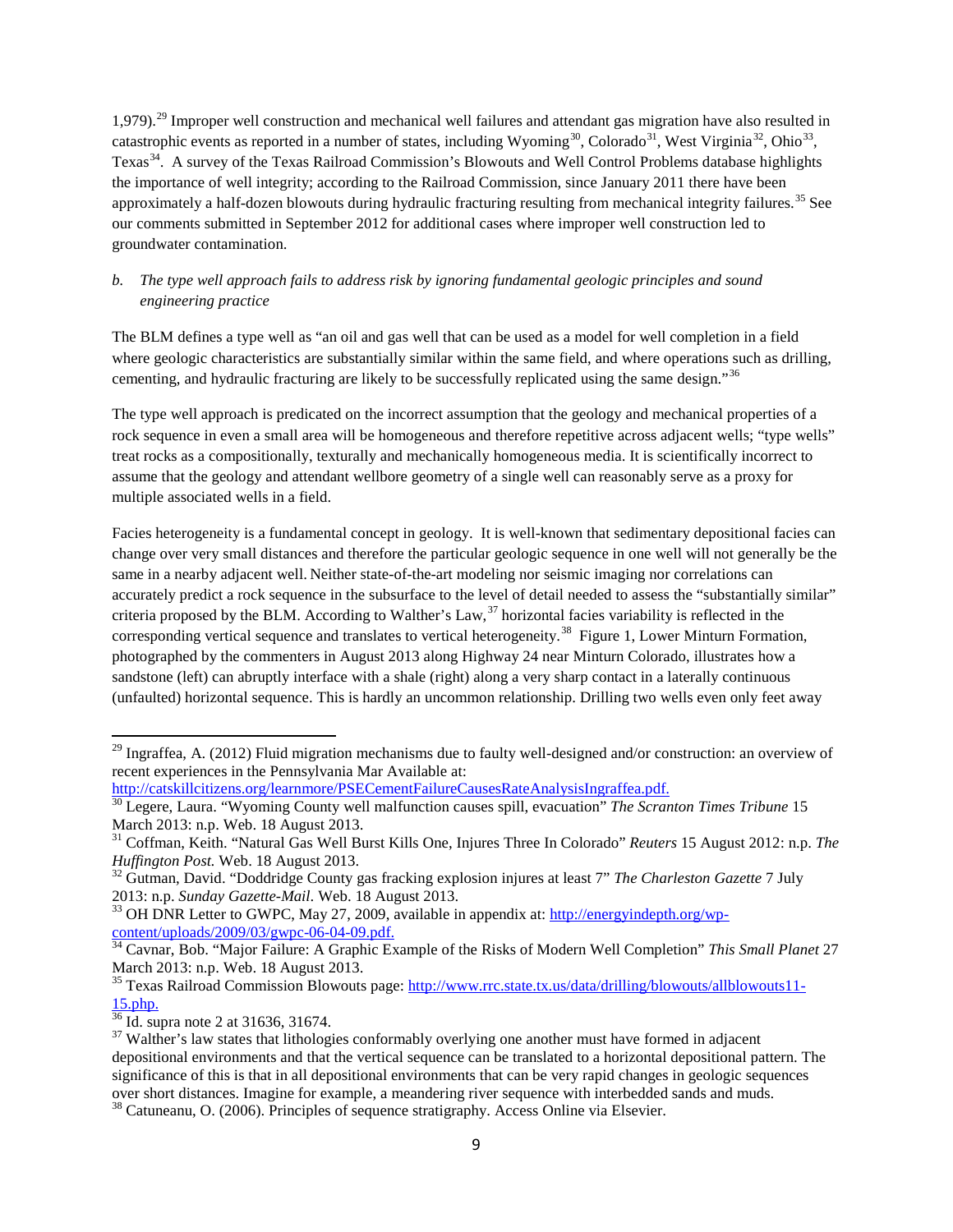1,979).[29] Improper well construction and mechanical well failures and attendant gas migration have also resulted in catastrophic events as reported in a number of states, including Wyoming[30], Colorado[31], West Virginia[32], Ohio[33], Texas[34]. A survey of the Texas Railroad Commission's Blowouts and Well Control Problems database highlights the importance of well integrity; according to the Railroad Commission, since January 2011 there have been approximately a half-dozen blowouts during hydraulic fracturing resulting from mechanical integrity failures.[35] See our comments submitted in September 2012 for additional cases where improper well construction led to groundwater contamination.

*b. The type well approach fails to address risk by ignoring fundamental geologic principles and sound engineering practice*

The BLM defines a type well as "an oil and gas well that can be used as a model for well completion in a field where geologic characteristics are substantially similar within the same field, and where operations such as drilling, cementing, and hydraulic fracturing are likely to be successfully replicated using the same design."[36]

The type well approach is predicated on the incorrect assumption that the geology and mechanical properties of a rock sequence in even a small area will be homogeneous and therefore repetitive across adjacent wells; "type wells" treat rocks as a compositionally, texturally and mechanically homogeneous media. It is scientifically incorrect to assume that the geology and attendant wellbore geometry of a single well can reasonably serve as a proxy for multiple associated wells in a field.

Facies heterogeneity is a fundamental concept in geology. It is well-known that sedimentary depositional facies can change over very small distances and therefore the particular geologic sequence in one well will not generally be the same in a nearby adjacent well. Neither state-of-the-art modeling nor seismic imaging nor correlations can accurately predict a rock sequence in the subsurface to the level of detail needed to assess the "substantially similar" criteria proposed by the BLM. According to Walther's Law,[37] horizontal facies variability is reflected in the corresponding vertical sequence and translates to vertical heterogeneity.[38] Figure 1, Lower Minturn Formation, photographed by the commenters in August 2013 along Highway 24 near Minturn Colorado, illustrates how a sandstone (left) can abruptly interface with a shale (right) along a very sharp contact in a laterally continuous (unfaulted) horizontal sequence. This is hardly an uncommon relationship. Drilling two wells even only feet away

---

[29] Ingraffea, A. (2012) Fluid migration mechanisms due to faulty well-designed and/or construction: an overview of recent experiences in the Pennsylvania Mar Available at: http://catskillcitizens.org/learnmore/PSECementFailureCausesRateAnalysisIngraffea.pdf.

[30] Legere, Laura. "Wyoming County well malfunction causes spill, evacuation" *The Scranton Times Tribune* 15 March 2013: n.p. Web. 18 August 2013.

[31] Coffman, Keith. "Natural Gas Well Burst Kills One, Injures Three In Colorado" *Reuters* 15 August 2012: n.p. *The Huffington Post.* Web. 18 August 2013.

[32] Gutman, David. "Doddridge County gas fracking explosion injures at least 7" *The Charleston Gazette* 7 July 2013: n.p. *Sunday Gazette-Mail*. Web. 18 August 2013.

[33] OH DNR Letter to GWPC, May 27, 2009, available in appendix at: http://energyindepth.org/wp-content/uploads/2009/03/gwpc-06-04-09.pdf.

[34] Cavnar, Bob. "Major Failure: A Graphic Example of the Risks of Modern Well Completion" *This Small Planet* 27 March 2013: n.p. Web. 18 August 2013.

[35] Texas Railroad Commission Blowouts page: http://www.rrc.state.tx.us/data/drilling/blowouts/allblowouts11-15.php.

[36] Id. supra note 2 at 31636, 31674.

[37] Walther's law states that lithologies conformably overlying one another must have formed in adjacent depositional environments and that the vertical sequence can be translated to a horizontal depositional pattern. The significance of this is that in all depositional environments that can be very rapid changes in geologic sequences over short distances. Imagine for example, a meandering river sequence with interbedded sands and muds.

[38] Catuneanu, O. (2006). Principles of sequence stratigraphy. Access Online via Elsevier.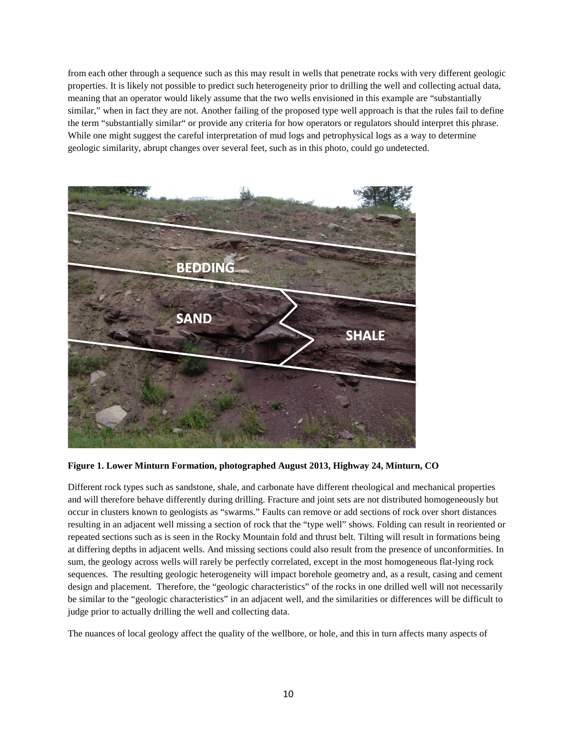from each other through a sequence such as this may result in wells that penetrate rocks with very different geologic properties. It is likely not possible to predict such heterogeneity prior to drilling the well and collecting actual data, meaning that an operator would likely assume that the two wells envisioned in this example are "substantially similar," when in fact they are not. Another failing of the proposed type well approach is that the rules fail to define the term "substantially similar" or provide any criteria for how operators or regulators should interpret this phrase. While one might suggest the careful interpretation of mud logs and petrophysical logs as a way to determine geologic similarity, abrupt changes over several feet, such as in this photo, could go undetected.

**Figure 1. Lower Minturn Formation, photographed August 2013, Highway 24, Minturn, CO**

Different rock types such as sandstone, shale, and carbonate have different rheological and mechanical properties and will therefore behave differently during drilling. Fracture and joint sets are not distributed homogeneously but occur in clusters known to geologists as "swarms." Faults can remove or add sections of rock over short distances resulting in an adjacent well missing a section of rock that the "type well" shows. Folding can result in reoriented or repeated sections such as is seen in the Rocky Mountain fold and thrust belt. Tilting will result in formations being at differing depths in adjacent wells. And missing sections could also result from the presence of unconformities. In sum, the geology across wells will rarely be perfectly correlated, except in the most homogeneous flat-lying rock sequences. The resulting geologic heterogeneity will impact borehole geometry and, as a result, casing and cement design and placement. Therefore, the "geologic characteristics" of the rocks in one drilled well will not necessarily be similar to the "geologic characteristics" in an adjacent well, and the similarities or differences will be difficult to judge prior to actually drilling the well and collecting data.

The nuances of local geology affect the quality of the wellbore, or hole, and this in turn affects many aspects of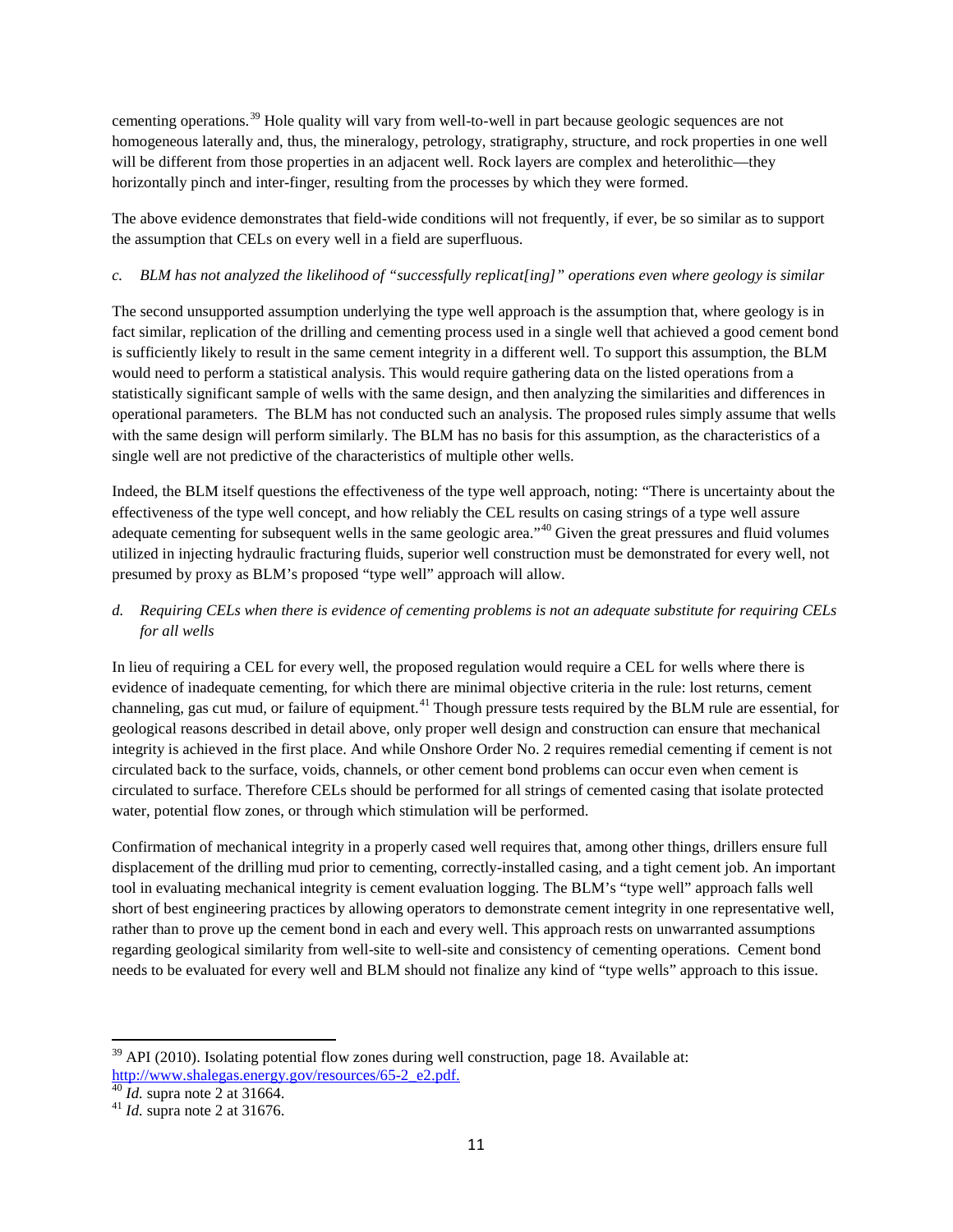cementing operations.[39] Hole quality will vary from well-to-well in part because geologic sequences are not homogeneous laterally and, thus, the mineralogy, petrology, stratigraphy, structure, and rock properties in one well will be different from those properties in an adjacent well. Rock layers are complex and heterolithic—they horizontally pinch and inter-finger, resulting from the processes by which they were formed.

The above evidence demonstrates that field-wide conditions will not frequently, if ever, be so similar as to support the assumption that CELs on every well in a field are superfluous.

*c. BLM has not analyzed the likelihood of "successfully replicat[ing]" operations even where geology is similar*

The second unsupported assumption underlying the type well approach is the assumption that, where geology is in fact similar, replication of the drilling and cementing process used in a single well that achieved a good cement bond is sufficiently likely to result in the same cement integrity in a different well. To support this assumption, the BLM would need to perform a statistical analysis. This would require gathering data on the listed operations from a statistically significant sample of wells with the same design, and then analyzing the similarities and differences in operational parameters. The BLM has not conducted such an analysis. The proposed rules simply assume that wells with the same design will perform similarly. The BLM has no basis for this assumption, as the characteristics of a single well are not predictive of the characteristics of multiple other wells.

Indeed, the BLM itself questions the effectiveness of the type well approach, noting: "There is uncertainty about the effectiveness of the type well concept, and how reliably the CEL results on casing strings of a type well assure adequate cementing for subsequent wells in the same geologic area."[40] Given the great pressures and fluid volumes utilized in injecting hydraulic fracturing fluids, superior well construction must be demonstrated for every well, not presumed by proxy as BLM's proposed "type well" approach will allow.

*d. Requiring CELs when there is evidence of cementing problems is not an adequate substitute for requiring CELs for all wells*

In lieu of requiring a CEL for every well, the proposed regulation would require a CEL for wells where there is evidence of inadequate cementing, for which there are minimal objective criteria in the rule: lost returns, cement channeling, gas cut mud, or failure of equipment.[41] Though pressure tests required by the BLM rule are essential, for geological reasons described in detail above, only proper well design and construction can ensure that mechanical integrity is achieved in the first place. And while Onshore Order No. 2 requires remedial cementing if cement is not circulated back to the surface, voids, channels, or other cement bond problems can occur even when cement is circulated to surface. Therefore CELs should be performed for all strings of cemented casing that isolate protected water, potential flow zones, or through which stimulation will be performed.

Confirmation of mechanical integrity in a properly cased well requires that, among other things, drillers ensure full displacement of the drilling mud prior to cementing, correctly-installed casing, and a tight cement job. An important tool in evaluating mechanical integrity is cement evaluation logging. The BLM's "type well" approach falls well short of best engineering practices by allowing operators to demonstrate cement integrity in one representative well, rather than to prove up the cement bond in each and every well. This approach rests on unwarranted assumptions regarding geological similarity from well-site to well-site and consistency of cementing operations. Cement bond needs to be evaluated for every well and BLM should not finalize any kind of "type wells" approach to this issue.

---

[39] API (2010). Isolating potential flow zones during well construction, page 18. Available at: http://www.shalegas.energy.gov/resources/65-2_e2.pdf.

[40] *Id.* supra note 2 at 31664.

[41] *Id.* supra note 2 at 31676.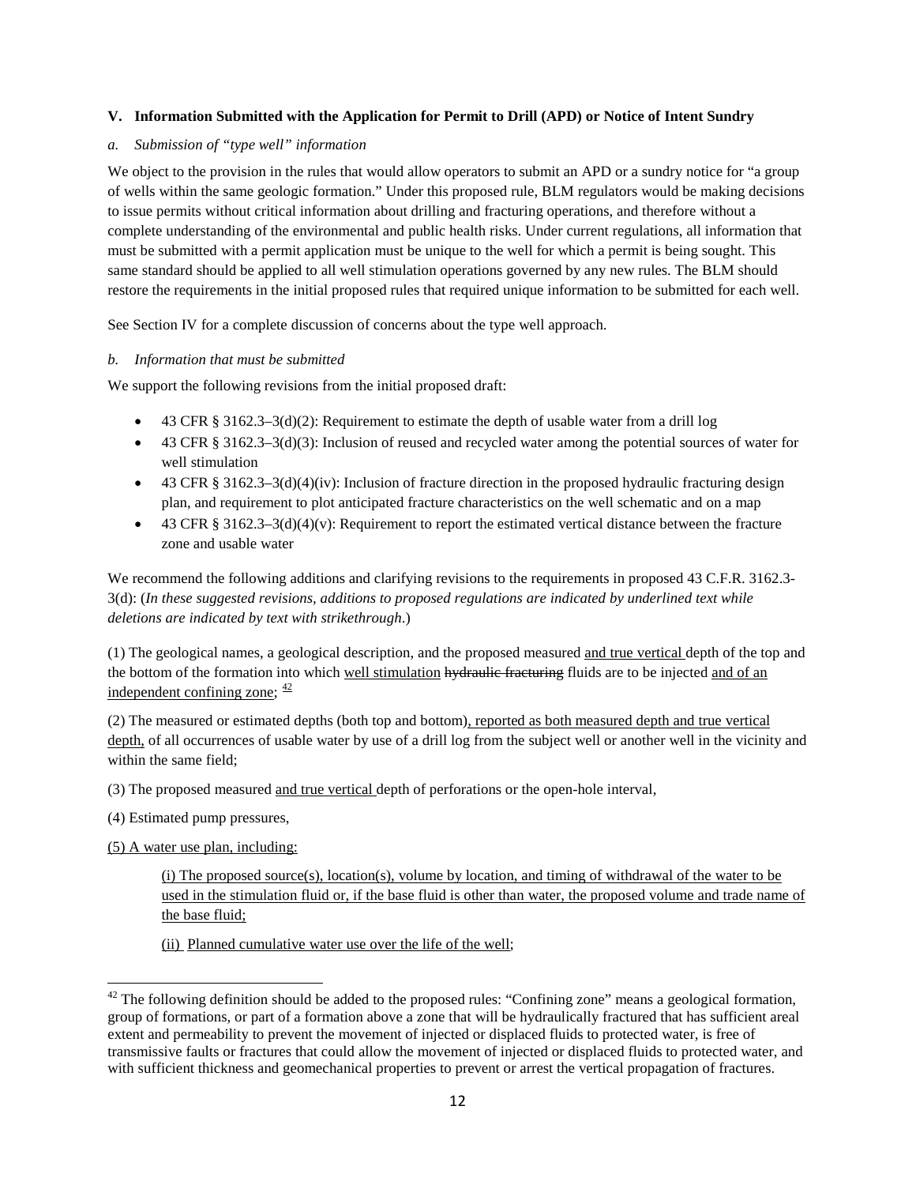## V. Information Submitted with the Application for Permit to Drill (APD) or Notice of Intent Sundry

### *a. Submission of "type well" information*

We object to the provision in the rules that would allow operators to submit an APD or a sundry notice for "a group of wells within the same geologic formation." Under this proposed rule, BLM regulators would be making decisions to issue permits without critical information about drilling and fracturing operations, and therefore without a complete understanding of the environmental and public health risks. Under current regulations, all information that must be submitted with a permit application must be unique to the well for which a permit is being sought. This same standard should be applied to all well stimulation operations governed by any new rules. The BLM should restore the requirements in the initial proposed rules that required unique information to be submitted for each well.

See Section IV for a complete discussion of concerns about the type well approach.

### *b. Information that must be submitted*

We support the following revisions from the initial proposed draft:

- 43 CFR § 3162.3–3(d)(2): Requirement to estimate the depth of usable water from a drill log
- 43 CFR § 3162.3–3(d)(3): Inclusion of reused and recycled water among the potential sources of water for well stimulation
- 43 CFR § 3162.3–3(d)(4)(iv): Inclusion of fracture direction in the proposed hydraulic fracturing design plan, and requirement to plot anticipated fracture characteristics on the well schematic and on a map
- 43 CFR § 3162.3–3(d)(4)(v): Requirement to report the estimated vertical distance between the fracture zone and usable water

We recommend the following additions and clarifying revisions to the requirements in proposed 43 C.F.R. 3162.3-3(d): (*In these suggested revisions, additions to proposed regulations are indicated by underlined text while deletions are indicated by text with strikethrough*.)

(1) The geological names, a geological description, and the proposed measured <u>and true vertical</u> depth of the top and the bottom of the formation into which <u>well stimulation</u> ~~hydraulic fracturing~~ fluids are to be injected <u>and of an independent confining zone</u>; [42]

(2) The measured or estimated depths (both top and bottom)<u>, reported as both measured depth and true vertical depth,</u> of all occurrences of usable water by use of a drill log from the subject well or another well in the vicinity and within the same field;

(3) The proposed measured <u>and true vertical</u> depth of perforations or the open-hole interval,

(4) Estimated pump pressures,

<u>(5) A water use plan, including:</u>

> <u>(i) The proposed source(s), location(s), volume by location, and timing of withdrawal of the water to be used in the stimulation fluid or, if the base fluid is other than water, the proposed volume and trade name of the base fluid;</u>
>
> <u>(ii) Planned cumulative water use over the life of the well</u>;

[42] The following definition should be added to the proposed rules: "Confining zone" means a geological formation, group of formations, or part of a formation above a zone that will be hydraulically fractured that has sufficient areal extent and permeability to prevent the movement of injected or displaced fluids to protected water, is free of transmissive faults or fractures that could allow the movement of injected or displaced fluids to protected water, and with sufficient thickness and geomechanical properties to prevent or arrest the vertical propagation of fractures.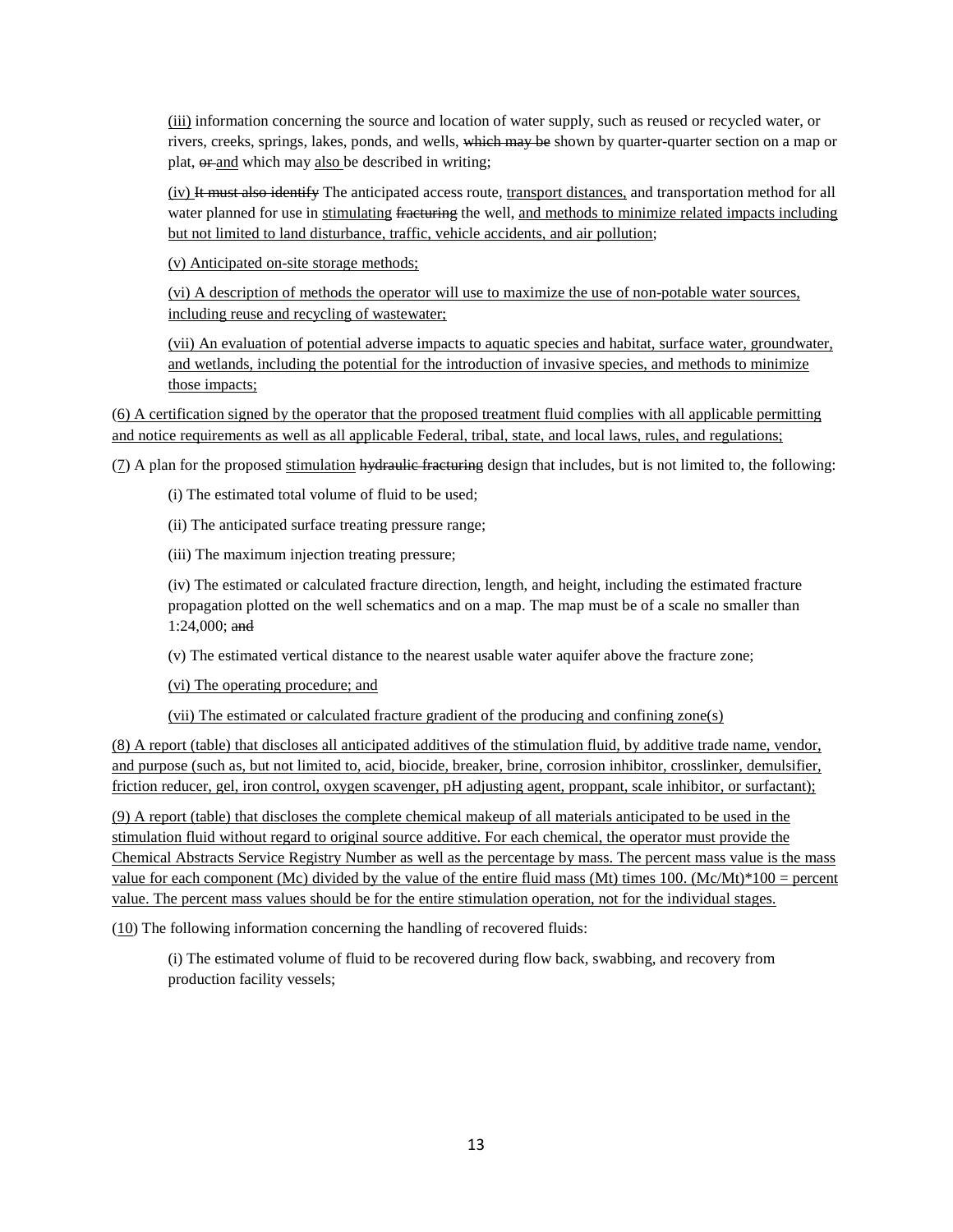(iii) information concerning the source and location of water supply, such as reused or recycled water, or rivers, creeks, springs, lakes, ponds, and wells, ~~which may be~~ shown by quarter-quarter section on a map or plat, ~~or~~ and which may also be described in writing;

(iv) ~~It must also identify~~ The anticipated access route, transport distances, and transportation method for all water planned for use in stimulating ~~fracturing~~ the well, and methods to minimize related impacts including but not limited to land disturbance, traffic, vehicle accidents, and air pollution;

(v) Anticipated on-site storage methods;

(vi) A description of methods the operator will use to maximize the use of non-potable water sources, including reuse and recycling of wastewater;

(vii) An evaluation of potential adverse impacts to aquatic species and habitat, surface water, groundwater, and wetlands, including the potential for the introduction of invasive species, and methods to minimize those impacts;

(6) A certification signed by the operator that the proposed treatment fluid complies with all applicable permitting and notice requirements as well as all applicable Federal, tribal, state, and local laws, rules, and regulations;

(7) A plan for the proposed stimulation ~~hydraulic fracturing~~ design that includes, but is not limited to, the following:

(i) The estimated total volume of fluid to be used;

(ii) The anticipated surface treating pressure range;

(iii) The maximum injection treating pressure;

(iv) The estimated or calculated fracture direction, length, and height, including the estimated fracture propagation plotted on the well schematics and on a map. The map must be of a scale no smaller than 1:24,000; ~~and~~

(v) The estimated vertical distance to the nearest usable water aquifer above the fracture zone;

(vi) The operating procedure; and

(vii) The estimated or calculated fracture gradient of the producing and confining zone(s)

(8) A report (table) that discloses all anticipated additives of the stimulation fluid, by additive trade name, vendor, and purpose (such as, but not limited to, acid, biocide, breaker, brine, corrosion inhibitor, crosslinker, demulsifier, friction reducer, gel, iron control, oxygen scavenger, pH adjusting agent, proppant, scale inhibitor, or surfactant);

(9) A report (table) that discloses the complete chemical makeup of all materials anticipated to be used in the stimulation fluid without regard to original source additive. For each chemical, the operator must provide the Chemical Abstracts Service Registry Number as well as the percentage by mass. The percent mass value is the mass value for each component (Mc) divided by the value of the entire fluid mass (Mt) times 100. $(Mc/Mt)*100$ = percent value. The percent mass values should be for the entire stimulation operation, not for the individual stages.

(10) The following information concerning the handling of recovered fluids:

(i) The estimated volume of fluid to be recovered during flow back, swabbing, and recovery from production facility vessels;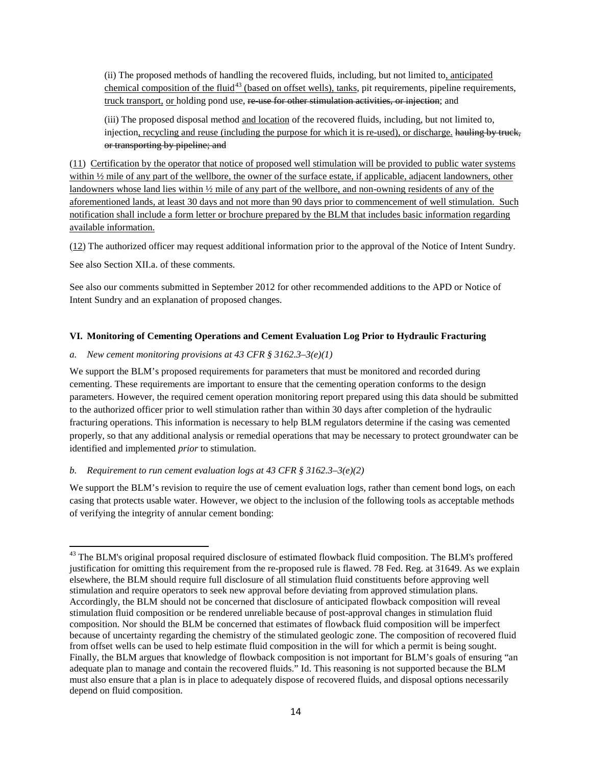(ii) The proposed methods of handling the recovered fluids, including, but not limited to, anticipated chemical composition of the fluid[43] (based on offset wells), tanks, pit requirements, pipeline requirements, truck transport, or holding pond use, ~~re-use for other stimulation activities, or injection~~; and

(iii) The proposed disposal method and location of the recovered fluids, including, but not limited to, injection, recycling and reuse (including the purpose for which it is re-used), or discharge. ~~hauling by truck, or transporting by pipeline; and~~

(11) Certification by the operator that notice of proposed well stimulation will be provided to public water systems within ½ mile of any part of the wellbore, the owner of the surface estate, if applicable, adjacent landowners, other landowners whose land lies within ½ mile of any part of the wellbore, and non-owning residents of any of the aforementioned lands, at least 30 days and not more than 90 days prior to commencement of well stimulation. Such notification shall include a form letter or brochure prepared by the BLM that includes basic information regarding available information.

(12) The authorized officer may request additional information prior to the approval of the Notice of Intent Sundry.

See also Section XII.a. of these comments.

See also our comments submitted in September 2012 for other recommended additions to the APD or Notice of Intent Sundry and an explanation of proposed changes.

## VI. Monitoring of Cementing Operations and Cement Evaluation Log Prior to Hydraulic Fracturing

*a. New cement monitoring provisions at 43 CFR § 3162.3–3(e)(1)*

We support the BLM's proposed requirements for parameters that must be monitored and recorded during cementing. These requirements are important to ensure that the cementing operation conforms to the design parameters. However, the required cement operation monitoring report prepared using this data should be submitted to the authorized officer prior to well stimulation rather than within 30 days after completion of the hydraulic fracturing operations. This information is necessary to help BLM regulators determine if the casing was cemented properly, so that any additional analysis or remedial operations that may be necessary to protect groundwater can be identified and implemented *prior* to stimulation.

*b. Requirement to run cement evaluation logs at 43 CFR § 3162.3–3(e)(2)*

We support the BLM's revision to require the use of cement evaluation logs, rather than cement bond logs, on each casing that protects usable water. However, we object to the inclusion of the following tools as acceptable methods of verifying the integrity of annular cement bonding:

---

[43] The BLM's original proposal required disclosure of estimated flowback fluid composition. The BLM's proffered justification for omitting this requirement from the re-proposed rule is flawed. 78 Fed. Reg. at 31649. As we explain elsewhere, the BLM should require full disclosure of all stimulation fluid constituents before approving well stimulation and require operators to seek new approval before deviating from approved stimulation plans. Accordingly, the BLM should not be concerned that disclosure of anticipated flowback composition will reveal stimulation fluid composition or be rendered unreliable because of post-approval changes in stimulation fluid composition. Nor should the BLM be concerned that estimates of flowback fluid composition will be imperfect because of uncertainty regarding the chemistry of the stimulated geologic zone. The composition of recovered fluid from offset wells can be used to help estimate fluid composition in the will for which a permit is being sought. Finally, the BLM argues that knowledge of flowback composition is not important for BLM's goals of ensuring "an adequate plan to manage and contain the recovered fluids." Id. This reasoning is not supported because the BLM must also ensure that a plan is in place to adequately dispose of recovered fluids, and disposal options necessarily depend on fluid composition.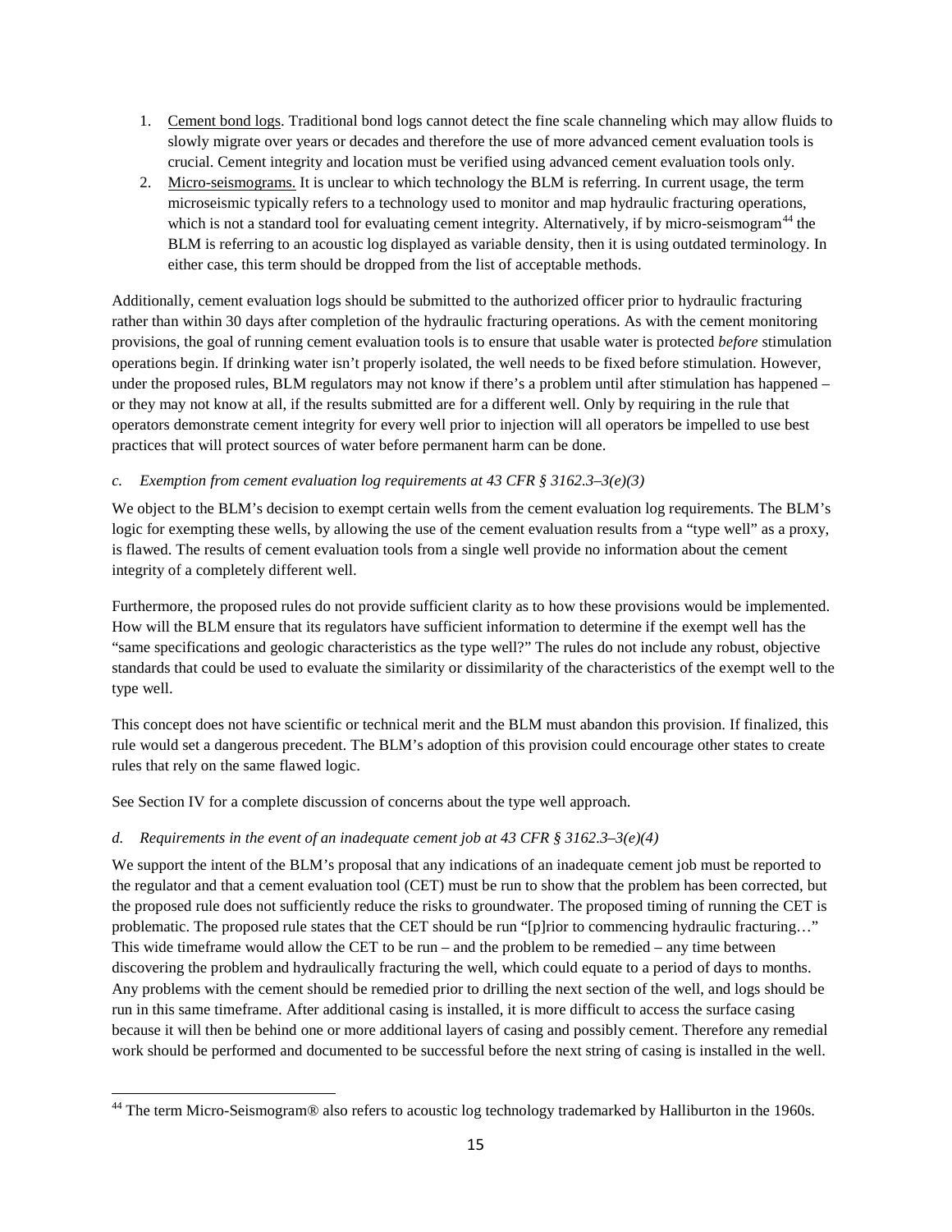1. Cement bond logs. Traditional bond logs cannot detect the fine scale channeling which may allow fluids to slowly migrate over years or decades and therefore the use of more advanced cement evaluation tools is crucial. Cement integrity and location must be verified using advanced cement evaluation tools only.
2. Micro-seismograms. It is unclear to which technology the BLM is referring. In current usage, the term microseismic typically refers to a technology used to monitor and map hydraulic fracturing operations, which is not a standard tool for evaluating cement integrity. Alternatively, if by micro-seismogram[44] the BLM is referring to an acoustic log displayed as variable density, then it is using outdated terminology. In either case, this term should be dropped from the list of acceptable methods.

Additionally, cement evaluation logs should be submitted to the authorized officer prior to hydraulic fracturing rather than within 30 days after completion of the hydraulic fracturing operations. As with the cement monitoring provisions, the goal of running cement evaluation tools is to ensure that usable water is protected *before* stimulation operations begin. If drinking water isn't properly isolated, the well needs to be fixed before stimulation. However, under the proposed rules, BLM regulators may not know if there's a problem until after stimulation has happened – or they may not know at all, if the results submitted are for a different well. Only by requiring in the rule that operators demonstrate cement integrity for every well prior to injection will all operators be impelled to use best practices that will protect sources of water before permanent harm can be done.

*c. Exemption from cement evaluation log requirements at 43 CFR § 3162.3–3(e)(3)*

We object to the BLM's decision to exempt certain wells from the cement evaluation log requirements. The BLM's logic for exempting these wells, by allowing the use of the cement evaluation results from a "type well" as a proxy, is flawed. The results of cement evaluation tools from a single well provide no information about the cement integrity of a completely different well.

Furthermore, the proposed rules do not provide sufficient clarity as to how these provisions would be implemented. How will the BLM ensure that its regulators have sufficient information to determine if the exempt well has the "same specifications and geologic characteristics as the type well?" The rules do not include any robust, objective standards that could be used to evaluate the similarity or dissimilarity of the characteristics of the exempt well to the type well.

This concept does not have scientific or technical merit and the BLM must abandon this provision. If finalized, this rule would set a dangerous precedent. The BLM's adoption of this provision could encourage other states to create rules that rely on the same flawed logic.

See Section IV for a complete discussion of concerns about the type well approach.

*d. Requirements in the event of an inadequate cement job at 43 CFR § 3162.3–3(e)(4)*

We support the intent of the BLM's proposal that any indications of an inadequate cement job must be reported to the regulator and that a cement evaluation tool (CET) must be run to show that the problem has been corrected, but the proposed rule does not sufficiently reduce the risks to groundwater. The proposed timing of running the CET is problematic. The proposed rule states that the CET should be run "[p]rior to commencing hydraulic fracturing…" This wide timeframe would allow the CET to be run – and the problem to be remedied – any time between discovering the problem and hydraulically fracturing the well, which could equate to a period of days to months. Any problems with the cement should be remedied prior to drilling the next section of the well, and logs should be run in this same timeframe. After additional casing is installed, it is more difficult to access the surface casing because it will then be behind one or more additional layers of casing and possibly cement. Therefore any remedial work should be performed and documented to be successful before the next string of casing is installed in the well.

[44] The term Micro-Seismogram® also refers to acoustic log technology trademarked by Halliburton in the 1960s.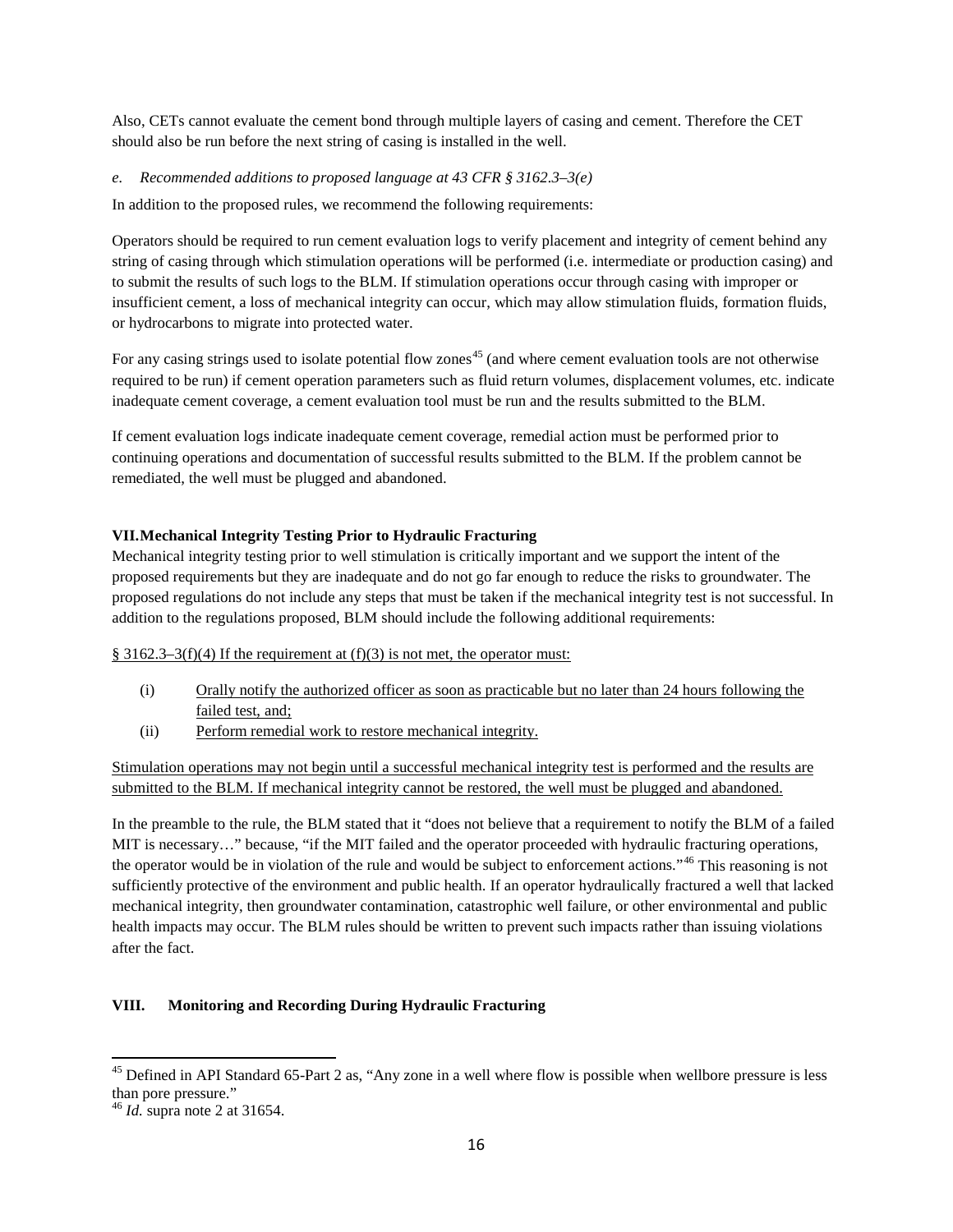Also, CETs cannot evaluate the cement bond through multiple layers of casing and cement. Therefore the CET should also be run before the next string of casing is installed in the well.

*e. Recommended additions to proposed language at 43 CFR § 3162.3–3(e)*

In addition to the proposed rules, we recommend the following requirements:

Operators should be required to run cement evaluation logs to verify placement and integrity of cement behind any string of casing through which stimulation operations will be performed (i.e. intermediate or production casing) and to submit the results of such logs to the BLM. If stimulation operations occur through casing with improper or insufficient cement, a loss of mechanical integrity can occur, which may allow stimulation fluids, formation fluids, or hydrocarbons to migrate into protected water.

For any casing strings used to isolate potential flow zones[45] (and where cement evaluation tools are not otherwise required to be run) if cement operation parameters such as fluid return volumes, displacement volumes, etc. indicate inadequate cement coverage, a cement evaluation tool must be run and the results submitted to the BLM.

If cement evaluation logs indicate inadequate cement coverage, remedial action must be performed prior to continuing operations and documentation of successful results submitted to the BLM. If the problem cannot be remediated, the well must be plugged and abandoned.

**VII. Mechanical Integrity Testing Prior to Hydraulic Fracturing**

Mechanical integrity testing prior to well stimulation is critically important and we support the intent of the proposed requirements but they are inadequate and do not go far enough to reduce the risks to groundwater. The proposed regulations do not include any steps that must be taken if the mechanical integrity test is not successful. In addition to the regulations proposed, BLM should include the following additional requirements:

<u>§ 3162.3–3(f)(4) If the requirement at (f)(3) is not met, the operator must:</u>

(i) <u>Orally notify the authorized officer as soon as practicable but no later than 24 hours following the failed test, and;</u>

(ii) <u>Perform remedial work to restore mechanical integrity.</u>

<u>Stimulation operations may not begin until a successful mechanical integrity test is performed and the results are submitted to the BLM. If mechanical integrity cannot be restored, the well must be plugged and abandoned.</u>

In the preamble to the rule, the BLM stated that it "does not believe that a requirement to notify the BLM of a failed MIT is necessary…" because, "if the MIT failed and the operator proceeded with hydraulic fracturing operations, the operator would be in violation of the rule and would be subject to enforcement actions."[46] This reasoning is not sufficiently protective of the environment and public health. If an operator hydraulically fractured a well that lacked mechanical integrity, then groundwater contamination, catastrophic well failure, or other environmental and public health impacts may occur. The BLM rules should be written to prevent such impacts rather than issuing violations after the fact.

**VIII. Monitoring and Recording During Hydraulic Fracturing**

---

[45] Defined in API Standard 65-Part 2 as, "Any zone in a well where flow is possible when wellbore pressure is less than pore pressure."

[46] *Id.* supra note 2 at 31654.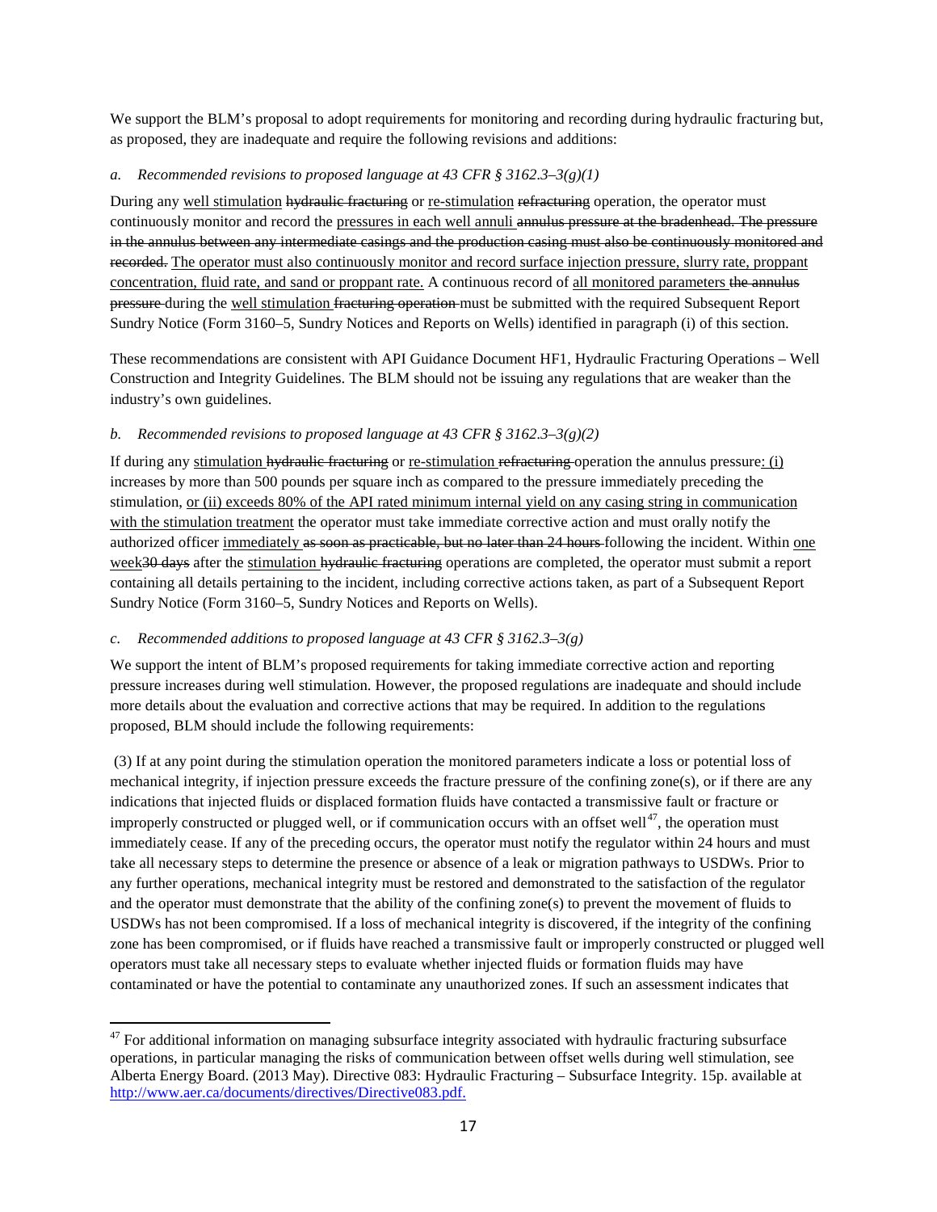We support the BLM's proposal to adopt requirements for monitoring and recording during hydraulic fracturing but, as proposed, they are inadequate and require the following revisions and additions:

*a. Recommended revisions to proposed language at 43 CFR § 3162.3–3(g)(1)*

During any <u>well stimulation</u> ~~hydraulic fracturing~~ or <u>re-stimulation</u> ~~refracturing~~ operation, the operator must continuously monitor and record the <u>pressures in each well annuli</u> ~~annulus pressure at the bradenhead. The pressure in the annulus between any intermediate casings and the production casing must also be continuously monitored and recorded.~~ <u>The operator must also continuously monitor and record surface injection pressure, slurry rate, proppant concentration, fluid rate, and sand or proppant rate.</u> A continuous record of <u>all monitored parameters</u> ~~the annulus pressure~~ during the <u>well stimulation</u> ~~fracturing operation~~ must be submitted with the required Subsequent Report Sundry Notice (Form 3160–5, Sundry Notices and Reports on Wells) identified in paragraph (i) of this section.

These recommendations are consistent with API Guidance Document HF1, Hydraulic Fracturing Operations – Well Construction and Integrity Guidelines. The BLM should not be issuing any regulations that are weaker than the industry's own guidelines.

*b. Recommended revisions to proposed language at 43 CFR § 3162.3–3(g)(2)*

If during any <u>stimulation</u> ~~hydraulic fracturing~~ or <u>re-stimulation</u> ~~refracturing~~ operation the annulus pressure<u>: (i)</u> increases by more than 500 pounds per square inch as compared to the pressure immediately preceding the stimulation, <u>or (ii) exceeds 80% of the API rated minimum internal yield on any casing string in communication with the stimulation treatment</u> the operator must take immediate corrective action and must orally notify the authorized officer <u>immediately</u> ~~as soon as practicable, but no later than 24 hours~~ following the incident. Within <u>one week</u>~~30 days~~ after the <u>stimulation</u> ~~hydraulic fracturing~~ operations are completed, the operator must submit a report containing all details pertaining to the incident, including corrective actions taken, as part of a Subsequent Report Sundry Notice (Form 3160–5, Sundry Notices and Reports on Wells).

*c. Recommended additions to proposed language at 43 CFR § 3162.3–3(g)*

We support the intent of BLM's proposed requirements for taking immediate corrective action and reporting pressure increases during well stimulation. However, the proposed regulations are inadequate and should include more details about the evaluation and corrective actions that may be required. In addition to the regulations proposed, BLM should include the following requirements:

(3) If at any point during the stimulation operation the monitored parameters indicate a loss or potential loss of mechanical integrity, if injection pressure exceeds the fracture pressure of the confining zone(s), or if there are any indications that injected fluids or displaced formation fluids have contacted a transmissive fault or fracture or improperly constructed or plugged well, or if communication occurs with an offset well[47], the operation must immediately cease. If any of the preceding occurs, the operator must notify the regulator within 24 hours and must take all necessary steps to determine the presence or absence of a leak or migration pathways to USDWs. Prior to any further operations, mechanical integrity must be restored and demonstrated to the satisfaction of the regulator and the operator must demonstrate that the ability of the confining zone(s) to prevent the movement of fluids to USDWs has not been compromised. If a loss of mechanical integrity is discovered, if the integrity of the confining zone has been compromised, or if fluids have reached a transmissive fault or improperly constructed or plugged well operators must take all necessary steps to evaluate whether injected fluids or formation fluids may have contaminated or have the potential to contaminate any unauthorized zones. If such an assessment indicates that

[47] For additional information on managing subsurface integrity associated with hydraulic fracturing subsurface operations, in particular managing the risks of communication between offset wells during well stimulation, see Alberta Energy Board. (2013 May). Directive 083: Hydraulic Fracturing – Subsurface Integrity. 15p. available at http://www.aer.ca/documents/directives/Directive083.pdf.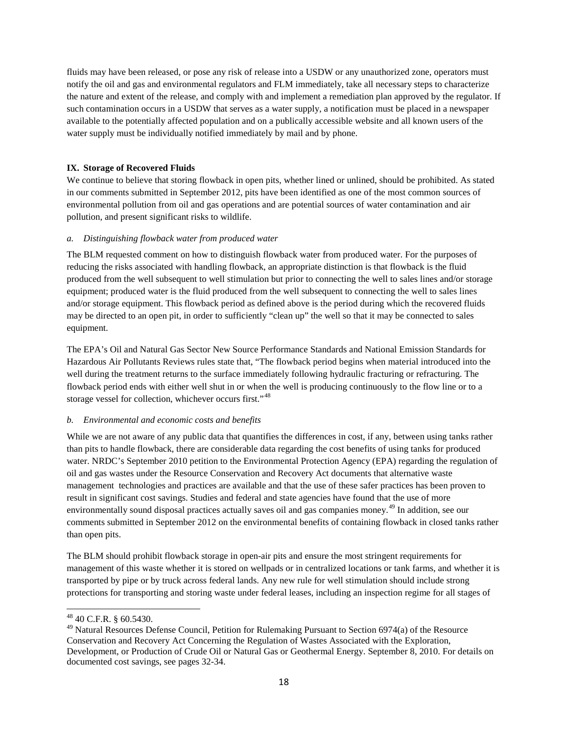fluids may have been released, or pose any risk of release into a USDW or any unauthorized zone, operators must notify the oil and gas and environmental regulators and FLM immediately, take all necessary steps to characterize the nature and extent of the release, and comply with and implement a remediation plan approved by the regulator. If such contamination occurs in a USDW that serves as a water supply, a notification must be placed in a newspaper available to the potentially affected population and on a publically accessible website and all known users of the water supply must be individually notified immediately by mail and by phone.

**IX. Storage of Recovered Fluids**

We continue to believe that storing flowback in open pits, whether lined or unlined, should be prohibited. As stated in our comments submitted in September 2012, pits have been identified as one of the most common sources of environmental pollution from oil and gas operations and are potential sources of water contamination and air pollution, and present significant risks to wildlife.

*a. Distinguishing flowback water from produced water*

The BLM requested comment on how to distinguish flowback water from produced water. For the purposes of reducing the risks associated with handling flowback, an appropriate distinction is that flowback is the fluid produced from the well subsequent to well stimulation but prior to connecting the well to sales lines and/or storage equipment; produced water is the fluid produced from the well subsequent to connecting the well to sales lines and/or storage equipment. This flowback period as defined above is the period during which the recovered fluids may be directed to an open pit, in order to sufficiently "clean up" the well so that it may be connected to sales equipment.

The EPA's Oil and Natural Gas Sector New Source Performance Standards and National Emission Standards for Hazardous Air Pollutants Reviews rules state that, "The flowback period begins when material introduced into the well during the treatment returns to the surface immediately following hydraulic fracturing or refracturing. The flowback period ends with either well shut in or when the well is producing continuously to the flow line or to a storage vessel for collection, whichever occurs first."[48]

*b. Environmental and economic costs and benefits*

While we are not aware of any public data that quantifies the differences in cost, if any, between using tanks rather than pits to handle flowback, there are considerable data regarding the cost benefits of using tanks for produced water. NRDC's September 2010 petition to the Environmental Protection Agency (EPA) regarding the regulation of oil and gas wastes under the Resource Conservation and Recovery Act documents that alternative waste management technologies and practices are available and that the use of these safer practices has been proven to result in significant cost savings. Studies and federal and state agencies have found that the use of more environmentally sound disposal practices actually saves oil and gas companies money.[49] In addition, see our comments submitted in September 2012 on the environmental benefits of containing flowback in closed tanks rather than open pits.

The BLM should prohibit flowback storage in open-air pits and ensure the most stringent requirements for management of this waste whether it is stored on wellpads or in centralized locations or tank farms, and whether it is transported by pipe or by truck across federal lands. Any new rule for well stimulation should include strong protections for transporting and storing waste under federal leases, including an inspection regime for all stages of

---

[48] 40 C.F.R. § 60.5430.

[49] Natural Resources Defense Council, Petition for Rulemaking Pursuant to Section 6974(a) of the Resource Conservation and Recovery Act Concerning the Regulation of Wastes Associated with the Exploration, Development, or Production of Crude Oil or Natural Gas or Geothermal Energy. September 8, 2010. For details on documented cost savings, see pages 32-34.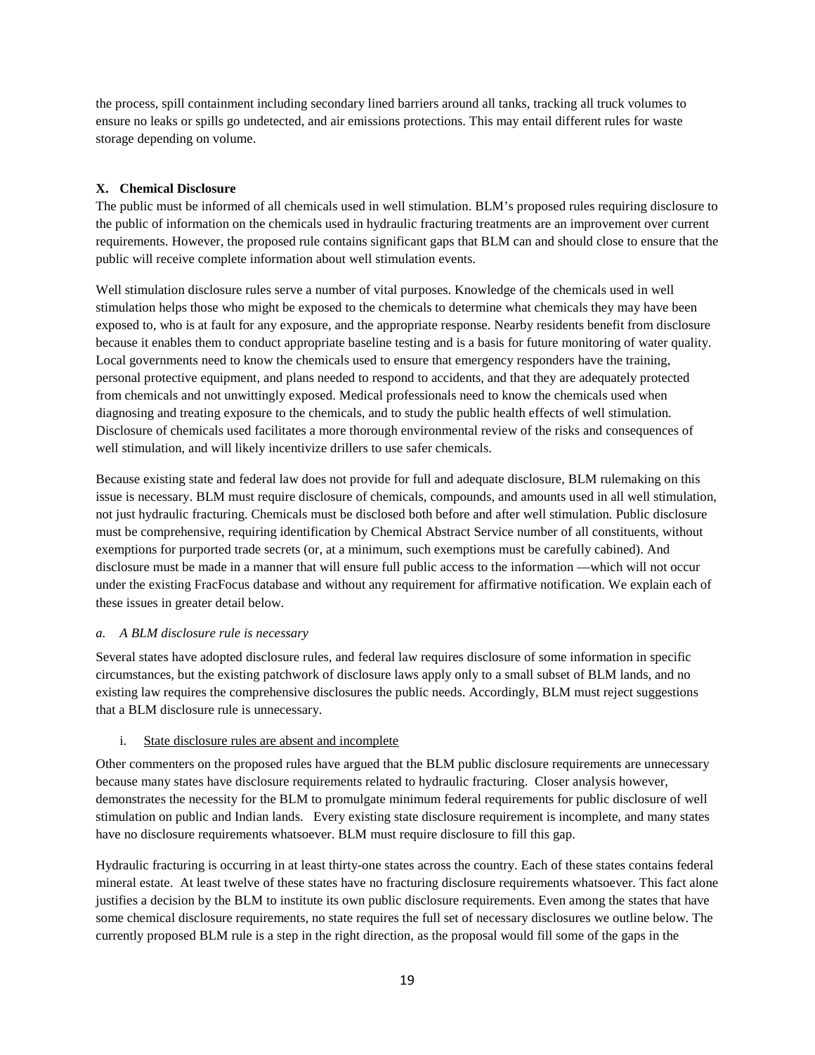the process, spill containment including secondary lined barriers around all tanks, tracking all truck volumes to ensure no leaks or spills go undetected, and air emissions protections. This may entail different rules for waste storage depending on volume.

## X. Chemical Disclosure

The public must be informed of all chemicals used in well stimulation. BLM's proposed rules requiring disclosure to the public of information on the chemicals used in hydraulic fracturing treatments are an improvement over current requirements. However, the proposed rule contains significant gaps that BLM can and should close to ensure that the public will receive complete information about well stimulation events.

Well stimulation disclosure rules serve a number of vital purposes. Knowledge of the chemicals used in well stimulation helps those who might be exposed to the chemicals to determine what chemicals they may have been exposed to, who is at fault for any exposure, and the appropriate response. Nearby residents benefit from disclosure because it enables them to conduct appropriate baseline testing and is a basis for future monitoring of water quality. Local governments need to know the chemicals used to ensure that emergency responders have the training, personal protective equipment, and plans needed to respond to accidents, and that they are adequately protected from chemicals and not unwittingly exposed. Medical professionals need to know the chemicals used when diagnosing and treating exposure to the chemicals, and to study the public health effects of well stimulation. Disclosure of chemicals used facilitates a more thorough environmental review of the risks and consequences of well stimulation, and will likely incentivize drillers to use safer chemicals.

Because existing state and federal law does not provide for full and adequate disclosure, BLM rulemaking on this issue is necessary. BLM must require disclosure of chemicals, compounds, and amounts used in all well stimulation, not just hydraulic fracturing. Chemicals must be disclosed both before and after well stimulation. Public disclosure must be comprehensive, requiring identification by Chemical Abstract Service number of all constituents, without exemptions for purported trade secrets (or, at a minimum, such exemptions must be carefully cabined). And disclosure must be made in a manner that will ensure full public access to the information —which will not occur under the existing FracFocus database and without any requirement for affirmative notification. We explain each of these issues in greater detail below.

### *a. A BLM disclosure rule is necessary*

Several states have adopted disclosure rules, and federal law requires disclosure of some information in specific circumstances, but the existing patchwork of disclosure laws apply only to a small subset of BLM lands, and no existing law requires the comprehensive disclosures the public needs. Accordingly, BLM must reject suggestions that a BLM disclosure rule is unnecessary.

#### i. State disclosure rules are absent and incomplete

Other commenters on the proposed rules have argued that the BLM public disclosure requirements are unnecessary because many states have disclosure requirements related to hydraulic fracturing. Closer analysis however, demonstrates the necessity for the BLM to promulgate minimum federal requirements for public disclosure of well stimulation on public and Indian lands. Every existing state disclosure requirement is incomplete, and many states have no disclosure requirements whatsoever. BLM must require disclosure to fill this gap.

Hydraulic fracturing is occurring in at least thirty-one states across the country. Each of these states contains federal mineral estate. At least twelve of these states have no fracturing disclosure requirements whatsoever. This fact alone justifies a decision by the BLM to institute its own public disclosure requirements. Even among the states that have some chemical disclosure requirements, no state requires the full set of necessary disclosures we outline below. The currently proposed BLM rule is a step in the right direction, as the proposal would fill some of the gaps in the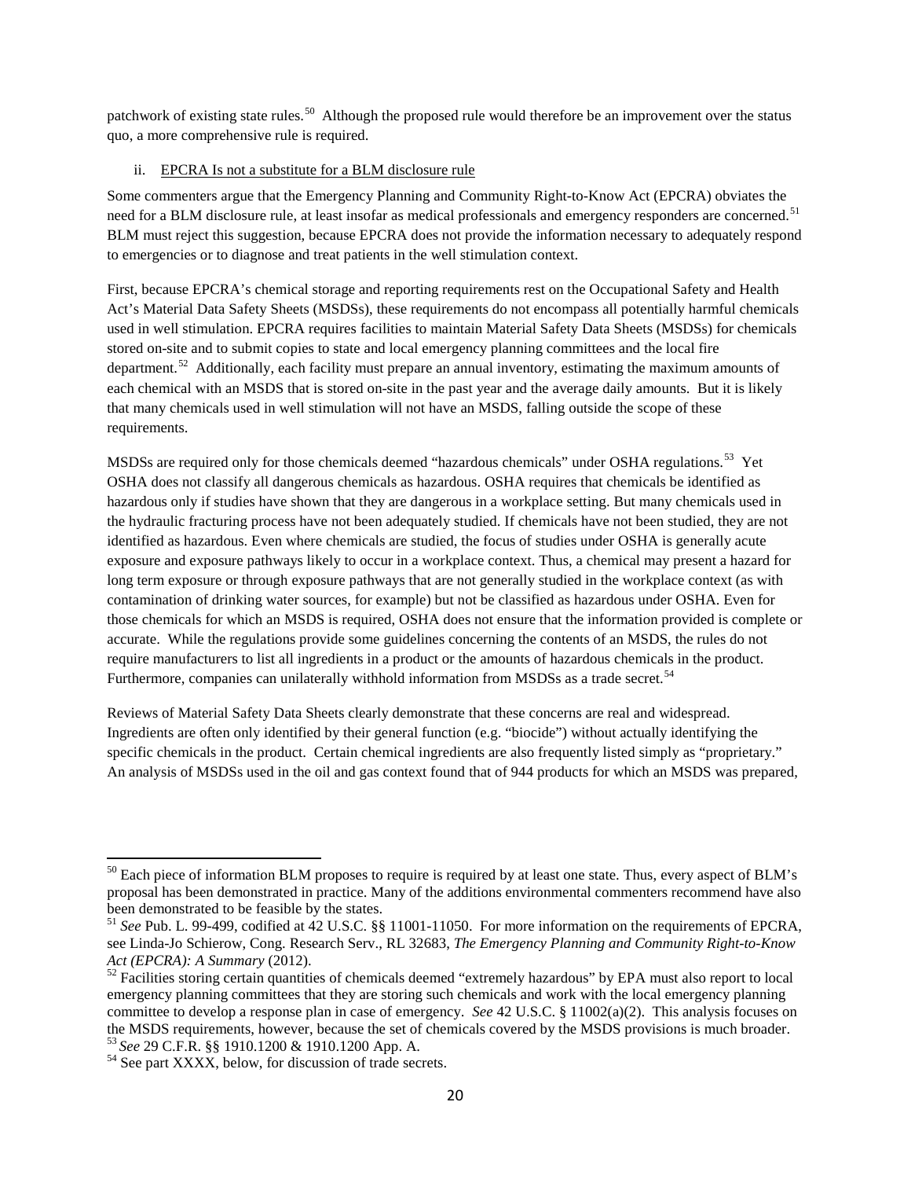patchwork of existing state rules.[50] Although the proposed rule would therefore be an improvement over the status quo, a more comprehensive rule is required.

ii. EPCRA Is not a substitute for a BLM disclosure rule

Some commenters argue that the Emergency Planning and Community Right-to-Know Act (EPCRA) obviates the need for a BLM disclosure rule, at least insofar as medical professionals and emergency responders are concerned.[51] BLM must reject this suggestion, because EPCRA does not provide the information necessary to adequately respond to emergencies or to diagnose and treat patients in the well stimulation context.

First, because EPCRA's chemical storage and reporting requirements rest on the Occupational Safety and Health Act's Material Data Safety Sheets (MSDSs), these requirements do not encompass all potentially harmful chemicals used in well stimulation. EPCRA requires facilities to maintain Material Safety Data Sheets (MSDSs) for chemicals stored on-site and to submit copies to state and local emergency planning committees and the local fire department.[52] Additionally, each facility must prepare an annual inventory, estimating the maximum amounts of each chemical with an MSDS that is stored on-site in the past year and the average daily amounts. But it is likely that many chemicals used in well stimulation will not have an MSDS, falling outside the scope of these requirements.

MSDSs are required only for those chemicals deemed "hazardous chemicals" under OSHA regulations.[53] Yet OSHA does not classify all dangerous chemicals as hazardous. OSHA requires that chemicals be identified as hazardous only if studies have shown that they are dangerous in a workplace setting. But many chemicals used in the hydraulic fracturing process have not been adequately studied. If chemicals have not been studied, they are not identified as hazardous. Even where chemicals are studied, the focus of studies under OSHA is generally acute exposure and exposure pathways likely to occur in a workplace context. Thus, a chemical may present a hazard for long term exposure or through exposure pathways that are not generally studied in the workplace context (as with contamination of drinking water sources, for example) but not be classified as hazardous under OSHA. Even for those chemicals for which an MSDS is required, OSHA does not ensure that the information provided is complete or accurate. While the regulations provide some guidelines concerning the contents of an MSDS, the rules do not require manufacturers to list all ingredients in a product or the amounts of hazardous chemicals in the product. Furthermore, companies can unilaterally withhold information from MSDSs as a trade secret.[54]

Reviews of Material Safety Data Sheets clearly demonstrate that these concerns are real and widespread. Ingredients are often only identified by their general function (e.g. "biocide") without actually identifying the specific chemicals in the product. Certain chemical ingredients are also frequently listed simply as "proprietary." An analysis of MSDSs used in the oil and gas context found that of 944 products for which an MSDS was prepared,

---

[50] Each piece of information BLM proposes to require is required by at least one state. Thus, every aspect of BLM's proposal has been demonstrated in practice. Many of the additions environmental commenters recommend have also been demonstrated to be feasible by the states.

[51] *See* Pub. L. 99-499, codified at 42 U.S.C. §§ 11001-11050. For more information on the requirements of EPCRA, see Linda-Jo Schierow, Cong. Research Serv., RL 32683, *The Emergency Planning and Community Right-to-Know Act (EPCRA): A Summary* (2012).

[52] Facilities storing certain quantities of chemicals deemed "extremely hazardous" by EPA must also report to local emergency planning committees that they are storing such chemicals and work with the local emergency planning committee to develop a response plan in case of emergency. *See* 42 U.S.C. § 11002(a)(2). This analysis focuses on the MSDS requirements, however, because the set of chemicals covered by the MSDS provisions is much broader.

[53] *See* 29 C.F.R. §§ 1910.1200 & 1910.1200 App. A.

[54] See part XXXX, below, for discussion of trade secrets.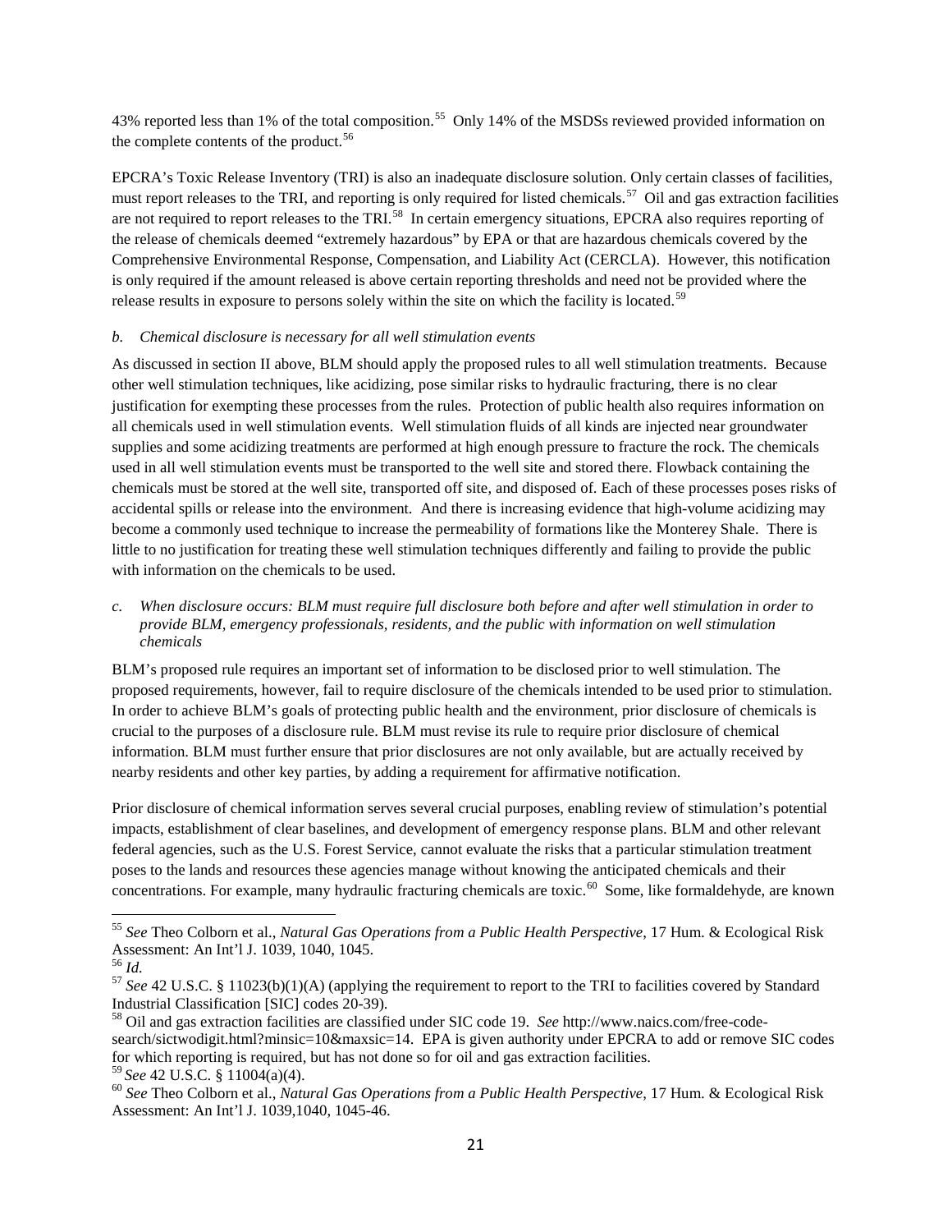43% reported less than 1% of the total composition.[55] Only 14% of the MSDSs reviewed provided information on the complete contents of the product.[56]

EPCRA's Toxic Release Inventory (TRI) is also an inadequate disclosure solution. Only certain classes of facilities, must report releases to the TRI, and reporting is only required for listed chemicals.[57] Oil and gas extraction facilities are not required to report releases to the TRI.[58] In certain emergency situations, EPCRA also requires reporting of the release of chemicals deemed "extremely hazardous" by EPA or that are hazardous chemicals covered by the Comprehensive Environmental Response, Compensation, and Liability Act (CERCLA). However, this notification is only required if the amount released is above certain reporting thresholds and need not be provided where the release results in exposure to persons solely within the site on which the facility is located.[59]

*b. Chemical disclosure is necessary for all well stimulation events*

As discussed in section II above, BLM should apply the proposed rules to all well stimulation treatments. Because other well stimulation techniques, like acidizing, pose similar risks to hydraulic fracturing, there is no clear justification for exempting these processes from the rules. Protection of public health also requires information on all chemicals used in well stimulation events. Well stimulation fluids of all kinds are injected near groundwater supplies and some acidizing treatments are performed at high enough pressure to fracture the rock. The chemicals used in all well stimulation events must be transported to the well site and stored there. Flowback containing the chemicals must be stored at the well site, transported off site, and disposed of. Each of these processes poses risks of accidental spills or release into the environment. And there is increasing evidence that high-volume acidizing may become a commonly used technique to increase the permeability of formations like the Monterey Shale. There is little to no justification for treating these well stimulation techniques differently and failing to provide the public with information on the chemicals to be used.

*c. When disclosure occurs: BLM must require full disclosure both before and after well stimulation in order to provide BLM, emergency professionals, residents, and the public with information on well stimulation chemicals*

BLM's proposed rule requires an important set of information to be disclosed prior to well stimulation. The proposed requirements, however, fail to require disclosure of the chemicals intended to be used prior to stimulation. In order to achieve BLM's goals of protecting public health and the environment, prior disclosure of chemicals is crucial to the purposes of a disclosure rule. BLM must revise its rule to require prior disclosure of chemical information. BLM must further ensure that prior disclosures are not only available, but are actually received by nearby residents and other key parties, by adding a requirement for affirmative notification.

Prior disclosure of chemical information serves several crucial purposes, enabling review of stimulation's potential impacts, establishment of clear baselines, and development of emergency response plans. BLM and other relevant federal agencies, such as the U.S. Forest Service, cannot evaluate the risks that a particular stimulation treatment poses to the lands and resources these agencies manage without knowing the anticipated chemicals and their concentrations. For example, many hydraulic fracturing chemicals are toxic.[60] Some, like formaldehyde, are known

---

[55] *See* Theo Colborn et al., *Natural Gas Operations from a Public Health Perspective*, 17 Hum. & Ecological Risk Assessment: An Int'l J. 1039, 1040, 1045.

[56] *Id.*

[57] *See* 42 U.S.C. § 11023(b)(1)(A) (applying the requirement to report to the TRI to facilities covered by Standard Industrial Classification [SIC] codes 20-39).

[58] Oil and gas extraction facilities are classified under SIC code 19. *See* http://www.naics.com/free-code-search/sictwodigit.html?minsic=10&maxsic=14. EPA is given authority under EPCRA to add or remove SIC codes for which reporting is required, but has not done so for oil and gas extraction facilities.

[59] *See* 42 U.S.C. § 11004(a)(4).

[60] *See* Theo Colborn et al., *Natural Gas Operations from a Public Health Perspective*, 17 Hum. & Ecological Risk Assessment: An Int'l J. 1039,1040, 1045-46.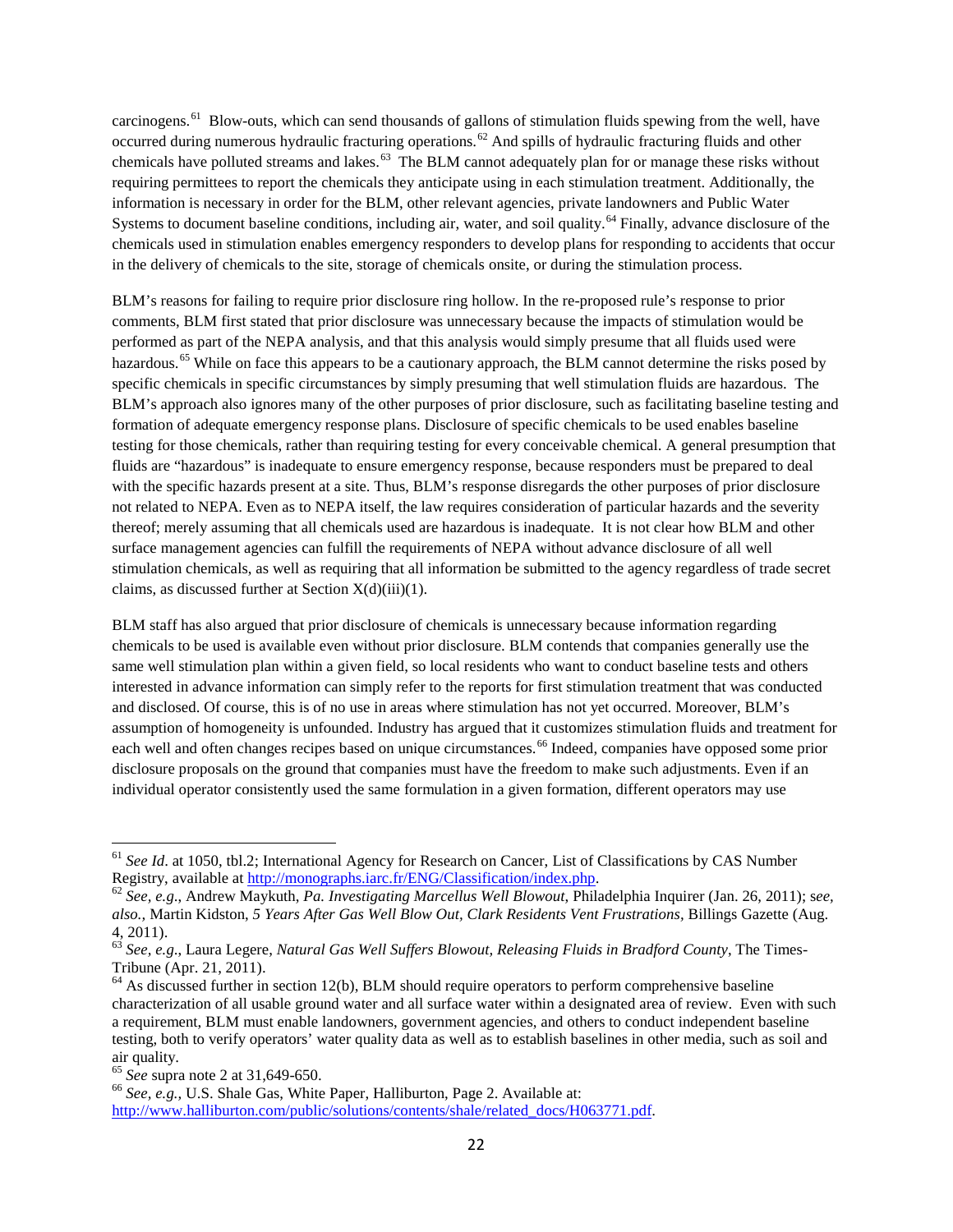carcinogens.[61] Blow-outs, which can send thousands of gallons of stimulation fluids spewing from the well, have occurred during numerous hydraulic fracturing operations.[62] And spills of hydraulic fracturing fluids and other chemicals have polluted streams and lakes.[63] The BLM cannot adequately plan for or manage these risks without requiring permittees to report the chemicals they anticipate using in each stimulation treatment. Additionally, the information is necessary in order for the BLM, other relevant agencies, private landowners and Public Water Systems to document baseline conditions, including air, water, and soil quality.[64] Finally, advance disclosure of the chemicals used in stimulation enables emergency responders to develop plans for responding to accidents that occur in the delivery of chemicals to the site, storage of chemicals onsite, or during the stimulation process.

BLM's reasons for failing to require prior disclosure ring hollow. In the re-proposed rule's response to prior comments, BLM first stated that prior disclosure was unnecessary because the impacts of stimulation would be performed as part of the NEPA analysis, and that this analysis would simply presume that all fluids used were hazardous.[65] While on face this appears to be a cautionary approach, the BLM cannot determine the risks posed by specific chemicals in specific circumstances by simply presuming that well stimulation fluids are hazardous. The BLM's approach also ignores many of the other purposes of prior disclosure, such as facilitating baseline testing and formation of adequate emergency response plans. Disclosure of specific chemicals to be used enables baseline testing for those chemicals, rather than requiring testing for every conceivable chemical. A general presumption that fluids are "hazardous" is inadequate to ensure emergency response, because responders must be prepared to deal with the specific hazards present at a site. Thus, BLM's response disregards the other purposes of prior disclosure not related to NEPA. Even as to NEPA itself, the law requires consideration of particular hazards and the severity thereof; merely assuming that all chemicals used are hazardous is inadequate. It is not clear how BLM and other surface management agencies can fulfill the requirements of NEPA without advance disclosure of all well stimulation chemicals, as well as requiring that all information be submitted to the agency regardless of trade secret claims, as discussed further at Section X(d)(iii)(1).

BLM staff has also argued that prior disclosure of chemicals is unnecessary because information regarding chemicals to be used is available even without prior disclosure. BLM contends that companies generally use the same well stimulation plan within a given field, so local residents who want to conduct baseline tests and others interested in advance information can simply refer to the reports for first stimulation treatment that was conducted and disclosed. Of course, this is of no use in areas where stimulation has not yet occurred. Moreover, BLM's assumption of homogeneity is unfounded. Industry has argued that it customizes stimulation fluids and treatment for each well and often changes recipes based on unique circumstances.[66] Indeed, companies have opposed some prior disclosure proposals on the ground that companies must have the freedom to make such adjustments. Even if an individual operator consistently used the same formulation in a given formation, different operators may use

---

[61] *See Id*. at 1050, tbl.2; International Agency for Research on Cancer, List of Classifications by CAS Number Registry, available at http://monographs.iarc.fr/ENG/Classification/index.php.

[62] *See, e.g.*, Andrew Maykuth, *Pa. Investigating Marcellus Well Blowout*, Philadelphia Inquirer (Jan. 26, 2011); s*ee, also.,* Martin Kidston, *5 Years After Gas Well Blow Out, Clark Residents Vent Frustrations*, Billings Gazette (Aug. 4, 2011).

[63] *See, e.g*., Laura Legere, *Natural Gas Well Suffers Blowout, Releasing Fluids in Bradford County*, The Times-Tribune (Apr. 21, 2011).

[64] As discussed further in section 12(b), BLM should require operators to perform comprehensive baseline characterization of all usable ground water and all surface water within a designated area of review. Even with such a requirement, BLM must enable landowners, government agencies, and others to conduct independent baseline testing, both to verify operators' water quality data as well as to establish baselines in other media, such as soil and air quality.

[65] *See* supra note 2 at 31,649-650.

[66] *See, e.g.,* U.S. Shale Gas, White Paper, Halliburton, Page 2. Available at: http://www.halliburton.com/public/solutions/contents/shale/related_docs/H063771.pdf.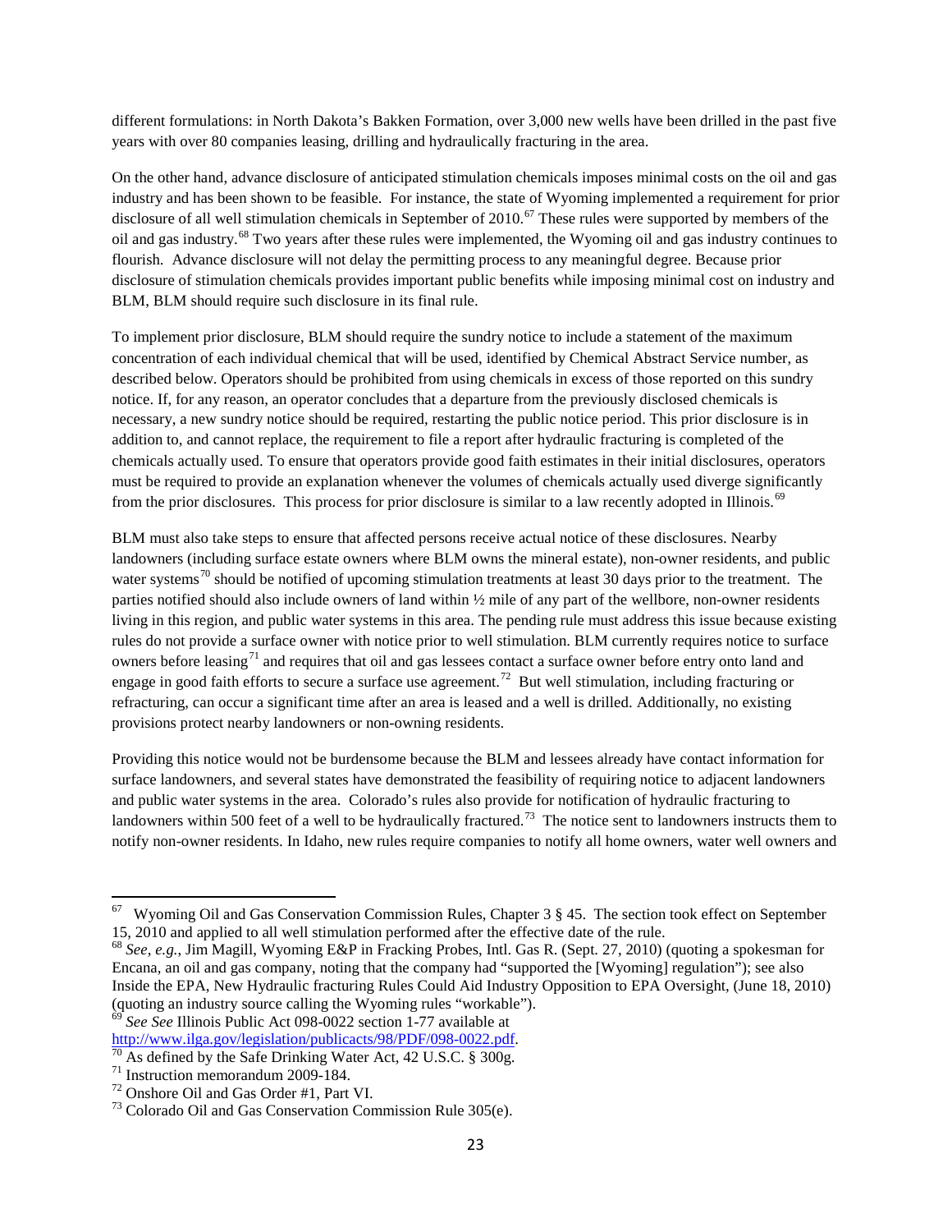different formulations: in North Dakota's Bakken Formation, over 3,000 new wells have been drilled in the past five years with over 80 companies leasing, drilling and hydraulically fracturing in the area.

On the other hand, advance disclosure of anticipated stimulation chemicals imposes minimal costs on the oil and gas industry and has been shown to be feasible. For instance, the state of Wyoming implemented a requirement for prior disclosure of all well stimulation chemicals in September of 2010.[67] These rules were supported by members of the oil and gas industry.[68] Two years after these rules were implemented, the Wyoming oil and gas industry continues to flourish. Advance disclosure will not delay the permitting process to any meaningful degree. Because prior disclosure of stimulation chemicals provides important public benefits while imposing minimal cost on industry and BLM, BLM should require such disclosure in its final rule.

To implement prior disclosure, BLM should require the sundry notice to include a statement of the maximum concentration of each individual chemical that will be used, identified by Chemical Abstract Service number, as described below. Operators should be prohibited from using chemicals in excess of those reported on this sundry notice. If, for any reason, an operator concludes that a departure from the previously disclosed chemicals is necessary, a new sundry notice should be required, restarting the public notice period. This prior disclosure is in addition to, and cannot replace, the requirement to file a report after hydraulic fracturing is completed of the chemicals actually used. To ensure that operators provide good faith estimates in their initial disclosures, operators must be required to provide an explanation whenever the volumes of chemicals actually used diverge significantly from the prior disclosures. This process for prior disclosure is similar to a law recently adopted in Illinois.[69]

BLM must also take steps to ensure that affected persons receive actual notice of these disclosures. Nearby landowners (including surface estate owners where BLM owns the mineral estate), non-owner residents, and public water systems[70] should be notified of upcoming stimulation treatments at least 30 days prior to the treatment. The parties notified should also include owners of land within ½ mile of any part of the wellbore, non-owner residents living in this region, and public water systems in this area. The pending rule must address this issue because existing rules do not provide a surface owner with notice prior to well stimulation. BLM currently requires notice to surface owners before leasing[71] and requires that oil and gas lessees contact a surface owner before entry onto land and engage in good faith efforts to secure a surface use agreement.[72] But well stimulation, including fracturing or refracturing, can occur a significant time after an area is leased and a well is drilled. Additionally, no existing provisions protect nearby landowners or non-owning residents.

Providing this notice would not be burdensome because the BLM and lessees already have contact information for surface landowners, and several states have demonstrated the feasibility of requiring notice to adjacent landowners and public water systems in the area. Colorado's rules also provide for notification of hydraulic fracturing to landowners within 500 feet of a well to be hydraulically fractured.[73] The notice sent to landowners instructs them to notify non-owner residents. In Idaho, new rules require companies to notify all home owners, water well owners and

---

[67] Wyoming Oil and Gas Conservation Commission Rules, Chapter 3 § 45. The section took effect on September 15, 2010 and applied to all well stimulation performed after the effective date of the rule.

[68] *See, e.g.*, Jim Magill, Wyoming E&P in Fracking Probes, Intl. Gas R. (Sept. 27, 2010) (quoting a spokesman for Encana, an oil and gas company, noting that the company had "supported the [Wyoming] regulation"); see also Inside the EPA, New Hydraulic fracturing Rules Could Aid Industry Opposition to EPA Oversight, (June 18, 2010) (quoting an industry source calling the Wyoming rules "workable").

[69] *See See* Illinois Public Act 098-0022 section 1-77 available at http://www.ilga.gov/legislation/publicacts/98/PDF/098-0022.pdf.

[70] As defined by the Safe Drinking Water Act, 42 U.S.C. § 300g.

[71] Instruction memorandum 2009-184.

[72] Onshore Oil and Gas Order #1, Part VI.

[73] Colorado Oil and Gas Conservation Commission Rule 305(e).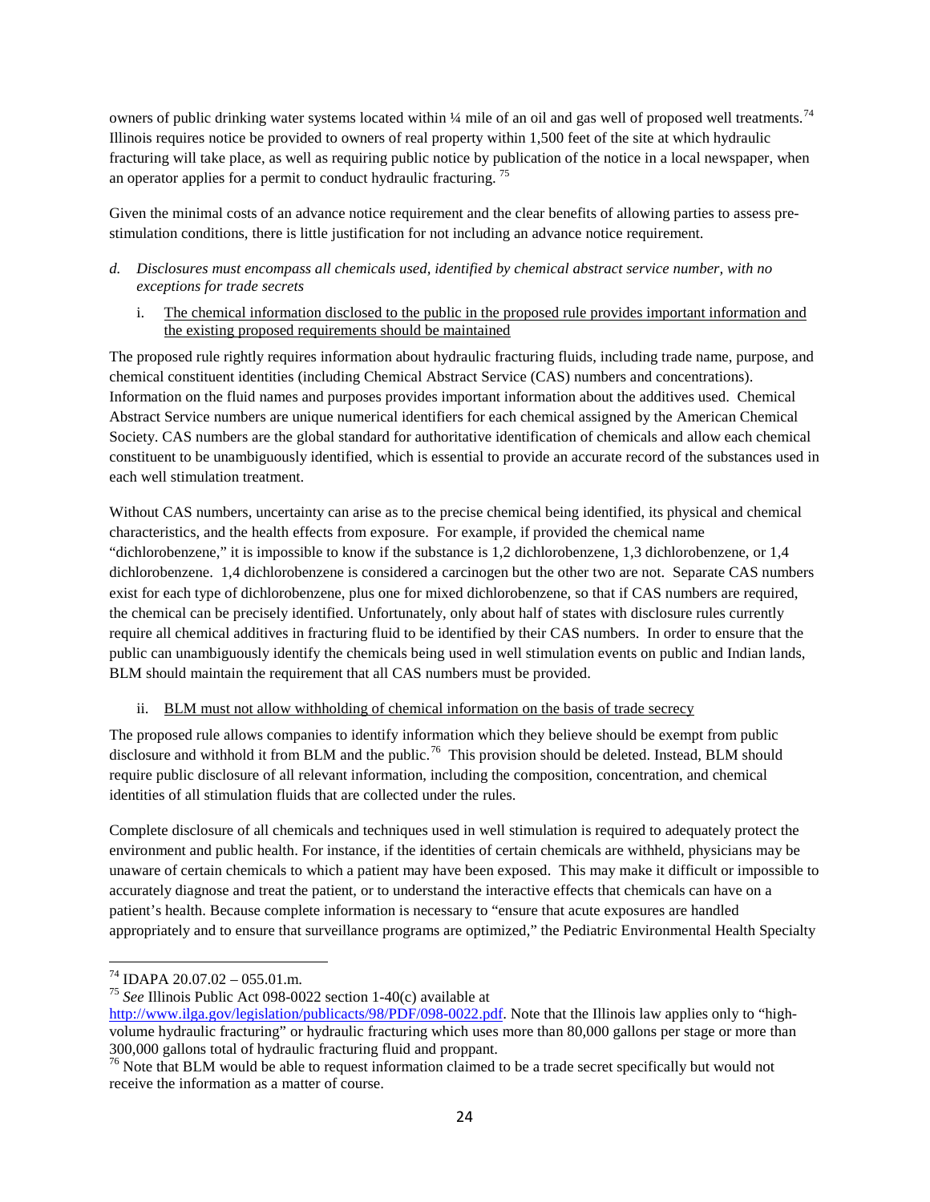owners of public drinking water systems located within ¼ mile of an oil and gas well of proposed well treatments.[74] Illinois requires notice be provided to owners of real property within 1,500 feet of the site at which hydraulic fracturing will take place, as well as requiring public notice by publication of the notice in a local newspaper, when an operator applies for a permit to conduct hydraulic fracturing.[75]

Given the minimal costs of an advance notice requirement and the clear benefits of allowing parties to assess pre-stimulation conditions, there is little justification for not including an advance notice requirement.

*d. Disclosures must encompass all chemicals used, identified by chemical abstract service number, with no exceptions for trade secrets*

i. <u>The chemical information disclosed to the public in the proposed rule provides important information and the existing proposed requirements should be maintained</u>

The proposed rule rightly requires information about hydraulic fracturing fluids, including trade name, purpose, and chemical constituent identities (including Chemical Abstract Service (CAS) numbers and concentrations). Information on the fluid names and purposes provides important information about the additives used. Chemical Abstract Service numbers are unique numerical identifiers for each chemical assigned by the American Chemical Society. CAS numbers are the global standard for authoritative identification of chemicals and allow each chemical constituent to be unambiguously identified, which is essential to provide an accurate record of the substances used in each well stimulation treatment.

Without CAS numbers, uncertainty can arise as to the precise chemical being identified, its physical and chemical characteristics, and the health effects from exposure. For example, if provided the chemical name "dichlorobenzene," it is impossible to know if the substance is 1,2 dichlorobenzene, 1,3 dichlorobenzene, or 1,4 dichlorobenzene. 1,4 dichlorobenzene is considered a carcinogen but the other two are not. Separate CAS numbers exist for each type of dichlorobenzene, plus one for mixed dichlorobenzene, so that if CAS numbers are required, the chemical can be precisely identified. Unfortunately, only about half of states with disclosure rules currently require all chemical additives in fracturing fluid to be identified by their CAS numbers. In order to ensure that the public can unambiguously identify the chemicals being used in well stimulation events on public and Indian lands, BLM should maintain the requirement that all CAS numbers must be provided.

ii. <u>BLM must not allow withholding of chemical information on the basis of trade secrecy</u>

The proposed rule allows companies to identify information which they believe should be exempt from public disclosure and withhold it from BLM and the public.[76] This provision should be deleted. Instead, BLM should require public disclosure of all relevant information, including the composition, concentration, and chemical identities of all stimulation fluids that are collected under the rules.

Complete disclosure of all chemicals and techniques used in well stimulation is required to adequately protect the environment and public health. For instance, if the identities of certain chemicals are withheld, physicians may be unaware of certain chemicals to which a patient may have been exposed. This may make it difficult or impossible to accurately diagnose and treat the patient, or to understand the interactive effects that chemicals can have on a patient's health. Because complete information is necessary to "ensure that acute exposures are handled appropriately and to ensure that surveillance programs are optimized," the Pediatric Environmental Health Specialty

---

[74] IDAPA 20.07.02 – 055.01.m.

[75] *See* Illinois Public Act 098-0022 section 1-40(c) available at http://www.ilga.gov/legislation/publicacts/98/PDF/098-0022.pdf. Note that the Illinois law applies only to "high-volume hydraulic fracturing" or hydraulic fracturing which uses more than 80,000 gallons per stage or more than 300,000 gallons total of hydraulic fracturing fluid and proppant.

[76] Note that BLM would be able to request information claimed to be a trade secret specifically but would not receive the information as a matter of course.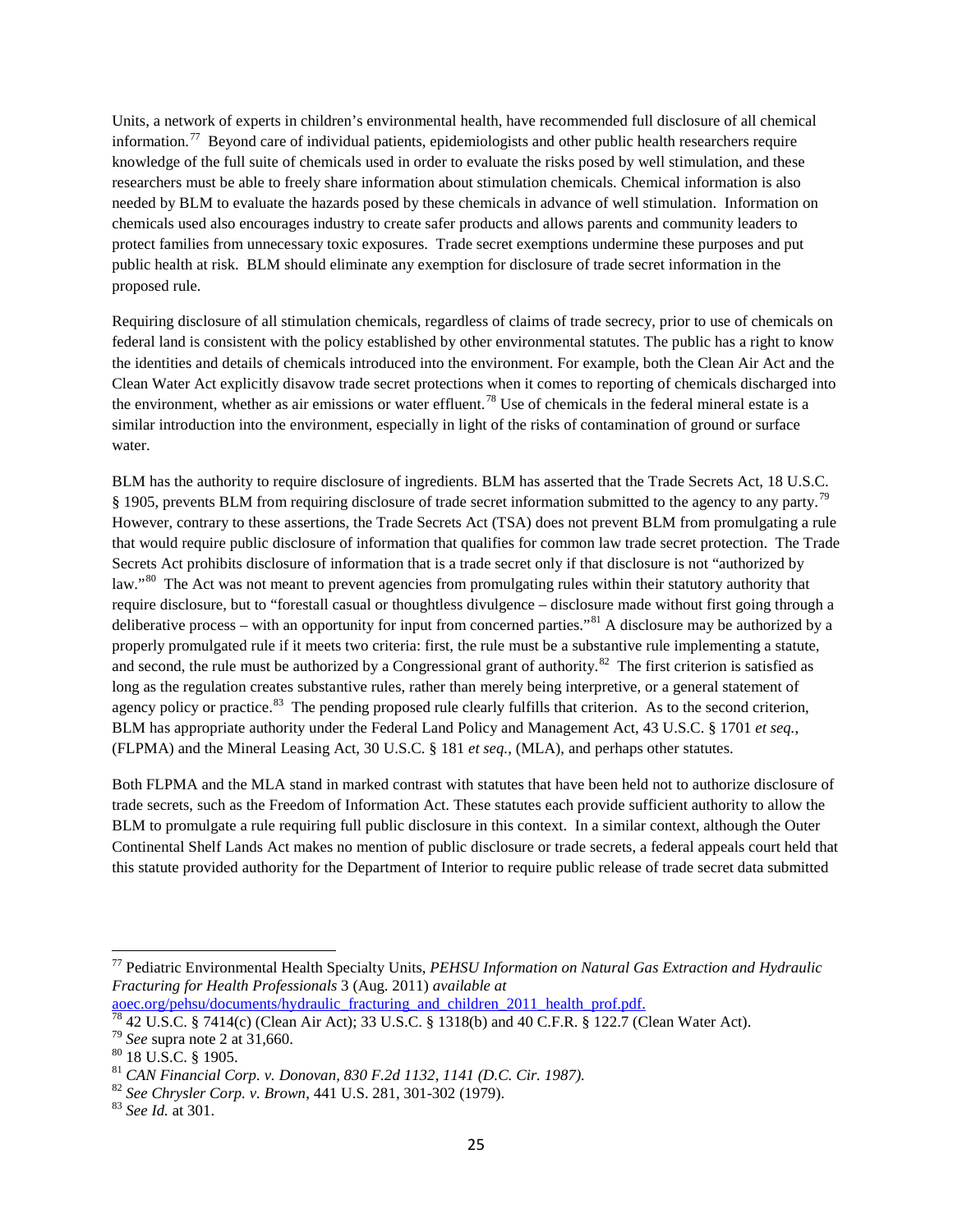Units, a network of experts in children's environmental health, have recommended full disclosure of all chemical information.[77] Beyond care of individual patients, epidemiologists and other public health researchers require knowledge of the full suite of chemicals used in order to evaluate the risks posed by well stimulation, and these researchers must be able to freely share information about stimulation chemicals. Chemical information is also needed by BLM to evaluate the hazards posed by these chemicals in advance of well stimulation. Information on chemicals used also encourages industry to create safer products and allows parents and community leaders to protect families from unnecessary toxic exposures. Trade secret exemptions undermine these purposes and put public health at risk. BLM should eliminate any exemption for disclosure of trade secret information in the proposed rule.

Requiring disclosure of all stimulation chemicals, regardless of claims of trade secrecy, prior to use of chemicals on federal land is consistent with the policy established by other environmental statutes. The public has a right to know the identities and details of chemicals introduced into the environment. For example, both the Clean Air Act and the Clean Water Act explicitly disavow trade secret protections when it comes to reporting of chemicals discharged into the environment, whether as air emissions or water effluent.[78] Use of chemicals in the federal mineral estate is a similar introduction into the environment, especially in light of the risks of contamination of ground or surface water.

BLM has the authority to require disclosure of ingredients. BLM has asserted that the Trade Secrets Act, 18 U.S.C. § 1905, prevents BLM from requiring disclosure of trade secret information submitted to the agency to any party.[79] However, contrary to these assertions, the Trade Secrets Act (TSA) does not prevent BLM from promulgating a rule that would require public disclosure of information that qualifies for common law trade secret protection. The Trade Secrets Act prohibits disclosure of information that is a trade secret only if that disclosure is not "authorized by law."[80] The Act was not meant to prevent agencies from promulgating rules within their statutory authority that require disclosure, but to "forestall casual or thoughtless divulgence – disclosure made without first going through a deliberative process – with an opportunity for input from concerned parties."[81] A disclosure may be authorized by a properly promulgated rule if it meets two criteria: first, the rule must be a substantive rule implementing a statute, and second, the rule must be authorized by a Congressional grant of authority.[82] The first criterion is satisfied as long as the regulation creates substantive rules, rather than merely being interpretive, or a general statement of agency policy or practice.[83] The pending proposed rule clearly fulfills that criterion. As to the second criterion, BLM has appropriate authority under the Federal Land Policy and Management Act, 43 U.S.C. § 1701 *et seq.*, (FLPMA) and the Mineral Leasing Act, 30 U.S.C. § 181 *et seq.*, (MLA), and perhaps other statutes.

Both FLPMA and the MLA stand in marked contrast with statutes that have been held not to authorize disclosure of trade secrets, such as the Freedom of Information Act. These statutes each provide sufficient authority to allow the BLM to promulgate a rule requiring full public disclosure in this context. In a similar context, although the Outer Continental Shelf Lands Act makes no mention of public disclosure or trade secrets, a federal appeals court held that this statute provided authority for the Department of Interior to require public release of trade secret data submitted

---

[77] Pediatric Environmental Health Specialty Units, *PEHSU Information on Natural Gas Extraction and Hydraulic Fracturing for Health Professionals* 3 (Aug. 2011) *available at* aoec.org/pehsu/documents/hydraulic_fracturing_and_children_2011_health_prof.pdf.

[78] 42 U.S.C. § 7414(c) (Clean Air Act); 33 U.S.C. § 1318(b) and 40 C.F.R. § 122.7 (Clean Water Act).

[79] *See* supra note 2 at 31,660.

[80] 18 U.S.C. § 1905.

[81] *CAN Financial Corp. v. Donovan, 830 F.2d 1132, 1141 (D.C. Cir. 1987).*

[82] *See Chrysler Corp. v. Brown*, 441 U.S. 281, 301-302 (1979).

[83] *See Id.* at 301.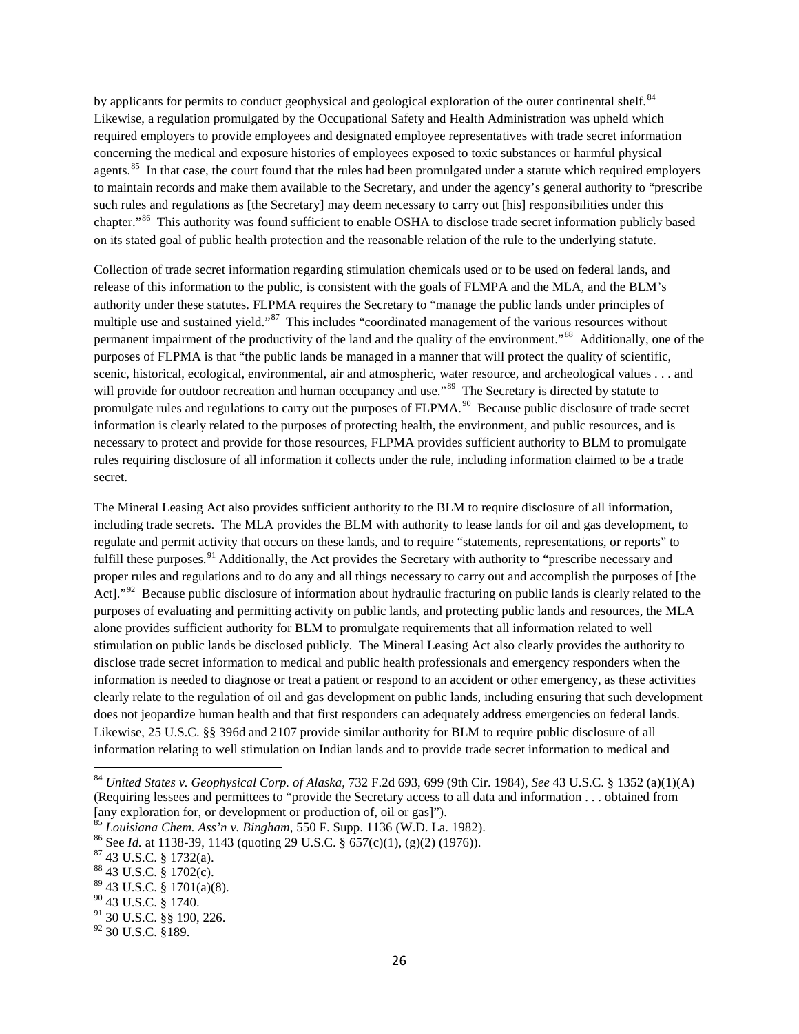by applicants for permits to conduct geophysical and geological exploration of the outer continental shelf.[84] Likewise, a regulation promulgated by the Occupational Safety and Health Administration was upheld which required employers to provide employees and designated employee representatives with trade secret information concerning the medical and exposure histories of employees exposed to toxic substances or harmful physical agents.[85] In that case, the court found that the rules had been promulgated under a statute which required employers to maintain records and make them available to the Secretary, and under the agency's general authority to "prescribe such rules and regulations as [the Secretary] may deem necessary to carry out [his] responsibilities under this chapter."[86] This authority was found sufficient to enable OSHA to disclose trade secret information publicly based on its stated goal of public health protection and the reasonable relation of the rule to the underlying statute.

Collection of trade secret information regarding stimulation chemicals used or to be used on federal lands, and release of this information to the public, is consistent with the goals of FLMPA and the MLA, and the BLM's authority under these statutes. FLPMA requires the Secretary to "manage the public lands under principles of multiple use and sustained yield."[87] This includes "coordinated management of the various resources without permanent impairment of the productivity of the land and the quality of the environment."[88] Additionally, one of the purposes of FLPMA is that "the public lands be managed in a manner that will protect the quality of scientific, scenic, historical, ecological, environmental, air and atmospheric, water resource, and archeological values . . . and will provide for outdoor recreation and human occupancy and use."[89] The Secretary is directed by statute to promulgate rules and regulations to carry out the purposes of FLPMA.[90] Because public disclosure of trade secret information is clearly related to the purposes of protecting health, the environment, and public resources, and is necessary to protect and provide for those resources, FLPMA provides sufficient authority to BLM to promulgate rules requiring disclosure of all information it collects under the rule, including information claimed to be a trade secret.

The Mineral Leasing Act also provides sufficient authority to the BLM to require disclosure of all information, including trade secrets. The MLA provides the BLM with authority to lease lands for oil and gas development, to regulate and permit activity that occurs on these lands, and to require "statements, representations, or reports" to fulfill these purposes.[91] Additionally, the Act provides the Secretary with authority to "prescribe necessary and proper rules and regulations and to do any and all things necessary to carry out and accomplish the purposes of [the Act]."[92] Because public disclosure of information about hydraulic fracturing on public lands is clearly related to the purposes of evaluating and permitting activity on public lands, and protecting public lands and resources, the MLA alone provides sufficient authority for BLM to promulgate requirements that all information related to well stimulation on public lands be disclosed publicly. The Mineral Leasing Act also clearly provides the authority to disclose trade secret information to medical and public health professionals and emergency responders when the information is needed to diagnose or treat a patient or respond to an accident or other emergency, as these activities clearly relate to the regulation of oil and gas development on public lands, including ensuring that such development does not jeopardize human health and that first responders can adequately address emergencies on federal lands. Likewise, 25 U.S.C. §§ 396d and 2107 provide similar authority for BLM to require public disclosure of all information relating to well stimulation on Indian lands and to provide trade secret information to medical and

---

[84] *United States v. Geophysical Corp. of Alaska*, 732 F.2d 693, 699 (9th Cir. 1984), *See* 43 U.S.C. § 1352 (a)(1)(A) (Requiring lessees and permittees to "provide the Secretary access to all data and information . . . obtained from [any exploration for, or development or production of, oil or gas]").

[85] *Louisiana Chem. Ass'n v. Bingham*, 550 F. Supp. 1136 (W.D. La. 1982).

[86] See *Id.* at 1138-39, 1143 (quoting 29 U.S.C. § 657(c)(1), (g)(2) (1976)).

[87] 43 U.S.C. § 1732(a).

[88] 43 U.S.C. § 1702(c).

[89] 43 U.S.C. § 1701(a)(8).

[90] 43 U.S.C. § 1740.

[91] 30 U.S.C. §§ 190, 226.

[92] 30 U.S.C. §189.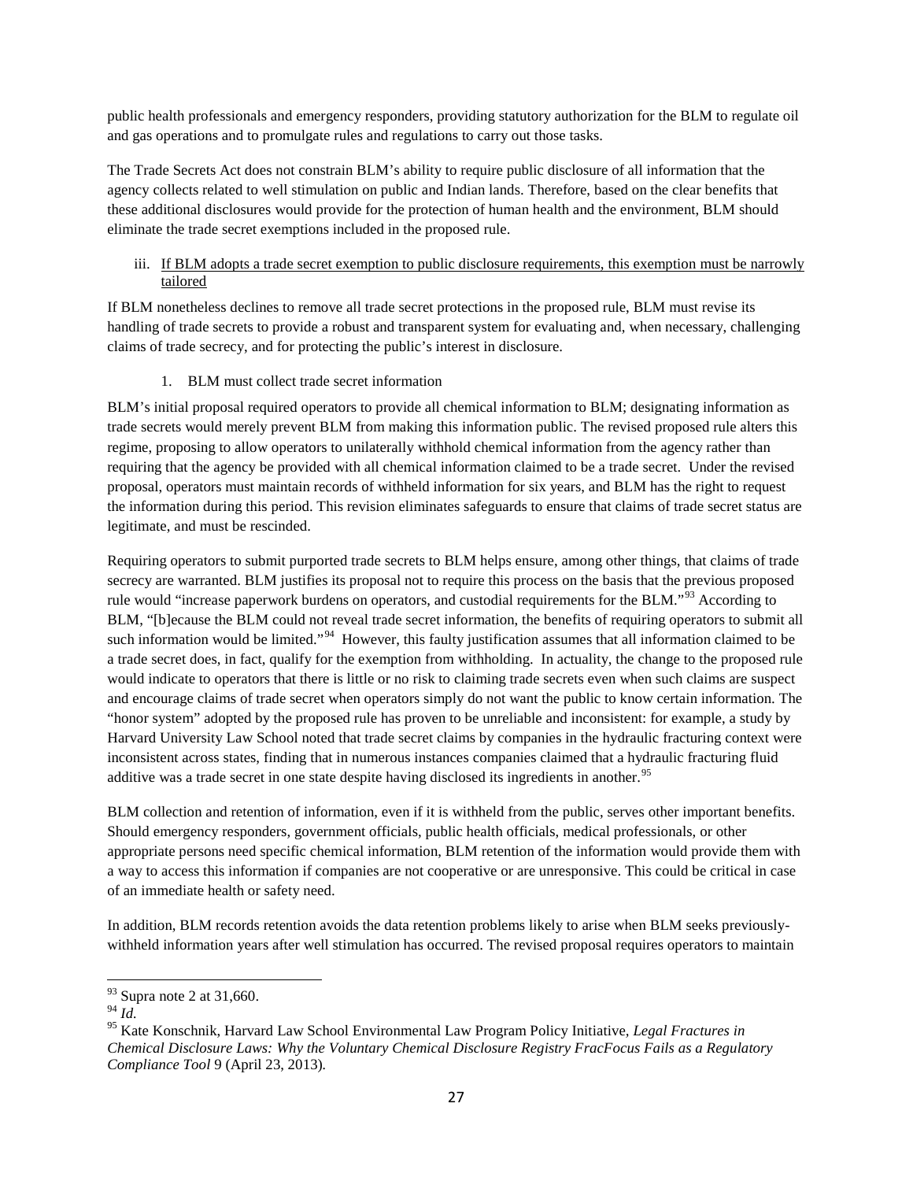public health professionals and emergency responders, providing statutory authorization for the BLM to regulate oil and gas operations and to promulgate rules and regulations to carry out those tasks.

The Trade Secrets Act does not constrain BLM's ability to require public disclosure of all information that the agency collects related to well stimulation on public and Indian lands. Therefore, based on the clear benefits that these additional disclosures would provide for the protection of human health and the environment, BLM should eliminate the trade secret exemptions included in the proposed rule.

iii. <u>If BLM adopts a trade secret exemption to public disclosure requirements, this exemption must be narrowly tailored</u>

If BLM nonetheless declines to remove all trade secret protections in the proposed rule, BLM must revise its handling of trade secrets to provide a robust and transparent system for evaluating and, when necessary, challenging claims of trade secrecy, and for protecting the public's interest in disclosure.

1. BLM must collect trade secret information

BLM's initial proposal required operators to provide all chemical information to BLM; designating information as trade secrets would merely prevent BLM from making this information public. The revised proposed rule alters this regime, proposing to allow operators to unilaterally withhold chemical information from the agency rather than requiring that the agency be provided with all chemical information claimed to be a trade secret. Under the revised proposal, operators must maintain records of withheld information for six years, and BLM has the right to request the information during this period. This revision eliminates safeguards to ensure that claims of trade secret status are legitimate, and must be rescinded.

Requiring operators to submit purported trade secrets to BLM helps ensure, among other things, that claims of trade secrecy are warranted. BLM justifies its proposal not to require this process on the basis that the previous proposed rule would "increase paperwork burdens on operators, and custodial requirements for the BLM."[93] According to BLM, "[b]ecause the BLM could not reveal trade secret information, the benefits of requiring operators to submit all such information would be limited."[94] However, this faulty justification assumes that all information claimed to be a trade secret does, in fact, qualify for the exemption from withholding. In actuality, the change to the proposed rule would indicate to operators that there is little or no risk to claiming trade secrets even when such claims are suspect and encourage claims of trade secret when operators simply do not want the public to know certain information. The "honor system" adopted by the proposed rule has proven to be unreliable and inconsistent: for example, a study by Harvard University Law School noted that trade secret claims by companies in the hydraulic fracturing context were inconsistent across states, finding that in numerous instances companies claimed that a hydraulic fracturing fluid additive was a trade secret in one state despite having disclosed its ingredients in another.[95]

BLM collection and retention of information, even if it is withheld from the public, serves other important benefits. Should emergency responders, government officials, public health officials, medical professionals, or other appropriate persons need specific chemical information, BLM retention of the information would provide them with a way to access this information if companies are not cooperative or are unresponsive. This could be critical in case of an immediate health or safety need.

In addition, BLM records retention avoids the data retention problems likely to arise when BLM seeks previously-withheld information years after well stimulation has occurred. The revised proposal requires operators to maintain

---

[93] Supra note 2 at 31,660.

[94] *Id.*

[95] Kate Konschnik, Harvard Law School Environmental Law Program Policy Initiative, *Legal Fractures in Chemical Disclosure Laws: Why the Voluntary Chemical Disclosure Registry FracFocus Fails as a Regulatory Compliance Tool* 9 (April 23, 2013).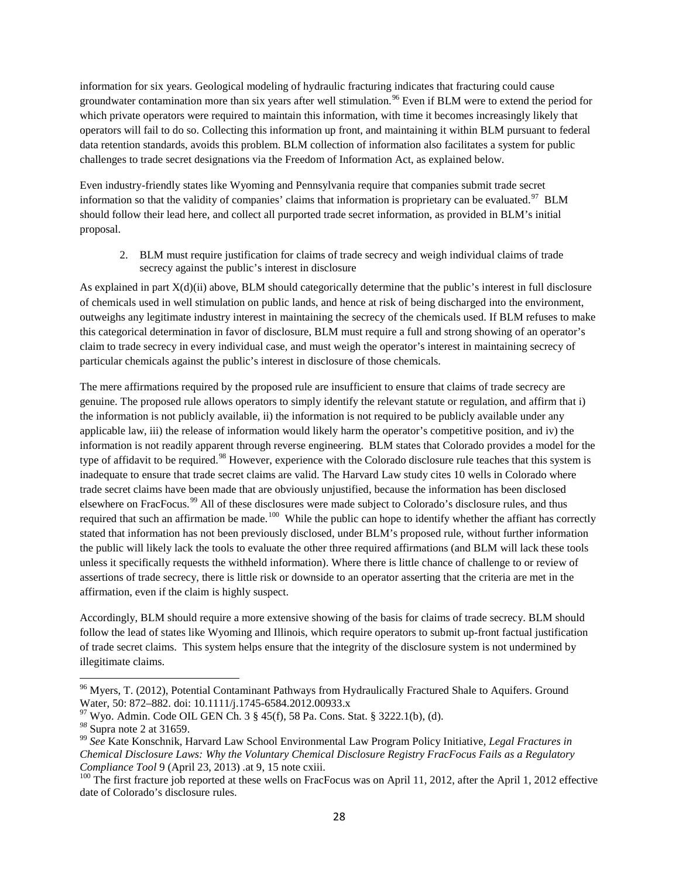information for six years. Geological modeling of hydraulic fracturing indicates that fracturing could cause groundwater contamination more than six years after well stimulation.[96] Even if BLM were to extend the period for which private operators were required to maintain this information, with time it becomes increasingly likely that operators will fail to do so. Collecting this information up front, and maintaining it within BLM pursuant to federal data retention standards, avoids this problem. BLM collection of information also facilitates a system for public challenges to trade secret designations via the Freedom of Information Act, as explained below.

Even industry-friendly states like Wyoming and Pennsylvania require that companies submit trade secret information so that the validity of companies' claims that information is proprietary can be evaluated.[97] BLM should follow their lead here, and collect all purported trade secret information, as provided in BLM's initial proposal.

2. BLM must require justification for claims of trade secrecy and weigh individual claims of trade secrecy against the public's interest in disclosure

As explained in part X(d)(ii) above, BLM should categorically determine that the public's interest in full disclosure of chemicals used in well stimulation on public lands, and hence at risk of being discharged into the environment, outweighs any legitimate industry interest in maintaining the secrecy of the chemicals used. If BLM refuses to make this categorical determination in favor of disclosure, BLM must require a full and strong showing of an operator's claim to trade secrecy in every individual case, and must weigh the operator's interest in maintaining secrecy of particular chemicals against the public's interest in disclosure of those chemicals.

The mere affirmations required by the proposed rule are insufficient to ensure that claims of trade secrecy are genuine. The proposed rule allows operators to simply identify the relevant statute or regulation, and affirm that i) the information is not publicly available, ii) the information is not required to be publicly available under any applicable law, iii) the release of information would likely harm the operator's competitive position, and iv) the information is not readily apparent through reverse engineering. BLM states that Colorado provides a model for the type of affidavit to be required.[98] However, experience with the Colorado disclosure rule teaches that this system is inadequate to ensure that trade secret claims are valid. The Harvard Law study cites 10 wells in Colorado where trade secret claims have been made that are obviously unjustified, because the information has been disclosed elsewhere on FracFocus.[99] All of these disclosures were made subject to Colorado's disclosure rules, and thus required that such an affirmation be made.[100] While the public can hope to identify whether the affiant has correctly stated that information has not been previously disclosed, under BLM's proposed rule, without further information the public will likely lack the tools to evaluate the other three required affirmations (and BLM will lack these tools unless it specifically requests the withheld information). Where there is little chance of challenge to or review of assertions of trade secrecy, there is little risk or downside to an operator asserting that the criteria are met in the affirmation, even if the claim is highly suspect.

Accordingly, BLM should require a more extensive showing of the basis for claims of trade secrecy. BLM should follow the lead of states like Wyoming and Illinois, which require operators to submit up-front factual justification of trade secret claims. This system helps ensure that the integrity of the disclosure system is not undermined by illegitimate claims.

---

[96] Myers, T. (2012), Potential Contaminant Pathways from Hydraulically Fractured Shale to Aquifers. Ground Water, 50: 872–882. doi: 10.1111/j.1745-6584.2012.00933.x

[97] Wyo. Admin. Code OIL GEN Ch. 3 § 45(f), 58 Pa. Cons. Stat. § 3222.1(b), (d).

[98] Supra note 2 at 31659.

[99] *See* Kate Konschnik, Harvard Law School Environmental Law Program Policy Initiative, *Legal Fractures in Chemical Disclosure Laws: Why the Voluntary Chemical Disclosure Registry FracFocus Fails as a Regulatory Compliance Tool* 9 (April 23, 2013) .at 9, 15 note cxiii.

[100] The first fracture job reported at these wells on FracFocus was on April 11, 2012, after the April 1, 2012 effective date of Colorado's disclosure rules.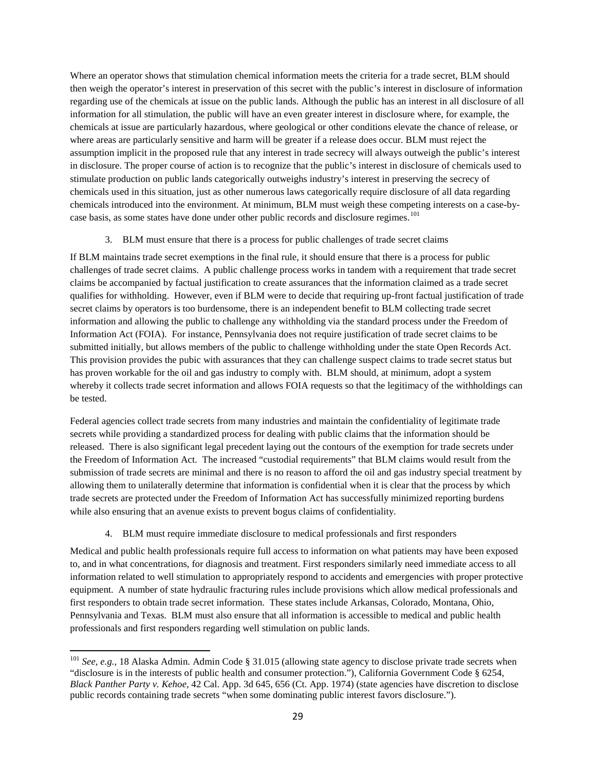Where an operator shows that stimulation chemical information meets the criteria for a trade secret, BLM should then weigh the operator's interest in preservation of this secret with the public's interest in disclosure of information regarding use of the chemicals at issue on the public lands. Although the public has an interest in all disclosure of all information for all stimulation, the public will have an even greater interest in disclosure where, for example, the chemicals at issue are particularly hazardous, where geological or other conditions elevate the chance of release, or where areas are particularly sensitive and harm will be greater if a release does occur. BLM must reject the assumption implicit in the proposed rule that any interest in trade secrecy will always outweigh the public's interest in disclosure. The proper course of action is to recognize that the public's interest in disclosure of chemicals used to stimulate production on public lands categorically outweighs industry's interest in preserving the secrecy of chemicals used in this situation, just as other numerous laws categorically require disclosure of all data regarding chemicals introduced into the environment. At minimum, BLM must weigh these competing interests on a case-by-case basis, as some states have done under other public records and disclosure regimes.[101]

### 3. BLM must ensure that there is a process for public challenges of trade secret claims

If BLM maintains trade secret exemptions in the final rule, it should ensure that there is a process for public challenges of trade secret claims. A public challenge process works in tandem with a requirement that trade secret claims be accompanied by factual justification to create assurances that the information claimed as a trade secret qualifies for withholding. However, even if BLM were to decide that requiring up-front factual justification of trade secret claims by operators is too burdensome, there is an independent benefit to BLM collecting trade secret information and allowing the public to challenge any withholding via the standard process under the Freedom of Information Act (FOIA). For instance, Pennsylvania does not require justification of trade secret claims to be submitted initially, but allows members of the public to challenge withholding under the state Open Records Act. This provision provides the pubic with assurances that they can challenge suspect claims to trade secret status but has proven workable for the oil and gas industry to comply with. BLM should, at minimum, adopt a system whereby it collects trade secret information and allows FOIA requests so that the legitimacy of the withholdings can be tested.

Federal agencies collect trade secrets from many industries and maintain the confidentiality of legitimate trade secrets while providing a standardized process for dealing with public claims that the information should be released. There is also significant legal precedent laying out the contours of the exemption for trade secrets under the Freedom of Information Act. The increased "custodial requirements" that BLM claims would result from the submission of trade secrets are minimal and there is no reason to afford the oil and gas industry special treatment by allowing them to unilaterally determine that information is confidential when it is clear that the process by which trade secrets are protected under the Freedom of Information Act has successfully minimized reporting burdens while also ensuring that an avenue exists to prevent bogus claims of confidentiality.

### 4. BLM must require immediate disclosure to medical professionals and first responders

Medical and public health professionals require full access to information on what patients may have been exposed to, and in what concentrations, for diagnosis and treatment. First responders similarly need immediate access to all information related to well stimulation to appropriately respond to accidents and emergencies with proper protective equipment. A number of state hydraulic fracturing rules include provisions which allow medical professionals and first responders to obtain trade secret information. These states include Arkansas, Colorado, Montana, Ohio, Pennsylvania and Texas. BLM must also ensure that all information is accessible to medical and public health professionals and first responders regarding well stimulation on public lands.

---

[101] *See, e.g.,* 18 Alaska Admin. Admin Code § 31.015 (allowing state agency to disclose private trade secrets when "disclosure is in the interests of public health and consumer protection."), California Government Code § 6254, *Black Panther Party v. Kehoe*, 42 Cal. App. 3d 645, 656 (Ct. App. 1974) (state agencies have discretion to disclose public records containing trade secrets "when some dominating public interest favors disclosure.").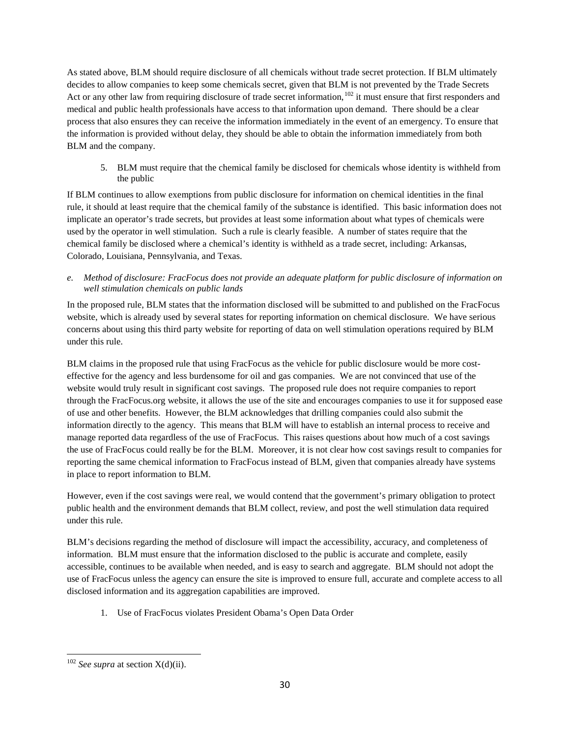As stated above, BLM should require disclosure of all chemicals without trade secret protection. If BLM ultimately decides to allow companies to keep some chemicals secret, given that BLM is not prevented by the Trade Secrets Act or any other law from requiring disclosure of trade secret information,[102] it must ensure that first responders and medical and public health professionals have access to that information upon demand. There should be a clear process that also ensures they can receive the information immediately in the event of an emergency. To ensure that the information is provided without delay, they should be able to obtain the information immediately from both BLM and the company.

5. BLM must require that the chemical family be disclosed for chemicals whose identity is withheld from the public

If BLM continues to allow exemptions from public disclosure for information on chemical identities in the final rule, it should at least require that the chemical family of the substance is identified. This basic information does not implicate an operator's trade secrets, but provides at least some information about what types of chemicals were used by the operator in well stimulation. Such a rule is clearly feasible. A number of states require that the chemical family be disclosed where a chemical's identity is withheld as a trade secret, including: Arkansas, Colorado, Louisiana, Pennsylvania, and Texas.

*e. Method of disclosure: FracFocus does not provide an adequate platform for public disclosure of information on well stimulation chemicals on public lands*

In the proposed rule, BLM states that the information disclosed will be submitted to and published on the FracFocus website, which is already used by several states for reporting information on chemical disclosure. We have serious concerns about using this third party website for reporting of data on well stimulation operations required by BLM under this rule.

BLM claims in the proposed rule that using FracFocus as the vehicle for public disclosure would be more cost-effective for the agency and less burdensome for oil and gas companies. We are not convinced that use of the website would truly result in significant cost savings. The proposed rule does not require companies to report through the FracFocus.org website, it allows the use of the site and encourages companies to use it for supposed ease of use and other benefits. However, the BLM acknowledges that drilling companies could also submit the information directly to the agency. This means that BLM will have to establish an internal process to receive and manage reported data regardless of the use of FracFocus. This raises questions about how much of a cost savings the use of FracFocus could really be for the BLM. Moreover, it is not clear how cost savings result to companies for reporting the same chemical information to FracFocus instead of BLM, given that companies already have systems in place to report information to BLM.

However, even if the cost savings were real, we would contend that the government's primary obligation to protect public health and the environment demands that BLM collect, review, and post the well stimulation data required under this rule.

BLM's decisions regarding the method of disclosure will impact the accessibility, accuracy, and completeness of information. BLM must ensure that the information disclosed to the public is accurate and complete, easily accessible, continues to be available when needed, and is easy to search and aggregate. BLM should not adopt the use of FracFocus unless the agency can ensure the site is improved to ensure full, accurate and complete access to all disclosed information and its aggregation capabilities are improved.

1. Use of FracFocus violates President Obama's Open Data Order

[102] *See supra* at section X(d)(ii).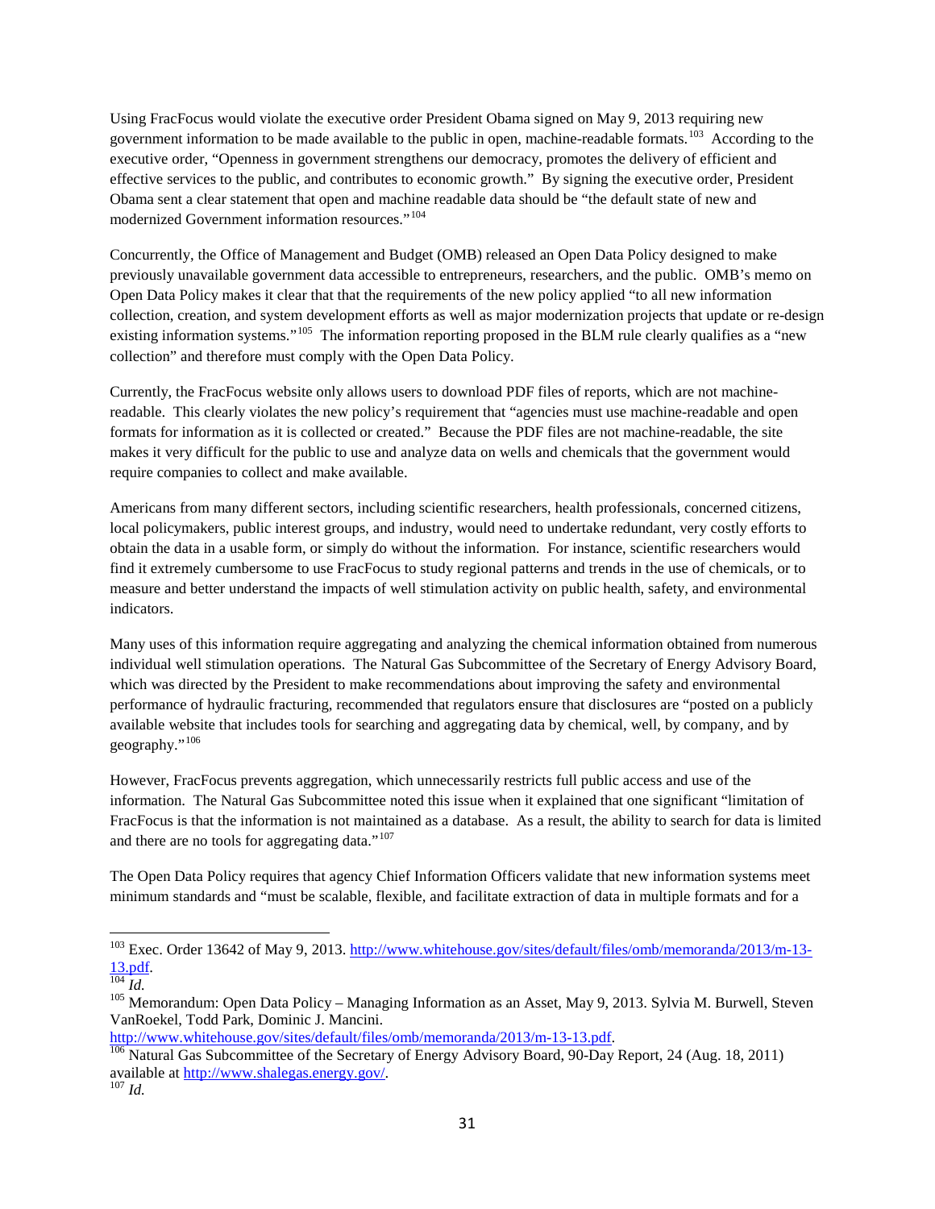Using FracFocus would violate the executive order President Obama signed on May 9, 2013 requiring new government information to be made available to the public in open, machine-readable formats.[103] According to the executive order, "Openness in government strengthens our democracy, promotes the delivery of efficient and effective services to the public, and contributes to economic growth." By signing the executive order, President Obama sent a clear statement that open and machine readable data should be "the default state of new and modernized Government information resources."[104]

Concurrently, the Office of Management and Budget (OMB) released an Open Data Policy designed to make previously unavailable government data accessible to entrepreneurs, researchers, and the public. OMB's memo on Open Data Policy makes it clear that that the requirements of the new policy applied "to all new information collection, creation, and system development efforts as well as major modernization projects that update or re-design existing information systems."[105] The information reporting proposed in the BLM rule clearly qualifies as a "new collection" and therefore must comply with the Open Data Policy.

Currently, the FracFocus website only allows users to download PDF files of reports, which are not machine-readable. This clearly violates the new policy's requirement that "agencies must use machine-readable and open formats for information as it is collected or created." Because the PDF files are not machine-readable, the site makes it very difficult for the public to use and analyze data on wells and chemicals that the government would require companies to collect and make available.

Americans from many different sectors, including scientific researchers, health professionals, concerned citizens, local policymakers, public interest groups, and industry, would need to undertake redundant, very costly efforts to obtain the data in a usable form, or simply do without the information. For instance, scientific researchers would find it extremely cumbersome to use FracFocus to study regional patterns and trends in the use of chemicals, or to measure and better understand the impacts of well stimulation activity on public health, safety, and environmental indicators.

Many uses of this information require aggregating and analyzing the chemical information obtained from numerous individual well stimulation operations. The Natural Gas Subcommittee of the Secretary of Energy Advisory Board, which was directed by the President to make recommendations about improving the safety and environmental performance of hydraulic fracturing, recommended that regulators ensure that disclosures are "posted on a publicly available website that includes tools for searching and aggregating data by chemical, well, by company, and by geography."[106]

However, FracFocus prevents aggregation, which unnecessarily restricts full public access and use of the information. The Natural Gas Subcommittee noted this issue when it explained that one significant "limitation of FracFocus is that the information is not maintained as a database. As a result, the ability to search for data is limited and there are no tools for aggregating data."[107]

The Open Data Policy requires that agency Chief Information Officers validate that new information systems meet minimum standards and "must be scalable, flexible, and facilitate extraction of data in multiple formats and for a

---

[103] Exec. Order 13642 of May 9, 2013. http://www.whitehouse.gov/sites/default/files/omb/memoranda/2013/m-13-13.pdf.

[104] *Id.*

[105] Memorandum: Open Data Policy – Managing Information as an Asset, May 9, 2013. Sylvia M. Burwell, Steven VanRoekel, Todd Park, Dominic J. Mancini. http://www.whitehouse.gov/sites/default/files/omb/memoranda/2013/m-13-13.pdf.

[106] Natural Gas Subcommittee of the Secretary of Energy Advisory Board, 90-Day Report, 24 (Aug. 18, 2011) available at http://www.shalegas.energy.gov/.

[107] *Id.*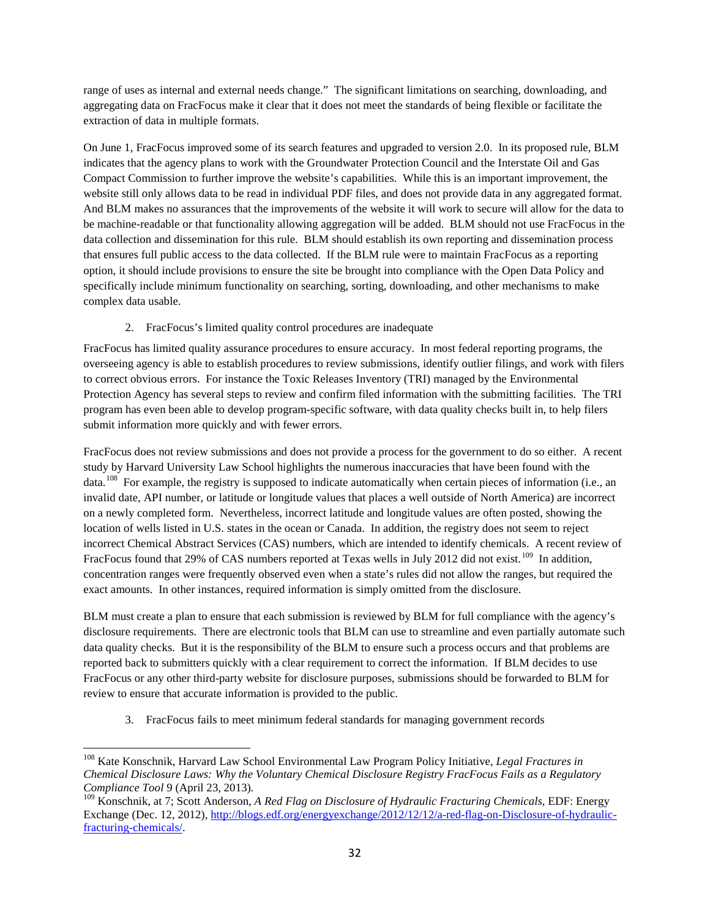range of uses as internal and external needs change." The significant limitations on searching, downloading, and aggregating data on FracFocus make it clear that it does not meet the standards of being flexible or facilitate the extraction of data in multiple formats.

On June 1, FracFocus improved some of its search features and upgraded to version 2.0. In its proposed rule, BLM indicates that the agency plans to work with the Groundwater Protection Council and the Interstate Oil and Gas Compact Commission to further improve the website's capabilities. While this is an important improvement, the website still only allows data to be read in individual PDF files, and does not provide data in any aggregated format. And BLM makes no assurances that the improvements of the website it will work to secure will allow for the data to be machine-readable or that functionality allowing aggregation will be added. BLM should not use FracFocus in the data collection and dissemination for this rule. BLM should establish its own reporting and dissemination process that ensures full public access to the data collected. If the BLM rule were to maintain FracFocus as a reporting option, it should include provisions to ensure the site be brought into compliance with the Open Data Policy and specifically include minimum functionality on searching, sorting, downloading, and other mechanisms to make complex data usable.

2. FracFocus's limited quality control procedures are inadequate

FracFocus has limited quality assurance procedures to ensure accuracy. In most federal reporting programs, the overseeing agency is able to establish procedures to review submissions, identify outlier filings, and work with filers to correct obvious errors. For instance the Toxic Releases Inventory (TRI) managed by the Environmental Protection Agency has several steps to review and confirm filed information with the submitting facilities. The TRI program has even been able to develop program-specific software, with data quality checks built in, to help filers submit information more quickly and with fewer errors.

FracFocus does not review submissions and does not provide a process for the government to do so either. A recent study by Harvard University Law School highlights the numerous inaccuracies that have been found with the data.[108] For example, the registry is supposed to indicate automatically when certain pieces of information (i.e., an invalid date, API number, or latitude or longitude values that places a well outside of North America) are incorrect on a newly completed form. Nevertheless, incorrect latitude and longitude values are often posted, showing the location of wells listed in U.S. states in the ocean or Canada. In addition, the registry does not seem to reject incorrect Chemical Abstract Services (CAS) numbers, which are intended to identify chemicals. A recent review of FracFocus found that 29% of CAS numbers reported at Texas wells in July 2012 did not exist.[109] In addition, concentration ranges were frequently observed even when a state's rules did not allow the ranges, but required the exact amounts. In other instances, required information is simply omitted from the disclosure.

BLM must create a plan to ensure that each submission is reviewed by BLM for full compliance with the agency's disclosure requirements. There are electronic tools that BLM can use to streamline and even partially automate such data quality checks. But it is the responsibility of the BLM to ensure such a process occurs and that problems are reported back to submitters quickly with a clear requirement to correct the information. If BLM decides to use FracFocus or any other third-party website for disclosure purposes, submissions should be forwarded to BLM for review to ensure that accurate information is provided to the public.

3. FracFocus fails to meet minimum federal standards for managing government records

---

[108] Kate Konschnik, Harvard Law School Environmental Law Program Policy Initiative, *Legal Fractures in Chemical Disclosure Laws: Why the Voluntary Chemical Disclosure Registry FracFocus Fails as a Regulatory Compliance Tool* 9 (April 23, 2013).

[109] Konschnik, at 7; Scott Anderson, *A Red Flag on Disclosure of Hydraulic Fracturing Chemicals*, EDF: Energy Exchange (Dec. 12, 2012), http://blogs.edf.org/energyexchange/2012/12/12/a-red-flag-on-Disclosure-of-hydraulic-fracturing-chemicals/.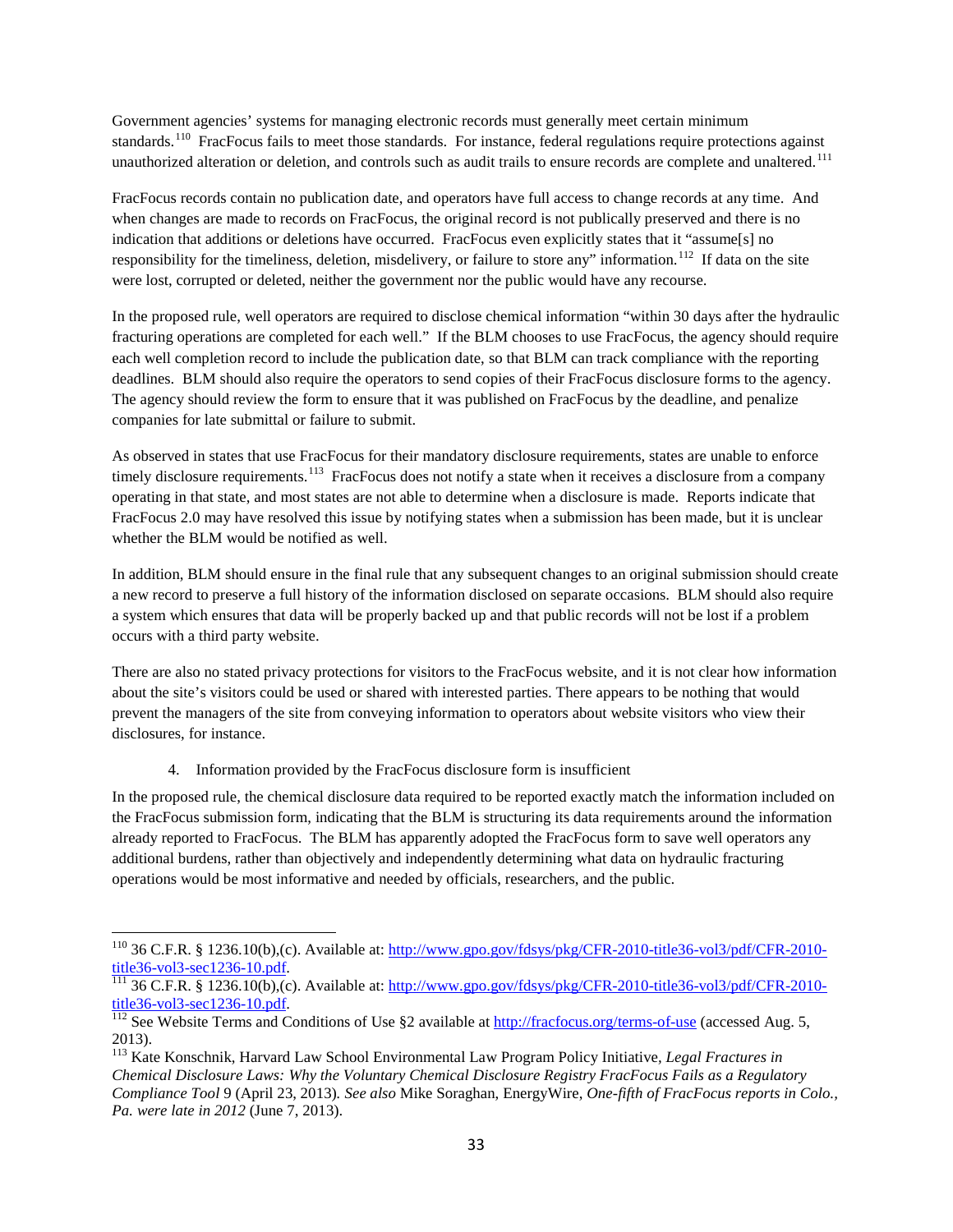Government agencies' systems for managing electronic records must generally meet certain minimum standards.[110] FracFocus fails to meet those standards. For instance, federal regulations require protections against unauthorized alteration or deletion, and controls such as audit trails to ensure records are complete and unaltered.[111]

FracFocus records contain no publication date, and operators have full access to change records at any time. And when changes are made to records on FracFocus, the original record is not publically preserved and there is no indication that additions or deletions have occurred. FracFocus even explicitly states that it "assume[s] no responsibility for the timeliness, deletion, misdelivery, or failure to store any" information.[112] If data on the site were lost, corrupted or deleted, neither the government nor the public would have any recourse.

In the proposed rule, well operators are required to disclose chemical information "within 30 days after the hydraulic fracturing operations are completed for each well." If the BLM chooses to use FracFocus, the agency should require each well completion record to include the publication date, so that BLM can track compliance with the reporting deadlines. BLM should also require the operators to send copies of their FracFocus disclosure forms to the agency. The agency should review the form to ensure that it was published on FracFocus by the deadline, and penalize companies for late submittal or failure to submit.

As observed in states that use FracFocus for their mandatory disclosure requirements, states are unable to enforce timely disclosure requirements.[113] FracFocus does not notify a state when it receives a disclosure from a company operating in that state, and most states are not able to determine when a disclosure is made. Reports indicate that FracFocus 2.0 may have resolved this issue by notifying states when a submission has been made, but it is unclear whether the BLM would be notified as well.

In addition, BLM should ensure in the final rule that any subsequent changes to an original submission should create a new record to preserve a full history of the information disclosed on separate occasions. BLM should also require a system which ensures that data will be properly backed up and that public records will not be lost if a problem occurs with a third party website.

There are also no stated privacy protections for visitors to the FracFocus website, and it is not clear how information about the site's visitors could be used or shared with interested parties. There appears to be nothing that would prevent the managers of the site from conveying information to operators about website visitors who view their disclosures, for instance.

4. Information provided by the FracFocus disclosure form is insufficient

In the proposed rule, the chemical disclosure data required to be reported exactly match the information included on the FracFocus submission form, indicating that the BLM is structuring its data requirements around the information already reported to FracFocus. The BLM has apparently adopted the FracFocus form to save well operators any additional burdens, rather than objectively and independently determining what data on hydraulic fracturing operations would be most informative and needed by officials, researchers, and the public.

---

[110] 36 C.F.R. § 1236.10(b),(c). Available at: http://www.gpo.gov/fdsys/pkg/CFR-2010-title36-vol3/pdf/CFR-2010-title36-vol3-sec1236-10.pdf.

[111] 36 C.F.R. § 1236.10(b),(c). Available at: http://www.gpo.gov/fdsys/pkg/CFR-2010-title36-vol3/pdf/CFR-2010-title36-vol3-sec1236-10.pdf.

[112] See Website Terms and Conditions of Use §2 available at http://fracfocus.org/terms-of-use (accessed Aug. 5, 2013).

[113] Kate Konschnik, Harvard Law School Environmental Law Program Policy Initiative, *Legal Fractures in Chemical Disclosure Laws: Why the Voluntary Chemical Disclosure Registry FracFocus Fails as a Regulatory Compliance Tool* 9 (April 23, 2013). *See also* Mike Soraghan, EnergyWire, *One-fifth of FracFocus reports in Colo., Pa. were late in 2012* (June 7, 2013).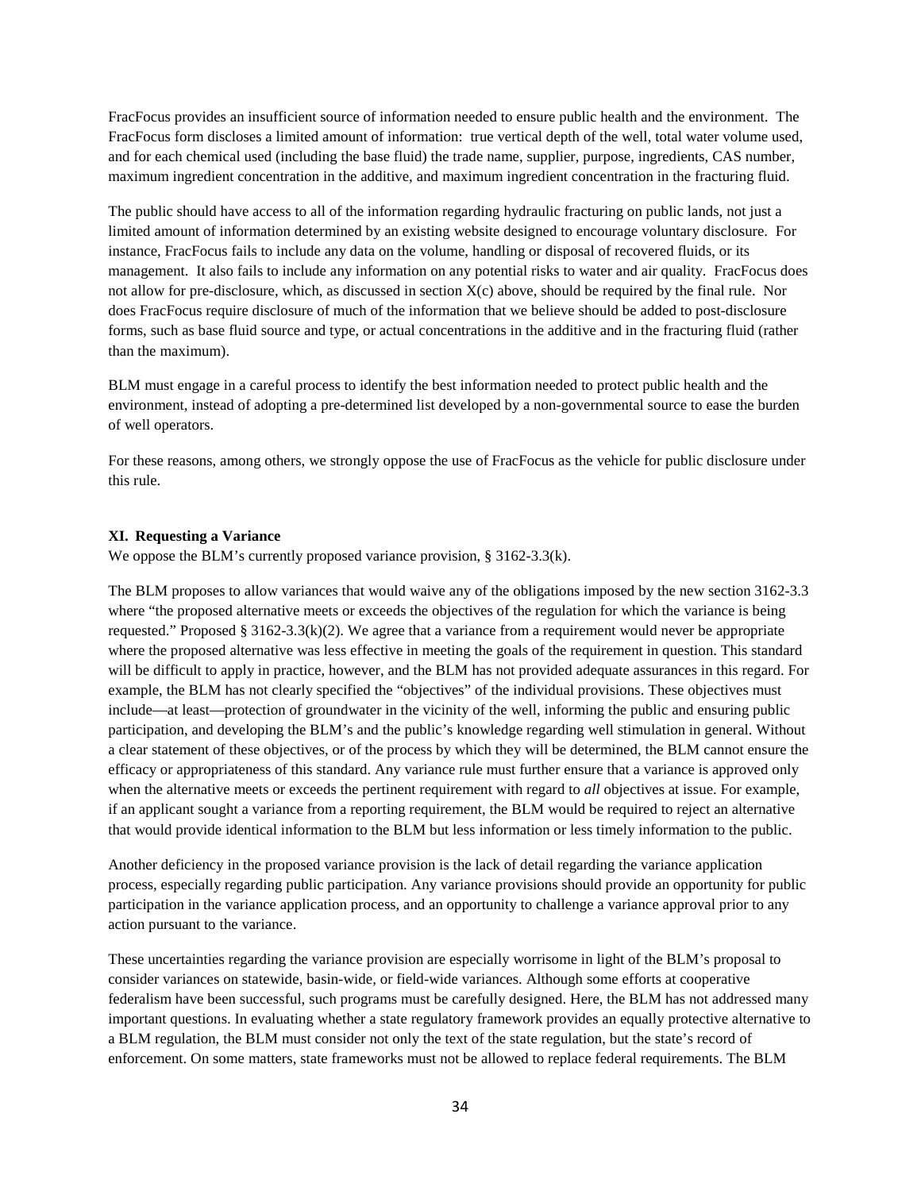FracFocus provides an insufficient source of information needed to ensure public health and the environment. The FracFocus form discloses a limited amount of information: true vertical depth of the well, total water volume used, and for each chemical used (including the base fluid) the trade name, supplier, purpose, ingredients, CAS number, maximum ingredient concentration in the additive, and maximum ingredient concentration in the fracturing fluid.

The public should have access to all of the information regarding hydraulic fracturing on public lands, not just a limited amount of information determined by an existing website designed to encourage voluntary disclosure. For instance, FracFocus fails to include any data on the volume, handling or disposal of recovered fluids, or its management. It also fails to include any information on any potential risks to water and air quality. FracFocus does not allow for pre-disclosure, which, as discussed in section X(c) above, should be required by the final rule. Nor does FracFocus require disclosure of much of the information that we believe should be added to post-disclosure forms, such as base fluid source and type, or actual concentrations in the additive and in the fracturing fluid (rather than the maximum).

BLM must engage in a careful process to identify the best information needed to protect public health and the environment, instead of adopting a pre-determined list developed by a non-governmental source to ease the burden of well operators.

For these reasons, among others, we strongly oppose the use of FracFocus as the vehicle for public disclosure under this rule.

### XI. Requesting a Variance

We oppose the BLM's currently proposed variance provision, § 3162-3.3(k).

The BLM proposes to allow variances that would waive any of the obligations imposed by the new section 3162-3.3 where "the proposed alternative meets or exceeds the objectives of the regulation for which the variance is being requested." Proposed § 3162-3.3(k)(2). We agree that a variance from a requirement would never be appropriate where the proposed alternative was less effective in meeting the goals of the requirement in question. This standard will be difficult to apply in practice, however, and the BLM has not provided adequate assurances in this regard. For example, the BLM has not clearly specified the "objectives" of the individual provisions. These objectives must include—at least—protection of groundwater in the vicinity of the well, informing the public and ensuring public participation, and developing the BLM's and the public's knowledge regarding well stimulation in general. Without a clear statement of these objectives, or of the process by which they will be determined, the BLM cannot ensure the efficacy or appropriateness of this standard. Any variance rule must further ensure that a variance is approved only when the alternative meets or exceeds the pertinent requirement with regard to *all* objectives at issue. For example, if an applicant sought a variance from a reporting requirement, the BLM would be required to reject an alternative that would provide identical information to the BLM but less information or less timely information to the public.

Another deficiency in the proposed variance provision is the lack of detail regarding the variance application process, especially regarding public participation. Any variance provisions should provide an opportunity for public participation in the variance application process, and an opportunity to challenge a variance approval prior to any action pursuant to the variance.

These uncertainties regarding the variance provision are especially worrisome in light of the BLM's proposal to consider variances on statewide, basin-wide, or field-wide variances. Although some efforts at cooperative federalism have been successful, such programs must be carefully designed. Here, the BLM has not addressed many important questions. In evaluating whether a state regulatory framework provides an equally protective alternative to a BLM regulation, the BLM must consider not only the text of the state regulation, but the state's record of enforcement. On some matters, state frameworks must not be allowed to replace federal requirements. The BLM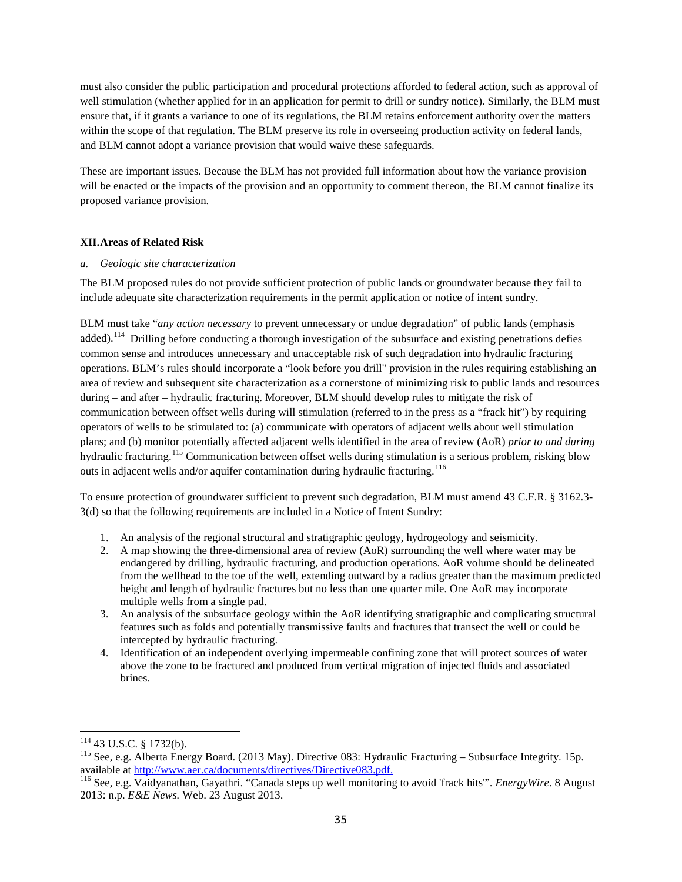must also consider the public participation and procedural protections afforded to federal action, such as approval of well stimulation (whether applied for in an application for permit to drill or sundry notice). Similarly, the BLM must ensure that, if it grants a variance to one of its regulations, the BLM retains enforcement authority over the matters within the scope of that regulation. The BLM preserve its role in overseeing production activity on federal lands, and BLM cannot adopt a variance provision that would waive these safeguards.

These are important issues. Because the BLM has not provided full information about how the variance provision will be enacted or the impacts of the provision and an opportunity to comment thereon, the BLM cannot finalize its proposed variance provision.

## XII. Areas of Related Risk

### *a. Geologic site characterization*

The BLM proposed rules do not provide sufficient protection of public lands or groundwater because they fail to include adequate site characterization requirements in the permit application or notice of intent sundry.

BLM must take "*any action necessary* to prevent unnecessary or undue degradation" of public lands (emphasis added).[114] Drilling before conducting a thorough investigation of the subsurface and existing penetrations defies common sense and introduces unnecessary and unacceptable risk of such degradation into hydraulic fracturing operations. BLM's rules should incorporate a "look before you drill" provision in the rules requiring establishing an area of review and subsequent site characterization as a cornerstone of minimizing risk to public lands and resources during – and after – hydraulic fracturing. Moreover, BLM should develop rules to mitigate the risk of communication between offset wells during will stimulation (referred to in the press as a "frack hit") by requiring operators of wells to be stimulated to: (a) communicate with operators of adjacent wells about well stimulation plans; and (b) monitor potentially affected adjacent wells identified in the area of review (AoR) *prior to and during* hydraulic fracturing.[115] Communication between offset wells during stimulation is a serious problem, risking blow outs in adjacent wells and/or aquifer contamination during hydraulic fracturing.[116]

To ensure protection of groundwater sufficient to prevent such degradation, BLM must amend 43 C.F.R. § 3162.3-3(d) so that the following requirements are included in a Notice of Intent Sundry:

1. An analysis of the regional structural and stratigraphic geology, hydrogeology and seismicity.
2. A map showing the three-dimensional area of review (AoR) surrounding the well where water may be endangered by drilling, hydraulic fracturing, and production operations. AoR volume should be delineated from the wellhead to the toe of the well, extending outward by a radius greater than the maximum predicted height and length of hydraulic fractures but no less than one quarter mile. One AoR may incorporate multiple wells from a single pad.
3. An analysis of the subsurface geology within the AoR identifying stratigraphic and complicating structural features such as folds and potentially transmissive faults and fractures that transect the well or could be intercepted by hydraulic fracturing.
4. Identification of an independent overlying impermeable confining zone that will protect sources of water above the zone to be fractured and produced from vertical migration of injected fluids and associated brines.

---

[114] 43 U.S.C. § 1732(b).

[115] See, e.g. Alberta Energy Board. (2013 May). Directive 083: Hydraulic Fracturing – Subsurface Integrity. 15p. available at [http://www.aer.ca/documents/directives/Directive083.pdf.](http://www.aer.ca/documents/directives/Directive083.pdf)

[116] See, e.g. Vaidyanathan, Gayathri. "Canada steps up well monitoring to avoid 'frack hits'". *EnergyWire*. 8 August 2013: n.p. *E&E News.* Web. 23 August 2013.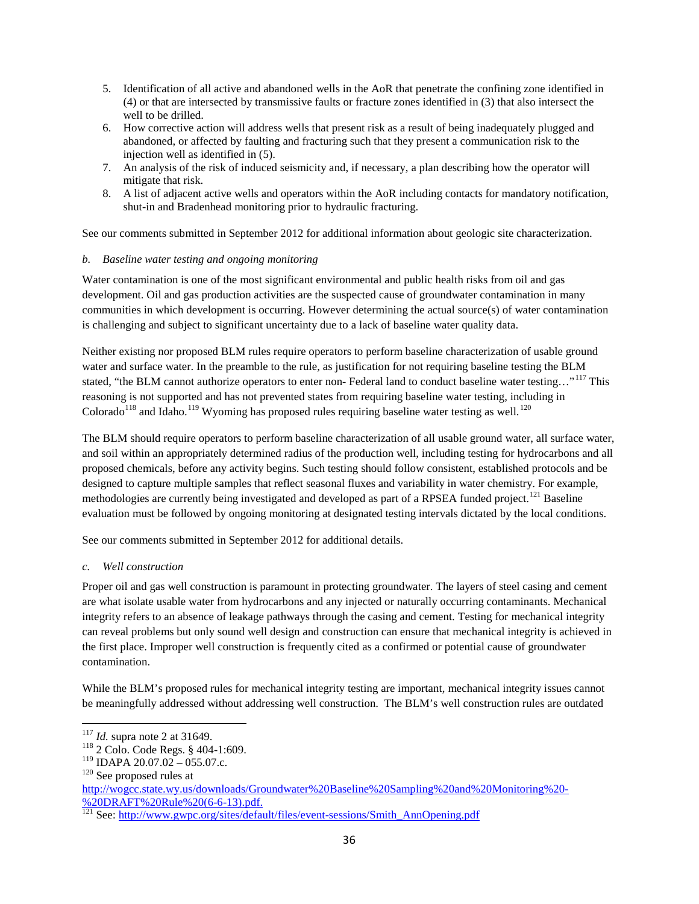5. Identification of all active and abandoned wells in the AoR that penetrate the confining zone identified in (4) or that are intersected by transmissive faults or fracture zones identified in (3) that also intersect the well to be drilled.
6. How corrective action will address wells that present risk as a result of being inadequately plugged and abandoned, or affected by faulting and fracturing such that they present a communication risk to the injection well as identified in (5).
7. An analysis of the risk of induced seismicity and, if necessary, a plan describing how the operator will mitigate that risk.
8. A list of adjacent active wells and operators within the AoR including contacts for mandatory notification, shut-in and Bradenhead monitoring prior to hydraulic fracturing.

See our comments submitted in September 2012 for additional information about geologic site characterization.

*b. Baseline water testing and ongoing monitoring*

Water contamination is one of the most significant environmental and public health risks from oil and gas development. Oil and gas production activities are the suspected cause of groundwater contamination in many communities in which development is occurring. However determining the actual source(s) of water contamination is challenging and subject to significant uncertainty due to a lack of baseline water quality data.

Neither existing nor proposed BLM rules require operators to perform baseline characterization of usable ground water and surface water. In the preamble to the rule, as justification for not requiring baseline testing the BLM stated, "the BLM cannot authorize operators to enter non- Federal land to conduct baseline water testing…"[117] This reasoning is not supported and has not prevented states from requiring baseline water testing, including in Colorado[118] and Idaho.[119] Wyoming has proposed rules requiring baseline water testing as well.[120]

The BLM should require operators to perform baseline characterization of all usable ground water, all surface water, and soil within an appropriately determined radius of the production well, including testing for hydrocarbons and all proposed chemicals, before any activity begins. Such testing should follow consistent, established protocols and be designed to capture multiple samples that reflect seasonal fluxes and variability in water chemistry. For example, methodologies are currently being investigated and developed as part of a RPSEA funded project.[121] Baseline evaluation must be followed by ongoing monitoring at designated testing intervals dictated by the local conditions.

See our comments submitted in September 2012 for additional details.

*c. Well construction*

Proper oil and gas well construction is paramount in protecting groundwater. The layers of steel casing and cement are what isolate usable water from hydrocarbons and any injected or naturally occurring contaminants. Mechanical integrity refers to an absence of leakage pathways through the casing and cement. Testing for mechanical integrity can reveal problems but only sound well design and construction can ensure that mechanical integrity is achieved in the first place. Improper well construction is frequently cited as a confirmed or potential cause of groundwater contamination.

While the BLM's proposed rules for mechanical integrity testing are important, mechanical integrity issues cannot be meaningfully addressed without addressing well construction. The BLM's well construction rules are outdated

---

[117] *Id.* supra note 2 at 31649.

[118] 2 Colo. Code Regs. § 404-1:609.

[119] IDAPA 20.07.02 – 055.07.c.

[120] See proposed rules at http://wogcc.state.wy.us/downloads/Groundwater%20Baseline%20Sampling%20and%20Monitoring%20-%20DRAFT%20Rule%20(6-6-13).pdf.

[121] See: http://www.gwpc.org/sites/default/files/event-sessions/Smith_AnnOpening.pdf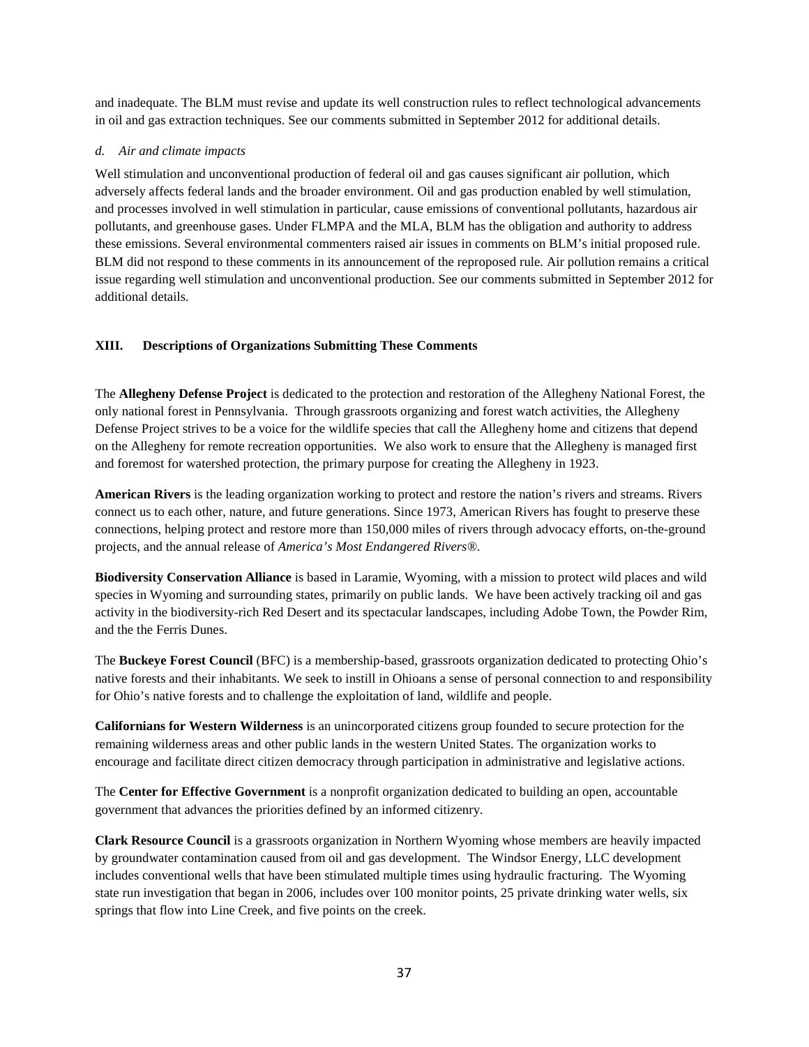and inadequate. The BLM must revise and update its well construction rules to reflect technological advancements in oil and gas extraction techniques. See our comments submitted in September 2012 for additional details.

*d. Air and climate impacts*

Well stimulation and unconventional production of federal oil and gas causes significant air pollution, which adversely affects federal lands and the broader environment. Oil and gas production enabled by well stimulation, and processes involved in well stimulation in particular, cause emissions of conventional pollutants, hazardous air pollutants, and greenhouse gases. Under FLMPA and the MLA, BLM has the obligation and authority to address these emissions. Several environmental commenters raised air issues in comments on BLM's initial proposed rule. BLM did not respond to these comments in its announcement of the reproposed rule. Air pollution remains a critical issue regarding well stimulation and unconventional production. See our comments submitted in September 2012 for additional details.

## XIII. Descriptions of Organizations Submitting These Comments

The **Allegheny Defense Project** is dedicated to the protection and restoration of the Allegheny National Forest, the only national forest in Pennsylvania. Through grassroots organizing and forest watch activities, the Allegheny Defense Project strives to be a voice for the wildlife species that call the Allegheny home and citizens that depend on the Allegheny for remote recreation opportunities. We also work to ensure that the Allegheny is managed first and foremost for watershed protection, the primary purpose for creating the Allegheny in 1923.

**American Rivers** is the leading organization working to protect and restore the nation's rivers and streams. Rivers connect us to each other, nature, and future generations. Since 1973, American Rivers has fought to preserve these connections, helping protect and restore more than 150,000 miles of rivers through advocacy efforts, on-the-ground projects, and the annual release of *America's Most Endangered Rivers®*.

**Biodiversity Conservation Alliance** is based in Laramie, Wyoming, with a mission to protect wild places and wild species in Wyoming and surrounding states, primarily on public lands. We have been actively tracking oil and gas activity in the biodiversity-rich Red Desert and its spectacular landscapes, including Adobe Town, the Powder Rim, and the the Ferris Dunes.

The **Buckeye Forest Council** (BFC) is a membership-based, grassroots organization dedicated to protecting Ohio's native forests and their inhabitants. We seek to instill in Ohioans a sense of personal connection to and responsibility for Ohio's native forests and to challenge the exploitation of land, wildlife and people.

**Californians for Western Wilderness** is an unincorporated citizens group founded to secure protection for the remaining wilderness areas and other public lands in the western United States. The organization works to encourage and facilitate direct citizen democracy through participation in administrative and legislative actions.

The **Center for Effective Government** is a nonprofit organization dedicated to building an open, accountable government that advances the priorities defined by an informed citizenry.

**Clark Resource Council** is a grassroots organization in Northern Wyoming whose members are heavily impacted by groundwater contamination caused from oil and gas development. The Windsor Energy, LLC development includes conventional wells that have been stimulated multiple times using hydraulic fracturing. The Wyoming state run investigation that began in 2006, includes over 100 monitor points, 25 private drinking water wells, six springs that flow into Line Creek, and five points on the creek.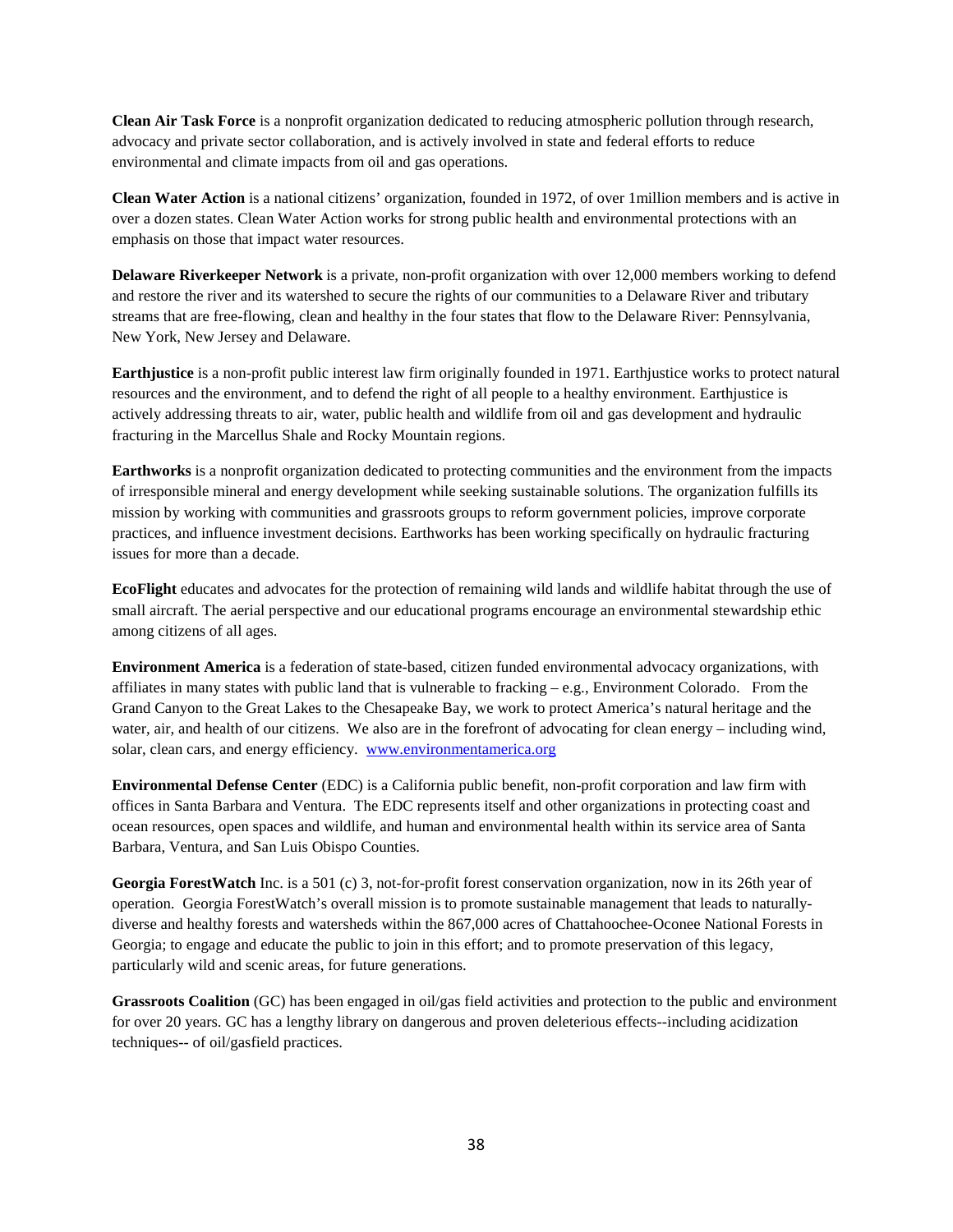**Clean Air Task Force** is a nonprofit organization dedicated to reducing atmospheric pollution through research, advocacy and private sector collaboration, and is actively involved in state and federal efforts to reduce environmental and climate impacts from oil and gas operations.

**Clean Water Action** is a national citizens' organization, founded in 1972, of over 1million members and is active in over a dozen states. Clean Water Action works for strong public health and environmental protections with an emphasis on those that impact water resources.

**Delaware Riverkeeper Network** is a private, non-profit organization with over 12,000 members working to defend and restore the river and its watershed to secure the rights of our communities to a Delaware River and tributary streams that are free-flowing, clean and healthy in the four states that flow to the Delaware River: Pennsylvania, New York, New Jersey and Delaware.

**Earthjustice** is a non-profit public interest law firm originally founded in 1971. Earthjustice works to protect natural resources and the environment, and to defend the right of all people to a healthy environment. Earthjustice is actively addressing threats to air, water, public health and wildlife from oil and gas development and hydraulic fracturing in the Marcellus Shale and Rocky Mountain regions.

**Earthworks** is a nonprofit organization dedicated to protecting communities and the environment from the impacts of irresponsible mineral and energy development while seeking sustainable solutions. The organization fulfills its mission by working with communities and grassroots groups to reform government policies, improve corporate practices, and influence investment decisions. Earthworks has been working specifically on hydraulic fracturing issues for more than a decade.

**EcoFlight** educates and advocates for the protection of remaining wild lands and wildlife habitat through the use of small aircraft. The aerial perspective and our educational programs encourage an environmental stewardship ethic among citizens of all ages.

**Environment America** is a federation of state-based, citizen funded environmental advocacy organizations, with affiliates in many states with public land that is vulnerable to fracking – e.g., Environment Colorado. From the Grand Canyon to the Great Lakes to the Chesapeake Bay, we work to protect America's natural heritage and the water, air, and health of our citizens. We also are in the forefront of advocating for clean energy – including wind, solar, clean cars, and energy efficiency. [www.environmentamerica.org](http://www.environmentamerica.org)

**Environmental Defense Center** (EDC) is a California public benefit, non-profit corporation and law firm with offices in Santa Barbara and Ventura. The EDC represents itself and other organizations in protecting coast and ocean resources, open spaces and wildlife, and human and environmental health within its service area of Santa Barbara, Ventura, and San Luis Obispo Counties.

**Georgia ForestWatch** Inc. is a 501 (c) 3, not-for-profit forest conservation organization, now in its 26th year of operation. Georgia ForestWatch's overall mission is to promote sustainable management that leads to naturally-diverse and healthy forests and watersheds within the 867,000 acres of Chattahoochee-Oconee National Forests in Georgia; to engage and educate the public to join in this effort; and to promote preservation of this legacy, particularly wild and scenic areas, for future generations.

**Grassroots Coalition** (GC) has been engaged in oil/gas field activities and protection to the public and environment for over 20 years. GC has a lengthy library on dangerous and proven deleterious effects--including acidization techniques-- of oil/gasfield practices.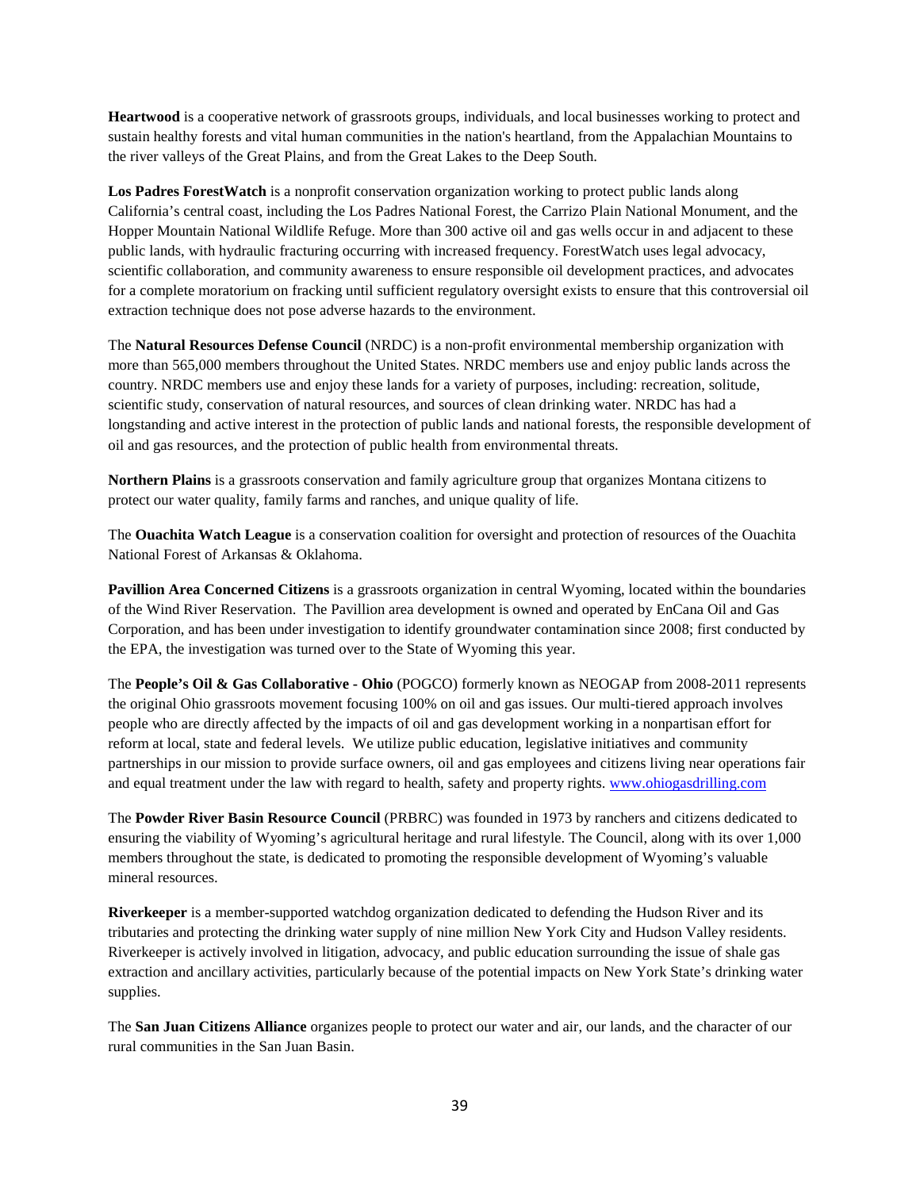**Heartwood** is a cooperative network of grassroots groups, individuals, and local businesses working to protect and sustain healthy forests and vital human communities in the nation's heartland, from the Appalachian Mountains to the river valleys of the Great Plains, and from the Great Lakes to the Deep South.

**Los Padres ForestWatch** is a nonprofit conservation organization working to protect public lands along California's central coast, including the Los Padres National Forest, the Carrizo Plain National Monument, and the Hopper Mountain National Wildlife Refuge. More than 300 active oil and gas wells occur in and adjacent to these public lands, with hydraulic fracturing occurring with increased frequency. ForestWatch uses legal advocacy, scientific collaboration, and community awareness to ensure responsible oil development practices, and advocates for a complete moratorium on fracking until sufficient regulatory oversight exists to ensure that this controversial oil extraction technique does not pose adverse hazards to the environment.

The **Natural Resources Defense Council** (NRDC) is a non-profit environmental membership organization with more than 565,000 members throughout the United States. NRDC members use and enjoy public lands across the country. NRDC members use and enjoy these lands for a variety of purposes, including: recreation, solitude, scientific study, conservation of natural resources, and sources of clean drinking water. NRDC has had a longstanding and active interest in the protection of public lands and national forests, the responsible development of oil and gas resources, and the protection of public health from environmental threats.

**Northern Plains** is a grassroots conservation and family agriculture group that organizes Montana citizens to protect our water quality, family farms and ranches, and unique quality of life.

The **Ouachita Watch League** is a conservation coalition for oversight and protection of resources of the Ouachita National Forest of Arkansas & Oklahoma.

**Pavillion Area Concerned Citizens** is a grassroots organization in central Wyoming, located within the boundaries of the Wind River Reservation. The Pavillion area development is owned and operated by EnCana Oil and Gas Corporation, and has been under investigation to identify groundwater contamination since 2008; first conducted by the EPA, the investigation was turned over to the State of Wyoming this year.

The **People's Oil & Gas Collaborative - Ohio** (POGCO) formerly known as NEOGAP from 2008-2011 represents the original Ohio grassroots movement focusing 100% on oil and gas issues. Our multi-tiered approach involves people who are directly affected by the impacts of oil and gas development working in a nonpartisan effort for reform at local, state and federal levels. We utilize public education, legislative initiatives and community partnerships in our mission to provide surface owners, oil and gas employees and citizens living near operations fair and equal treatment under the law with regard to health, safety and property rights. [www.ohiogasdrilling.com](http://www.ohiogasdrilling.com)

The **Powder River Basin Resource Council** (PRBRC) was founded in 1973 by ranchers and citizens dedicated to ensuring the viability of Wyoming's agricultural heritage and rural lifestyle. The Council, along with its over 1,000 members throughout the state, is dedicated to promoting the responsible development of Wyoming's valuable mineral resources.

**Riverkeeper** is a member-supported watchdog organization dedicated to defending the Hudson River and its tributaries and protecting the drinking water supply of nine million New York City and Hudson Valley residents. Riverkeeper is actively involved in litigation, advocacy, and public education surrounding the issue of shale gas extraction and ancillary activities, particularly because of the potential impacts on New York State's drinking water supplies.

The **San Juan Citizens Alliance** organizes people to protect our water and air, our lands, and the character of our rural communities in the San Juan Basin.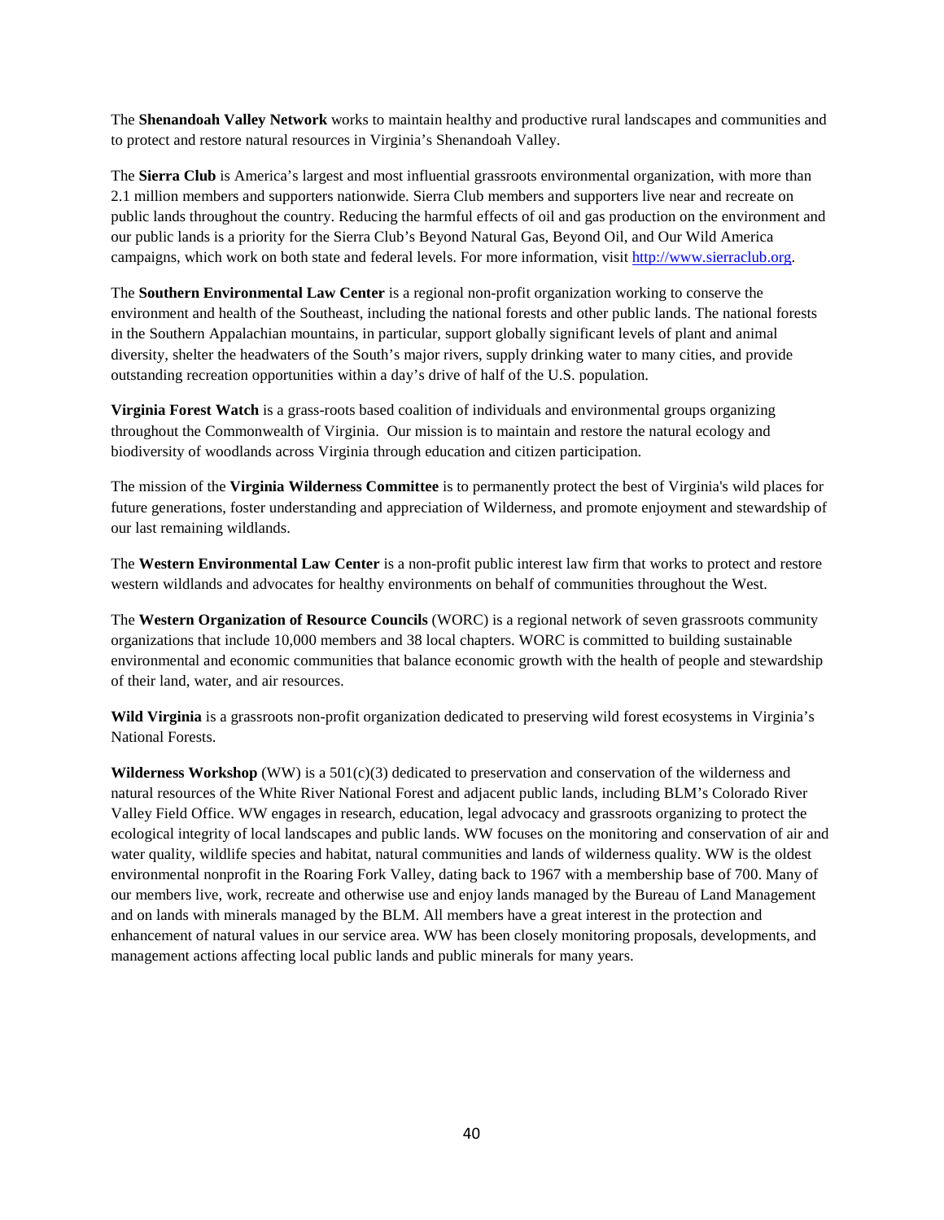The **Shenandoah Valley Network** works to maintain healthy and productive rural landscapes and communities and to protect and restore natural resources in Virginia's Shenandoah Valley.

The **Sierra Club** is America's largest and most influential grassroots environmental organization, with more than 2.1 million members and supporters nationwide. Sierra Club members and supporters live near and recreate on public lands throughout the country. Reducing the harmful effects of oil and gas production on the environment and our public lands is a priority for the Sierra Club's Beyond Natural Gas, Beyond Oil, and Our Wild America campaigns, which work on both state and federal levels. For more information, visit [http://www.sierraclub.org](http://www.sierraclub.org).

The **Southern Environmental Law Center** is a regional non-profit organization working to conserve the environment and health of the Southeast, including the national forests and other public lands. The national forests in the Southern Appalachian mountains, in particular, support globally significant levels of plant and animal diversity, shelter the headwaters of the South's major rivers, supply drinking water to many cities, and provide outstanding recreation opportunities within a day's drive of half of the U.S. population.

**Virginia Forest Watch** is a grass-roots based coalition of individuals and environmental groups organizing throughout the Commonwealth of Virginia. Our mission is to maintain and restore the natural ecology and biodiversity of woodlands across Virginia through education and citizen participation.

The mission of the **Virginia Wilderness Committee** is to permanently protect the best of Virginia's wild places for future generations, foster understanding and appreciation of Wilderness, and promote enjoyment and stewardship of our last remaining wildlands.

The **Western Environmental Law Center** is a non-profit public interest law firm that works to protect and restore western wildlands and advocates for healthy environments on behalf of communities throughout the West.

The **Western Organization of Resource Councils** (WORC) is a regional network of seven grassroots community organizations that include 10,000 members and 38 local chapters. WORC is committed to building sustainable environmental and economic communities that balance economic growth with the health of people and stewardship of their land, water, and air resources.

**Wild Virginia** is a grassroots non-profit organization dedicated to preserving wild forest ecosystems in Virginia's National Forests.

**Wilderness Workshop** (WW) is a 501(c)(3) dedicated to preservation and conservation of the wilderness and natural resources of the White River National Forest and adjacent public lands, including BLM's Colorado River Valley Field Office. WW engages in research, education, legal advocacy and grassroots organizing to protect the ecological integrity of local landscapes and public lands. WW focuses on the monitoring and conservation of air and water quality, wildlife species and habitat, natural communities and lands of wilderness quality. WW is the oldest environmental nonprofit in the Roaring Fork Valley, dating back to 1967 with a membership base of 700. Many of our members live, work, recreate and otherwise use and enjoy lands managed by the Bureau of Land Management and on lands with minerals managed by the BLM. All members have a great interest in the protection and enhancement of natural values in our service area. WW has been closely monitoring proposals, developments, and management actions affecting local public lands and public minerals for many years.